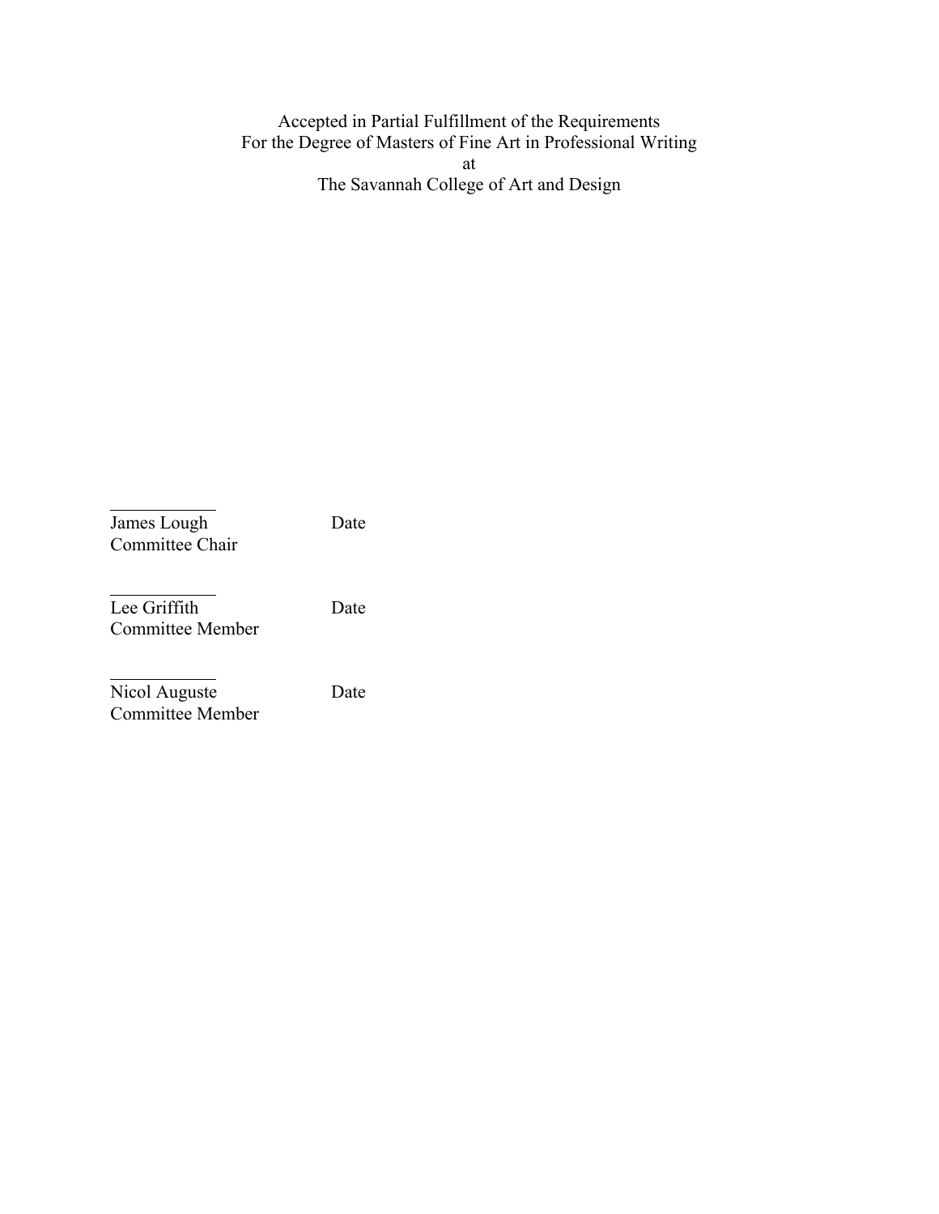Accepted in Partial Fulfillment of the Requirements
For the Degree of Masters of Fine Art in Professional Writing
at
The Savannah College of Art and Design

\_\_\_\_\_\_\_\_\_\_\_\_
James Lough — Date
Committee Chair

\_\_\_\_\_\_\_\_\_\_\_\_
Lee Griffith — Date
Committee Member

\_\_\_\_\_\_\_\_\_\_\_\_
Nicol Auguste — Date
Committee Member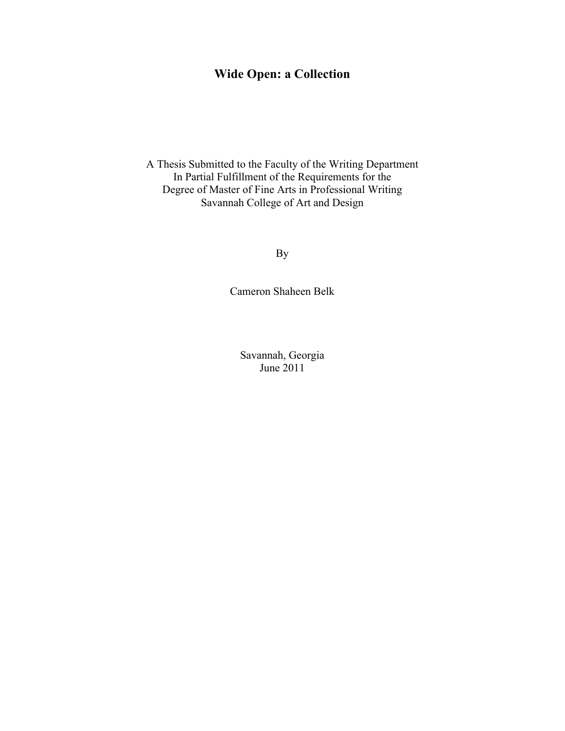# Wide Open: a Collection

A Thesis Submitted to the Faculty of the Writing Department
In Partial Fulfillment of the Requirements for the
Degree of Master of Fine Arts in Professional Writing
Savannah College of Art and Design

By

Cameron Shaheen Belk

Savannah, Georgia
June 2011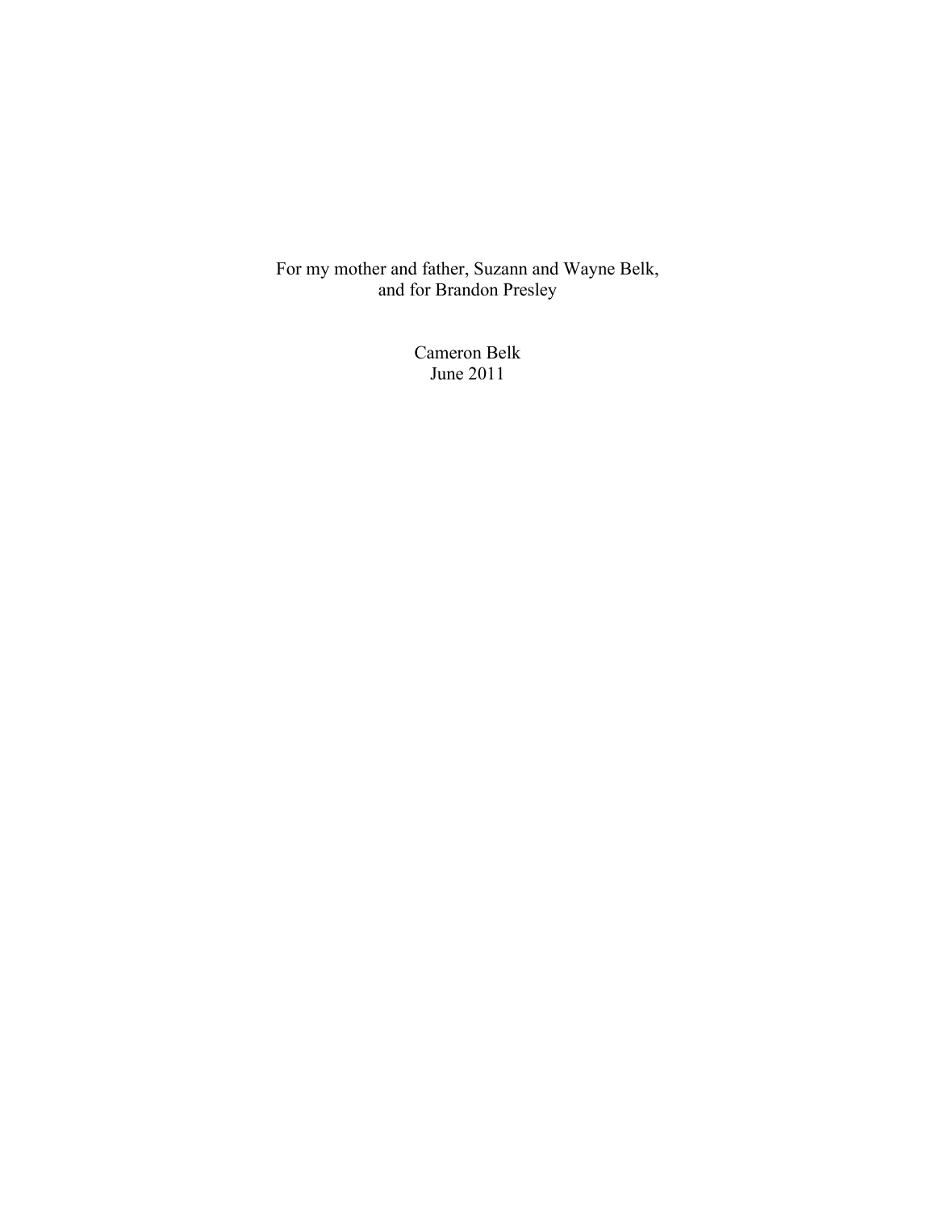For my mother and father, Suzann and Wayne Belk,
and for Brandon Presley

Cameron Belk
June 2011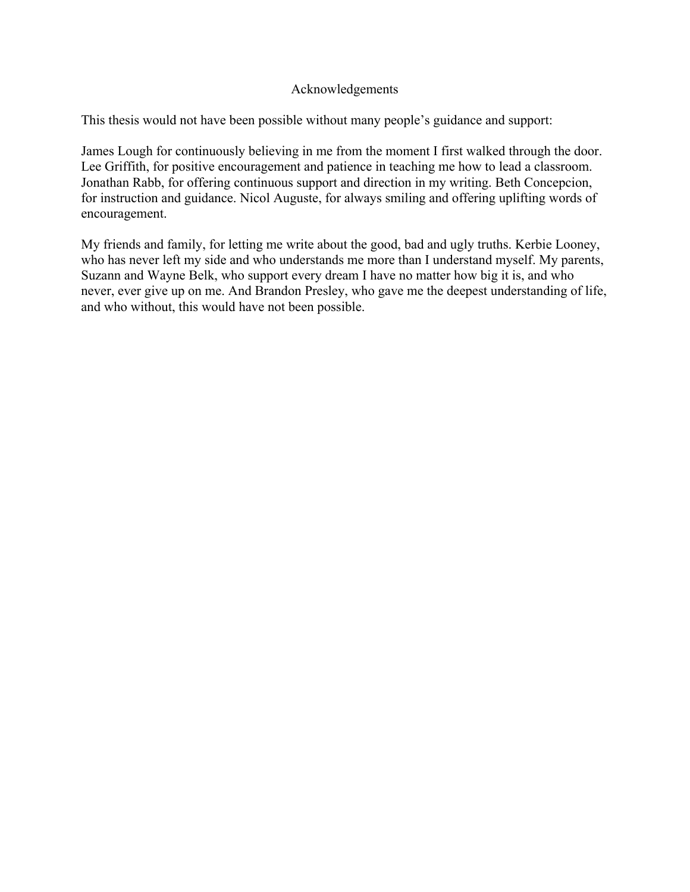# Acknowledgements

This thesis would not have been possible without many people's guidance and support:

James Lough for continuously believing in me from the moment I first walked through the door. Lee Griffith, for positive encouragement and patience in teaching me how to lead a classroom. Jonathan Rabb, for offering continuous support and direction in my writing. Beth Concepcion, for instruction and guidance. Nicol Auguste, for always smiling and offering uplifting words of encouragement.

My friends and family, for letting me write about the good, bad and ugly truths. Kerbie Looney, who has never left my side and who understands me more than I understand myself. My parents, Suzann and Wayne Belk, who support every dream I have no matter how big it is, and who never, ever give up on me. And Brandon Presley, who gave me the deepest understanding of life, and who without, this would have not been possible.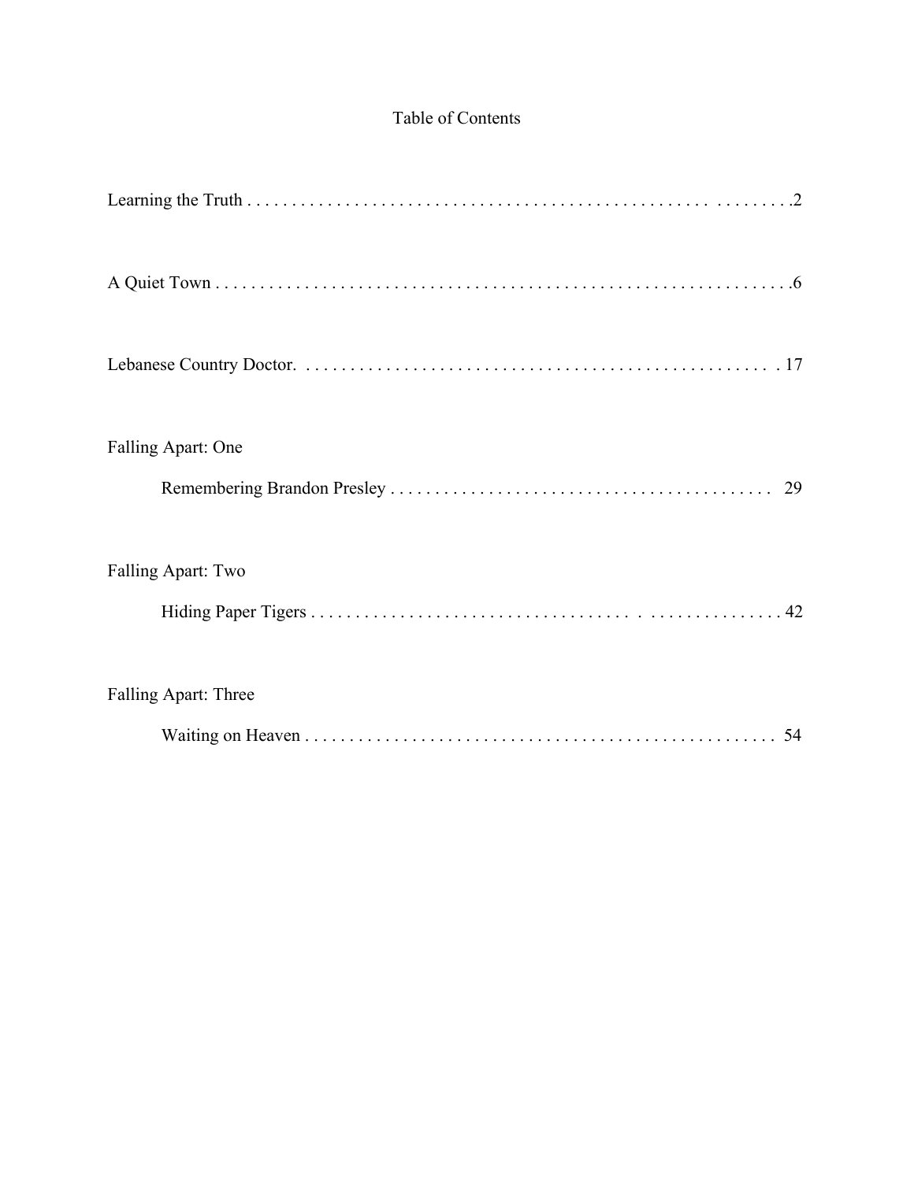# Table of Contents

Learning the Truth . . . . . . . . . . . . . . . . . . . . . . . . . . . . . . . . . . . . . . . . . . . . . . . . . . . . . . . . . . .2

A Quiet Town . . . . . . . . . . . . . . . . . . . . . . . . . . . . . . . . . . . . . . . . . . . . . . . . . . . . . . . . . . . . . . .6

Lebanese Country Doctor. . . . . . . . . . . . . . . . . . . . . . . . . . . . . . . . . . . . . . . . . . . . . . . . . . . . 17

Falling Apart: One

Remembering Brandon Presley . . . . . . . . . . . . . . . . . . . . . . . . . . . . . . . . . . . . . . . . . . 29

Falling Apart: Two

Hiding Paper Tigers . . . . . . . . . . . . . . . . . . . . . . . . . . . . . . . . . . . . . . . . . . . . . . . . . . . . 42

Falling Apart: Three

Waiting on Heaven . . . . . . . . . . . . . . . . . . . . . . . . . . . . . . . . . . . . . . . . . . . . . . . . . . . . 54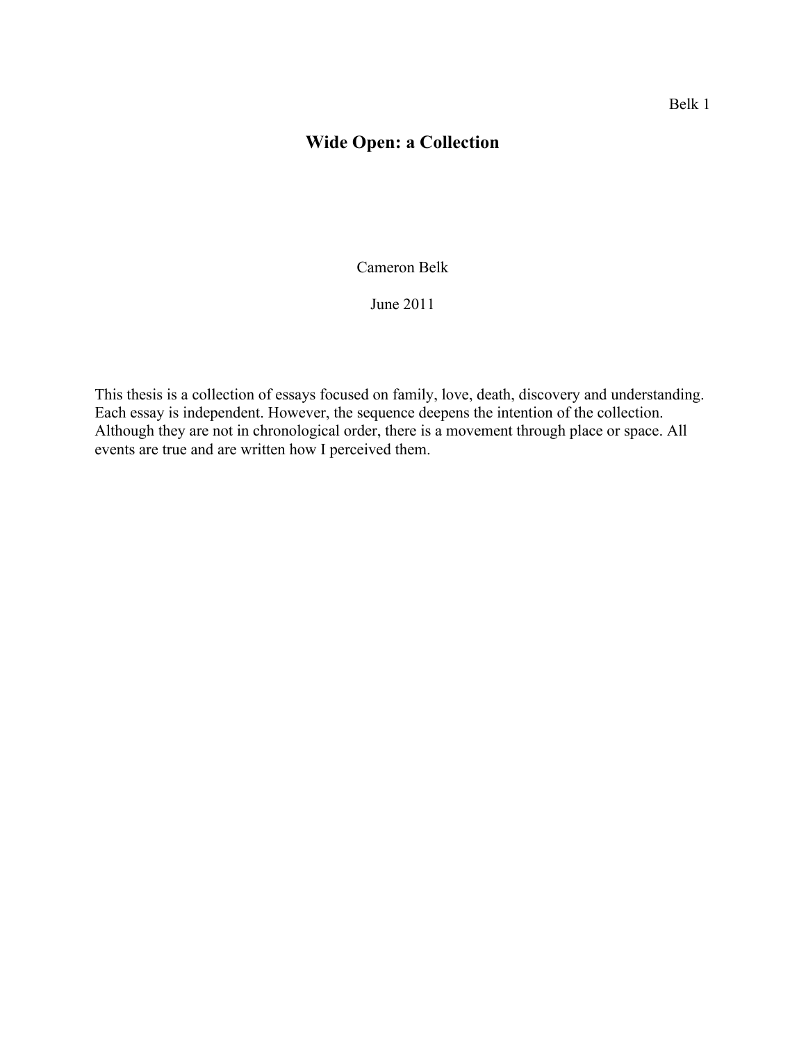# Wide Open: a Collection

Cameron Belk

June 2011

This thesis is a collection of essays focused on family, love, death, discovery and understanding. Each essay is independent. However, the sequence deepens the intention of the collection. Although they are not in chronological order, there is a movement through place or space. All events are true and are written how I perceived them.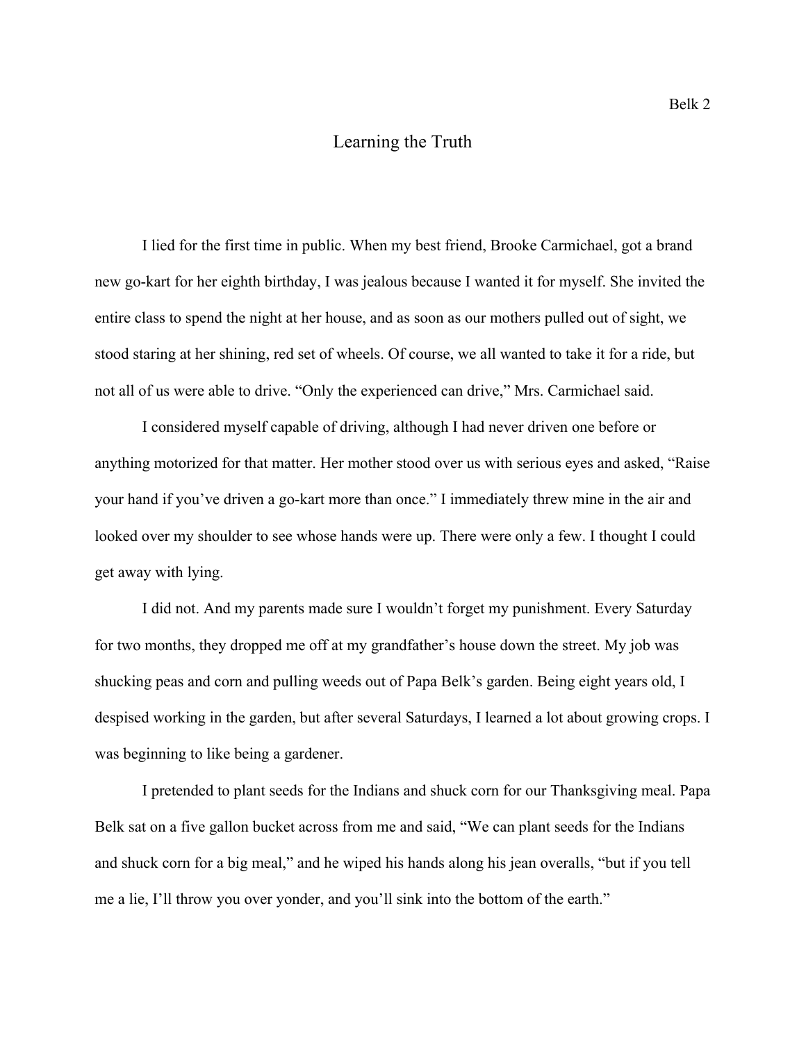# Learning the Truth

I lied for the first time in public. When my best friend, Brooke Carmichael, got a brand new go-kart for her eighth birthday, I was jealous because I wanted it for myself. She invited the entire class to spend the night at her house, and as soon as our mothers pulled out of sight, we stood staring at her shining, red set of wheels. Of course, we all wanted to take it for a ride, but not all of us were able to drive. "Only the experienced can drive," Mrs. Carmichael said.

I considered myself capable of driving, although I had never driven one before or anything motorized for that matter. Her mother stood over us with serious eyes and asked, "Raise your hand if you've driven a go-kart more than once." I immediately threw mine in the air and looked over my shoulder to see whose hands were up. There were only a few. I thought I could get away with lying.

I did not. And my parents made sure I wouldn't forget my punishment. Every Saturday for two months, they dropped me off at my grandfather's house down the street. My job was shucking peas and corn and pulling weeds out of Papa Belk's garden. Being eight years old, I despised working in the garden, but after several Saturdays, I learned a lot about growing crops. I was beginning to like being a gardener.

I pretended to plant seeds for the Indians and shuck corn for our Thanksgiving meal. Papa Belk sat on a five gallon bucket across from me and said, "We can plant seeds for the Indians and shuck corn for a big meal," and he wiped his hands along his jean overalls, "but if you tell me a lie, I'll throw you over yonder, and you'll sink into the bottom of the earth."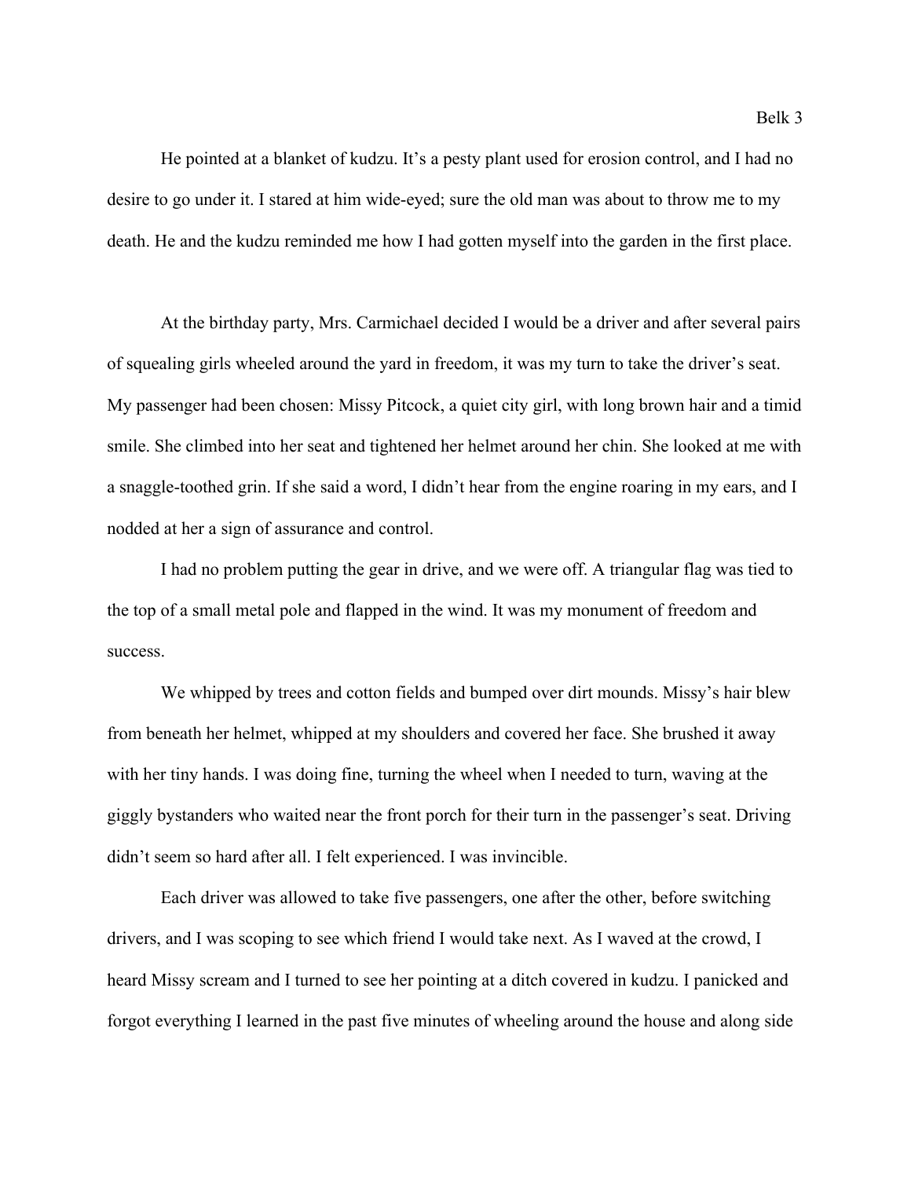He pointed at a blanket of kudzu. It's a pesty plant used for erosion control, and I had no desire to go under it. I stared at him wide-eyed; sure the old man was about to throw me to my death. He and the kudzu reminded me how I had gotten myself into the garden in the first place.

At the birthday party, Mrs. Carmichael decided I would be a driver and after several pairs of squealing girls wheeled around the yard in freedom, it was my turn to take the driver's seat. My passenger had been chosen: Missy Pitcock, a quiet city girl, with long brown hair and a timid smile. She climbed into her seat and tightened her helmet around her chin. She looked at me with a snaggle-toothed grin. If she said a word, I didn't hear from the engine roaring in my ears, and I nodded at her a sign of assurance and control.

I had no problem putting the gear in drive, and we were off. A triangular flag was tied to the top of a small metal pole and flapped in the wind. It was my monument of freedom and success.

We whipped by trees and cotton fields and bumped over dirt mounds. Missy's hair blew from beneath her helmet, whipped at my shoulders and covered her face. She brushed it away with her tiny hands. I was doing fine, turning the wheel when I needed to turn, waving at the giggly bystanders who waited near the front porch for their turn in the passenger's seat. Driving didn't seem so hard after all. I felt experienced. I was invincible.

Each driver was allowed to take five passengers, one after the other, before switching drivers, and I was scoping to see which friend I would take next. As I waved at the crowd, I heard Missy scream and I turned to see her pointing at a ditch covered in kudzu. I panicked and forgot everything I learned in the past five minutes of wheeling around the house and along side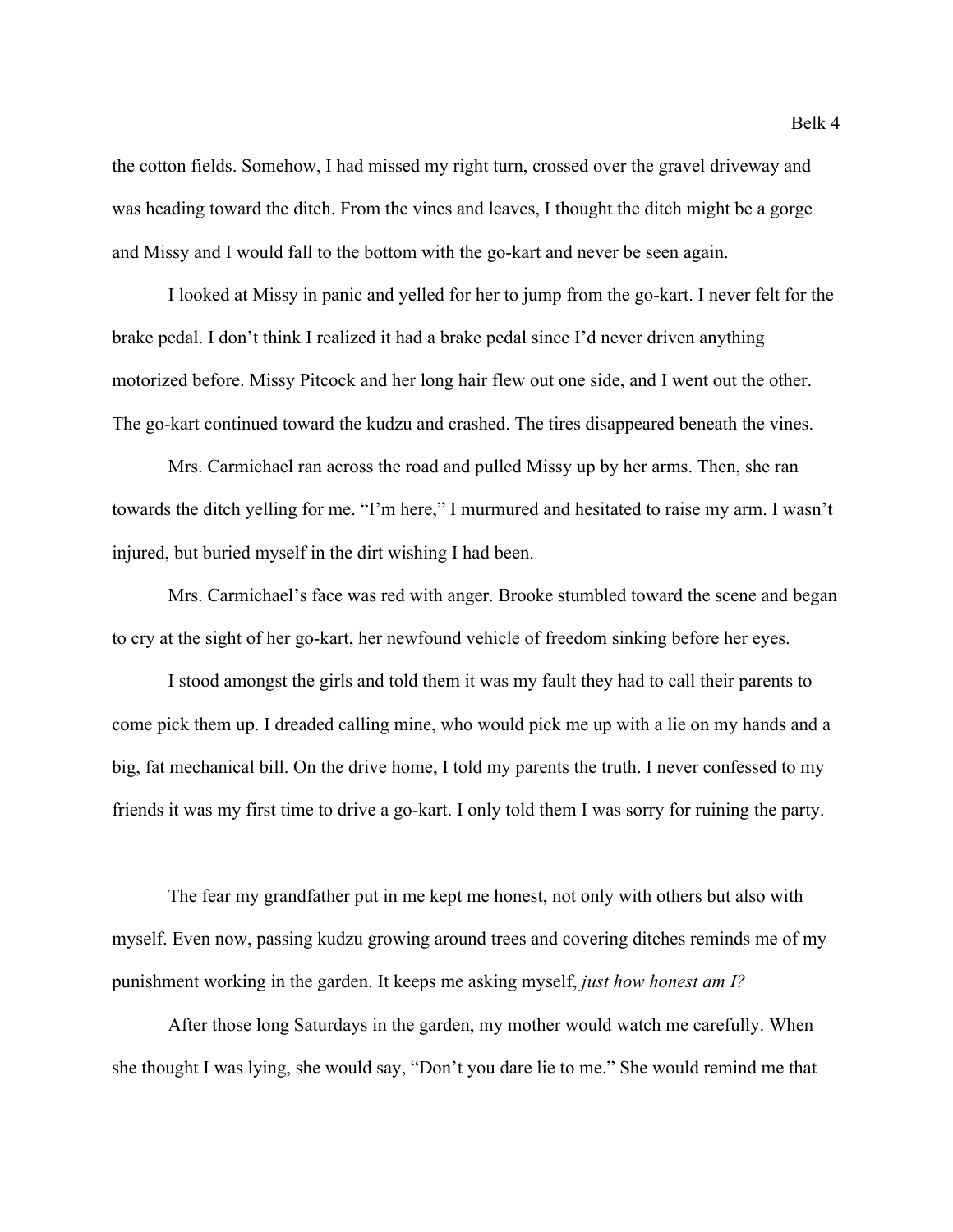the cotton fields. Somehow, I had missed my right turn, crossed over the gravel driveway and was heading toward the ditch. From the vines and leaves, I thought the ditch might be a gorge and Missy and I would fall to the bottom with the go-kart and never be seen again.

I looked at Missy in panic and yelled for her to jump from the go-kart. I never felt for the brake pedal. I don't think I realized it had a brake pedal since I'd never driven anything motorized before. Missy Pitcock and her long hair flew out one side, and I went out the other. The go-kart continued toward the kudzu and crashed. The tires disappeared beneath the vines.

Mrs. Carmichael ran across the road and pulled Missy up by her arms. Then, she ran towards the ditch yelling for me. "I'm here," I murmured and hesitated to raise my arm. I wasn't injured, but buried myself in the dirt wishing I had been.

Mrs. Carmichael's face was red with anger. Brooke stumbled toward the scene and began to cry at the sight of her go-kart, her newfound vehicle of freedom sinking before her eyes.

I stood amongst the girls and told them it was my fault they had to call their parents to come pick them up. I dreaded calling mine, who would pick me up with a lie on my hands and a big, fat mechanical bill. On the drive home, I told my parents the truth. I never confessed to my friends it was my first time to drive a go-kart. I only told them I was sorry for ruining the party.

The fear my grandfather put in me kept me honest, not only with others but also with myself. Even now, passing kudzu growing around trees and covering ditches reminds me of my punishment working in the garden. It keeps me asking myself, *just how honest am I?*

After those long Saturdays in the garden, my mother would watch me carefully. When she thought I was lying, she would say, "Don't you dare lie to me." She would remind me that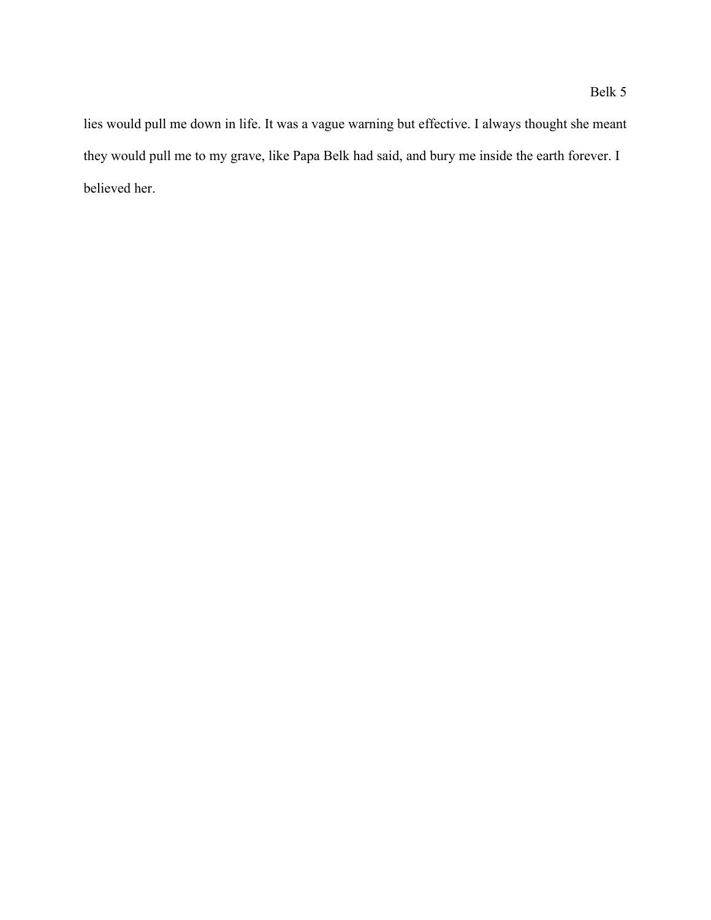lies would pull me down in life. It was a vague warning but effective. I always thought she meant they would pull me to my grave, like Papa Belk had said, and bury me inside the earth forever. I believed her.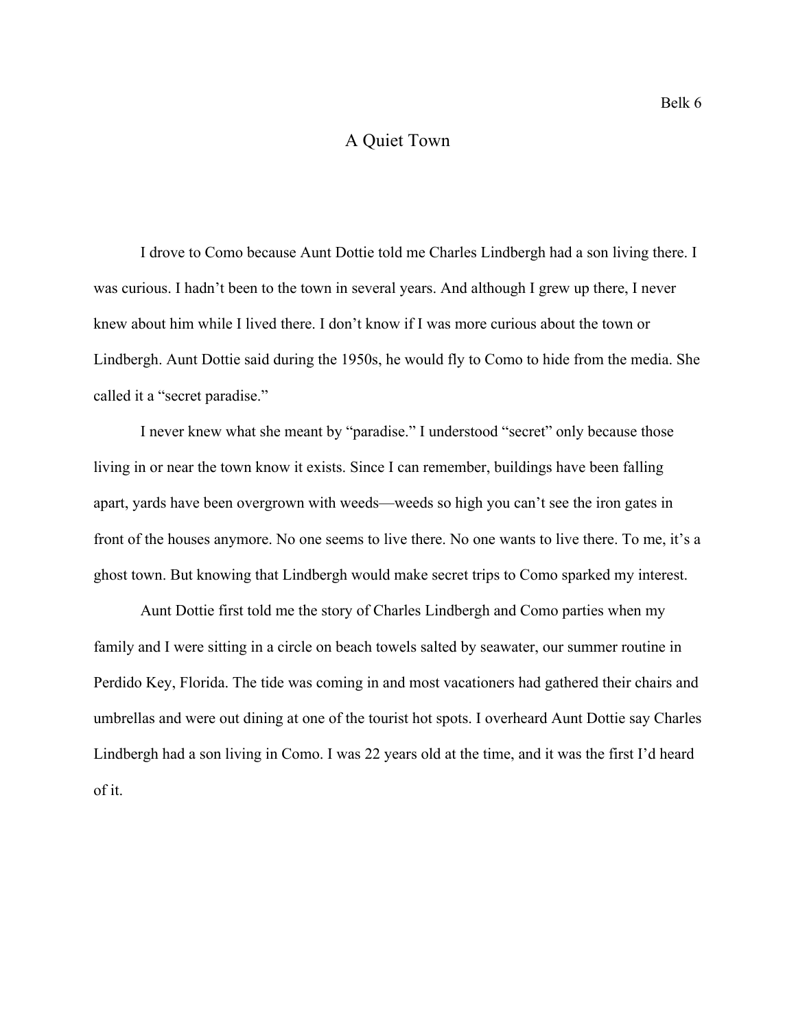# A Quiet Town

I drove to Como because Aunt Dottie told me Charles Lindbergh had a son living there. I was curious. I hadn't been to the town in several years. And although I grew up there, I never knew about him while I lived there. I don't know if I was more curious about the town or Lindbergh. Aunt Dottie said during the 1950s, he would fly to Como to hide from the media. She called it a "secret paradise."

I never knew what she meant by "paradise." I understood "secret" only because those living in or near the town know it exists. Since I can remember, buildings have been falling apart, yards have been overgrown with weeds—weeds so high you can't see the iron gates in front of the houses anymore. No one seems to live there. No one wants to live there. To me, it's a ghost town. But knowing that Lindbergh would make secret trips to Como sparked my interest.

Aunt Dottie first told me the story of Charles Lindbergh and Como parties when my family and I were sitting in a circle on beach towels salted by seawater, our summer routine in Perdido Key, Florida. The tide was coming in and most vacationers had gathered their chairs and umbrellas and were out dining at one of the tourist hot spots. I overheard Aunt Dottie say Charles Lindbergh had a son living in Como. I was 22 years old at the time, and it was the first I'd heard of it.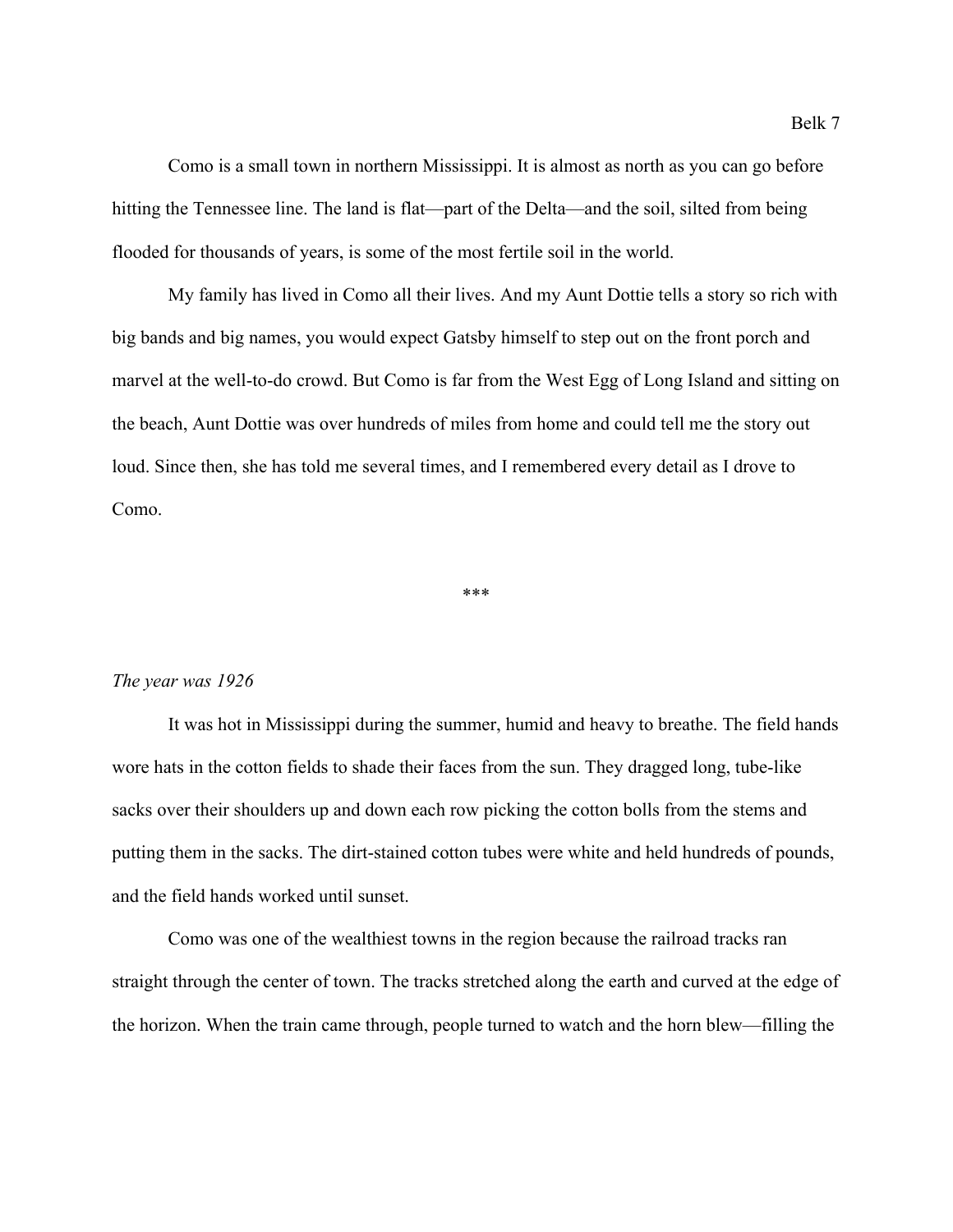Como is a small town in northern Mississippi. It is almost as north as you can go before hitting the Tennessee line. The land is flat—part of the Delta—and the soil, silted from being flooded for thousands of years, is some of the most fertile soil in the world.

My family has lived in Como all their lives. And my Aunt Dottie tells a story so rich with big bands and big names, you would expect Gatsby himself to step out on the front porch and marvel at the well-to-do crowd. But Como is far from the West Egg of Long Island and sitting on the beach, Aunt Dottie was over hundreds of miles from home and could tell me the story out loud. Since then, she has told me several times, and I remembered every detail as I drove to Como.

***

*The year was 1926*

It was hot in Mississippi during the summer, humid and heavy to breathe. The field hands wore hats in the cotton fields to shade their faces from the sun. They dragged long, tube-like sacks over their shoulders up and down each row picking the cotton bolls from the stems and putting them in the sacks. The dirt-stained cotton tubes were white and held hundreds of pounds, and the field hands worked until sunset.

Como was one of the wealthiest towns in the region because the railroad tracks ran straight through the center of town. The tracks stretched along the earth and curved at the edge of the horizon. When the train came through, people turned to watch and the horn blew—filling the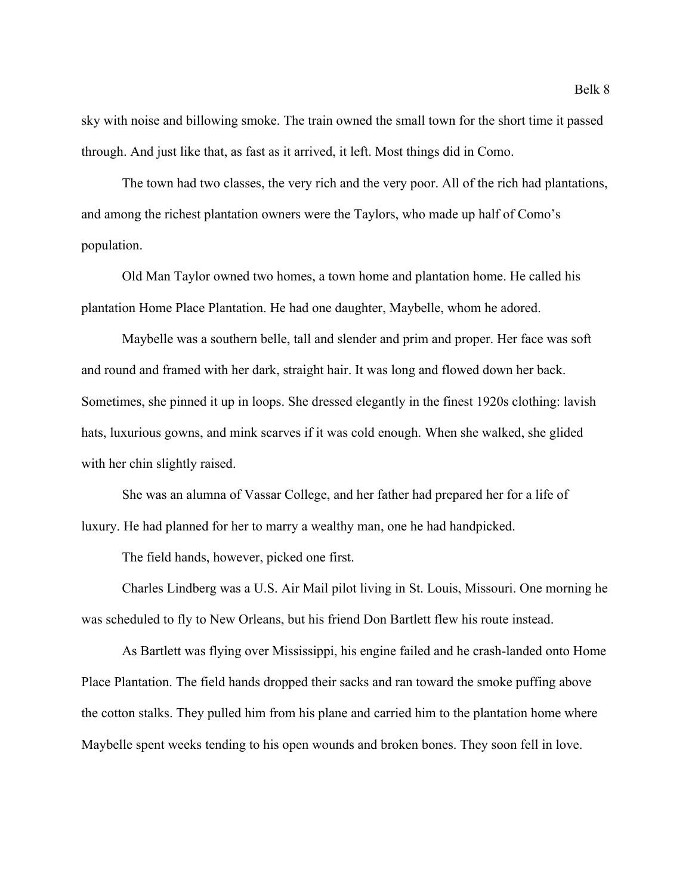sky with noise and billowing smoke. The train owned the small town for the short time it passed through. And just like that, as fast as it arrived, it left. Most things did in Como.

The town had two classes, the very rich and the very poor. All of the rich had plantations, and among the richest plantation owners were the Taylors, who made up half of Como's population.

Old Man Taylor owned two homes, a town home and plantation home. He called his plantation Home Place Plantation. He had one daughter, Maybelle, whom he adored.

Maybelle was a southern belle, tall and slender and prim and proper. Her face was soft and round and framed with her dark, straight hair. It was long and flowed down her back. Sometimes, she pinned it up in loops. She dressed elegantly in the finest 1920s clothing: lavish hats, luxurious gowns, and mink scarves if it was cold enough. When she walked, she glided with her chin slightly raised.

She was an alumna of Vassar College, and her father had prepared her for a life of luxury. He had planned for her to marry a wealthy man, one he had handpicked.

The field hands, however, picked one first.

Charles Lindberg was a U.S. Air Mail pilot living in St. Louis, Missouri. One morning he was scheduled to fly to New Orleans, but his friend Don Bartlett flew his route instead.

As Bartlett was flying over Mississippi, his engine failed and he crash-landed onto Home Place Plantation. The field hands dropped their sacks and ran toward the smoke puffing above the cotton stalks. They pulled him from his plane and carried him to the plantation home where Maybelle spent weeks tending to his open wounds and broken bones. They soon fell in love.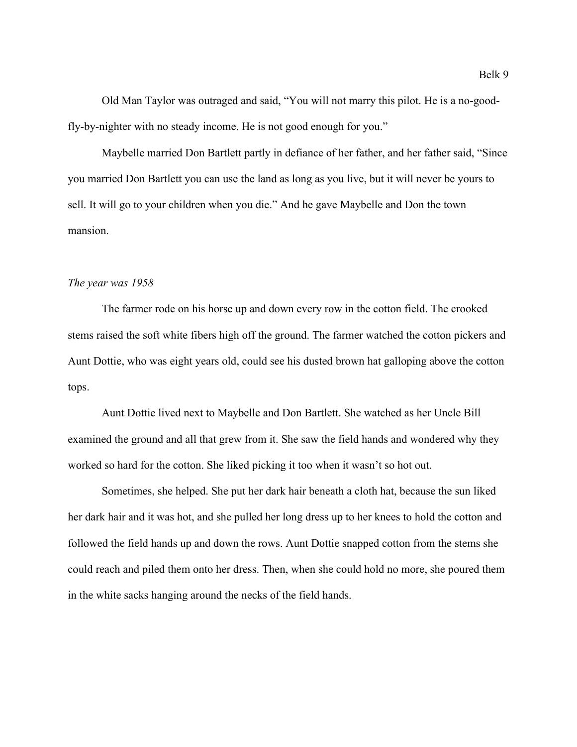Old Man Taylor was outraged and said, "You will not marry this pilot. He is a no-good-fly-by-nighter with no steady income. He is not good enough for you."

Maybelle married Don Bartlett partly in defiance of her father, and her father said, "Since you married Don Bartlett you can use the land as long as you live, but it will never be yours to sell. It will go to your children when you die." And he gave Maybelle and Don the town mansion.

*The year was 1958*

The farmer rode on his horse up and down every row in the cotton field. The crooked stems raised the soft white fibers high off the ground. The farmer watched the cotton pickers and Aunt Dottie, who was eight years old, could see his dusted brown hat galloping above the cotton tops.

Aunt Dottie lived next to Maybelle and Don Bartlett. She watched as her Uncle Bill examined the ground and all that grew from it. She saw the field hands and wondered why they worked so hard for the cotton. She liked picking it too when it wasn't so hot out.

Sometimes, she helped. She put her dark hair beneath a cloth hat, because the sun liked her dark hair and it was hot, and she pulled her long dress up to her knees to hold the cotton and followed the field hands up and down the rows. Aunt Dottie snapped cotton from the stems she could reach and piled them onto her dress. Then, when she could hold no more, she poured them in the white sacks hanging around the necks of the field hands.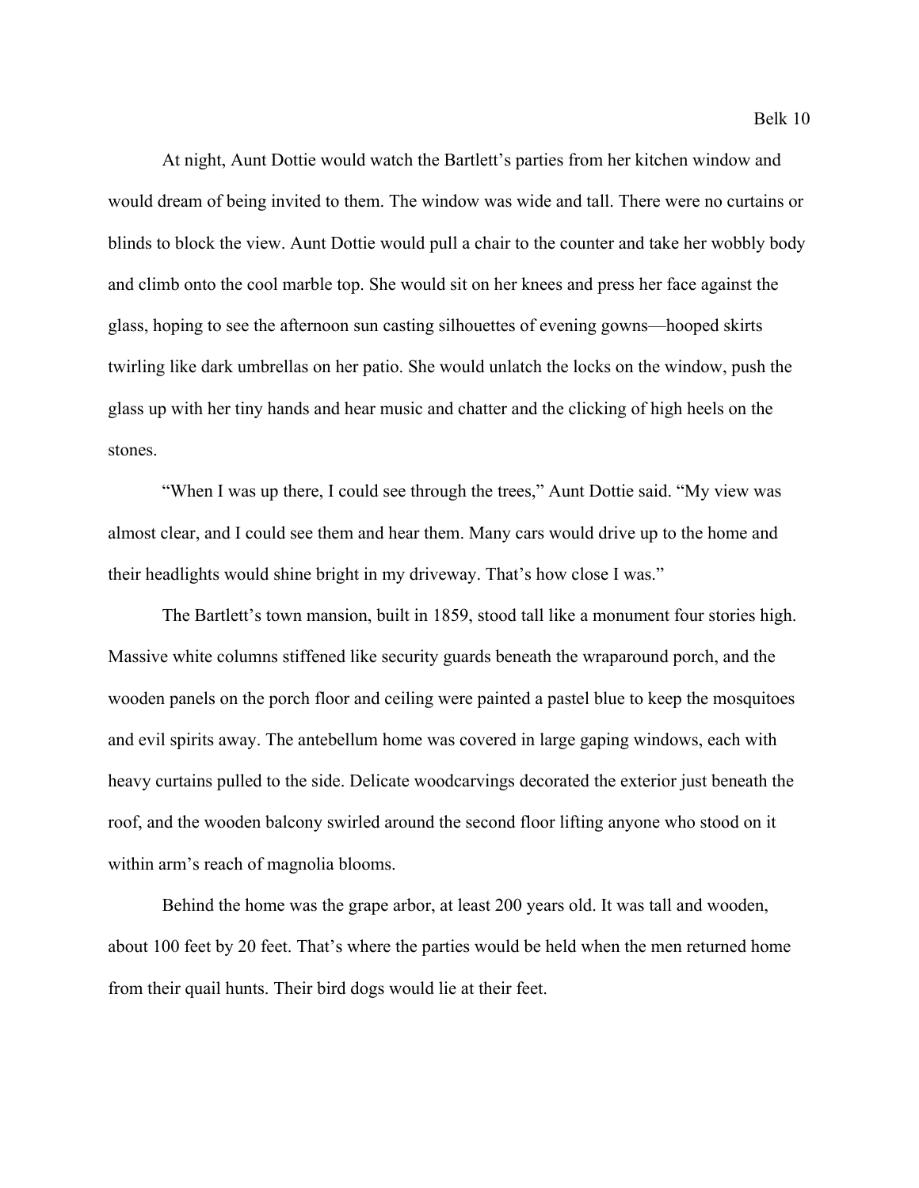At night, Aunt Dottie would watch the Bartlett's parties from her kitchen window and would dream of being invited to them. The window was wide and tall. There were no curtains or blinds to block the view. Aunt Dottie would pull a chair to the counter and take her wobbly body and climb onto the cool marble top. She would sit on her knees and press her face against the glass, hoping to see the afternoon sun casting silhouettes of evening gowns—hooped skirts twirling like dark umbrellas on her patio. She would unlatch the locks on the window, push the glass up with her tiny hands and hear music and chatter and the clicking of high heels on the stones.

"When I was up there, I could see through the trees," Aunt Dottie said. "My view was almost clear, and I could see them and hear them. Many cars would drive up to the home and their headlights would shine bright in my driveway. That's how close I was."

The Bartlett's town mansion, built in 1859, stood tall like a monument four stories high. Massive white columns stiffened like security guards beneath the wraparound porch, and the wooden panels on the porch floor and ceiling were painted a pastel blue to keep the mosquitoes and evil spirits away. The antebellum home was covered in large gaping windows, each with heavy curtains pulled to the side. Delicate woodcarvings decorated the exterior just beneath the roof, and the wooden balcony swirled around the second floor lifting anyone who stood on it within arm's reach of magnolia blooms.

Behind the home was the grape arbor, at least 200 years old. It was tall and wooden, about 100 feet by 20 feet. That's where the parties would be held when the men returned home from their quail hunts. Their bird dogs would lie at their feet.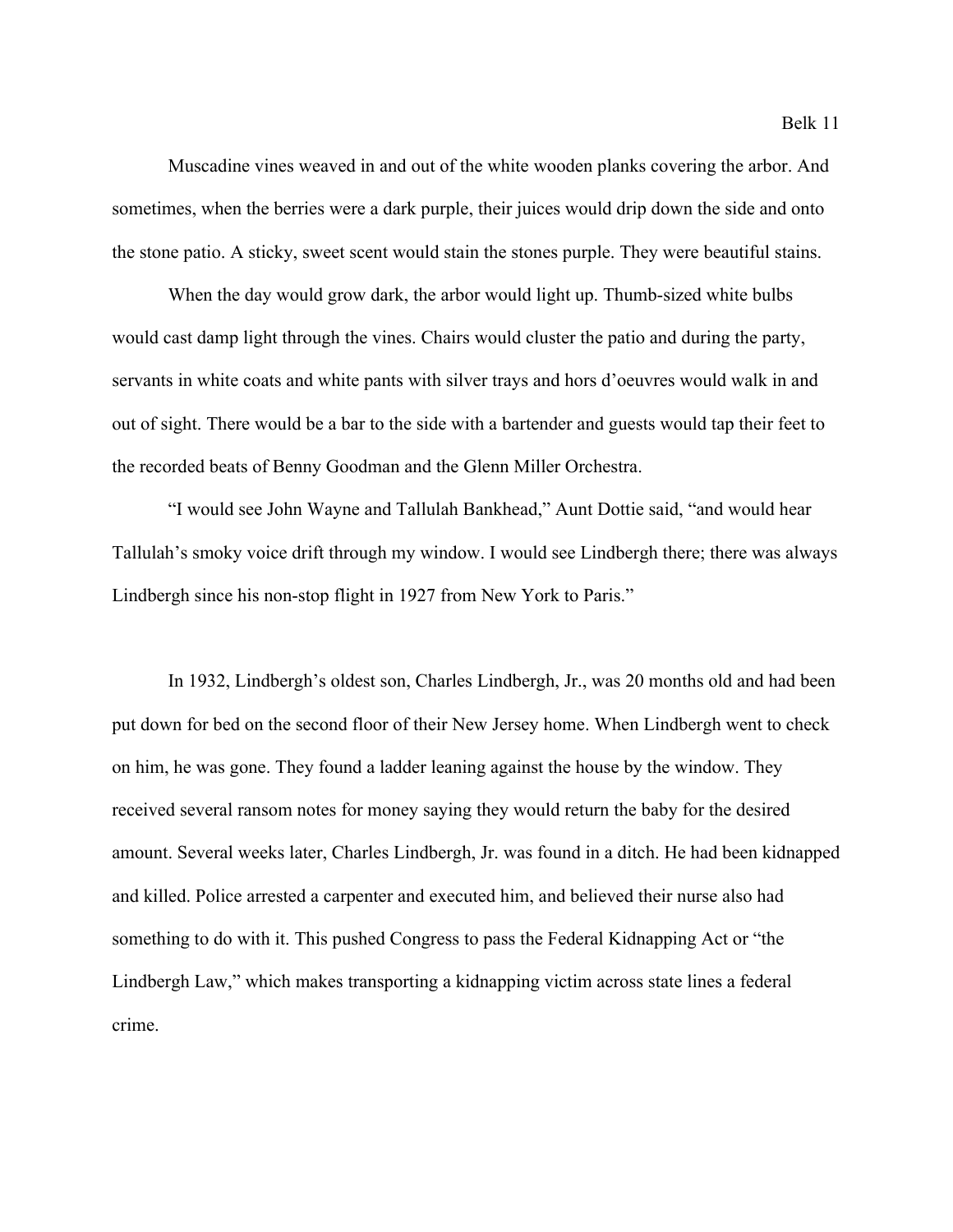Muscadine vines weaved in and out of the white wooden planks covering the arbor. And sometimes, when the berries were a dark purple, their juices would drip down the side and onto the stone patio. A sticky, sweet scent would stain the stones purple. They were beautiful stains.

When the day would grow dark, the arbor would light up. Thumb-sized white bulbs would cast damp light through the vines. Chairs would cluster the patio and during the party, servants in white coats and white pants with silver trays and hors d'oeuvres would walk in and out of sight. There would be a bar to the side with a bartender and guests would tap their feet to the recorded beats of Benny Goodman and the Glenn Miller Orchestra.

"I would see John Wayne and Tallulah Bankhead," Aunt Dottie said, "and would hear Tallulah's smoky voice drift through my window. I would see Lindbergh there; there was always Lindbergh since his non-stop flight in 1927 from New York to Paris."

In 1932, Lindbergh's oldest son, Charles Lindbergh, Jr., was 20 months old and had been put down for bed on the second floor of their New Jersey home. When Lindbergh went to check on him, he was gone. They found a ladder leaning against the house by the window. They received several ransom notes for money saying they would return the baby for the desired amount. Several weeks later, Charles Lindbergh, Jr. was found in a ditch. He had been kidnapped and killed. Police arrested a carpenter and executed him, and believed their nurse also had something to do with it. This pushed Congress to pass the Federal Kidnapping Act or "the Lindbergh Law," which makes transporting a kidnapping victim across state lines a federal crime.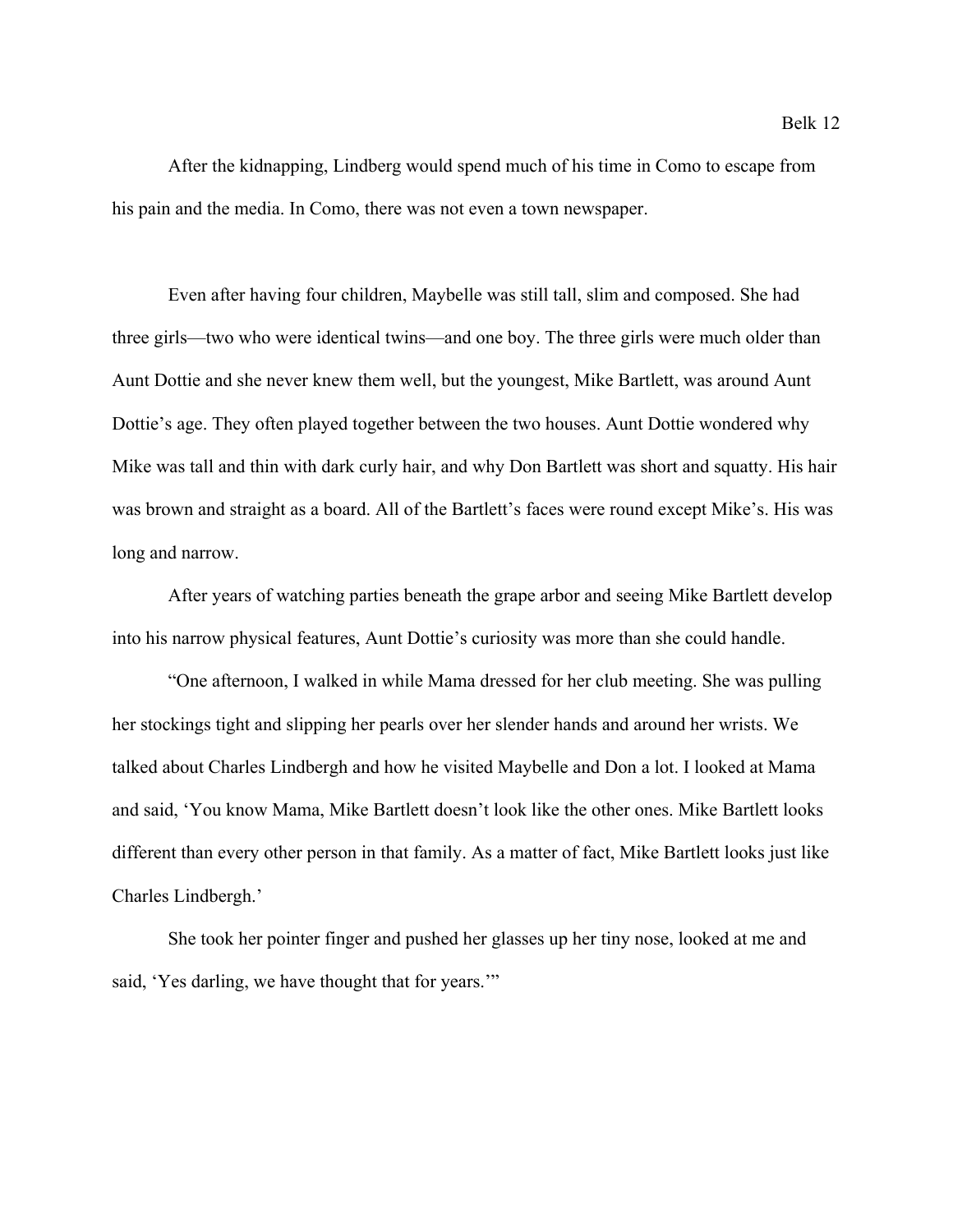After the kidnapping, Lindberg would spend much of his time in Como to escape from his pain and the media. In Como, there was not even a town newspaper.

Even after having four children, Maybelle was still tall, slim and composed. She had three girls—two who were identical twins—and one boy. The three girls were much older than Aunt Dottie and she never knew them well, but the youngest, Mike Bartlett, was around Aunt Dottie's age. They often played together between the two houses. Aunt Dottie wondered why Mike was tall and thin with dark curly hair, and why Don Bartlett was short and squatty. His hair was brown and straight as a board. All of the Bartlett's faces were round except Mike's. His was long and narrow.

After years of watching parties beneath the grape arbor and seeing Mike Bartlett develop into his narrow physical features, Aunt Dottie's curiosity was more than she could handle.

"One afternoon, I walked in while Mama dressed for her club meeting. She was pulling her stockings tight and slipping her pearls over her slender hands and around her wrists. We talked about Charles Lindbergh and how he visited Maybelle and Don a lot. I looked at Mama and said, 'You know Mama, Mike Bartlett doesn't look like the other ones. Mike Bartlett looks different than every other person in that family. As a matter of fact, Mike Bartlett looks just like Charles Lindbergh.'

She took her pointer finger and pushed her glasses up her tiny nose, looked at me and said, 'Yes darling, we have thought that for years.'"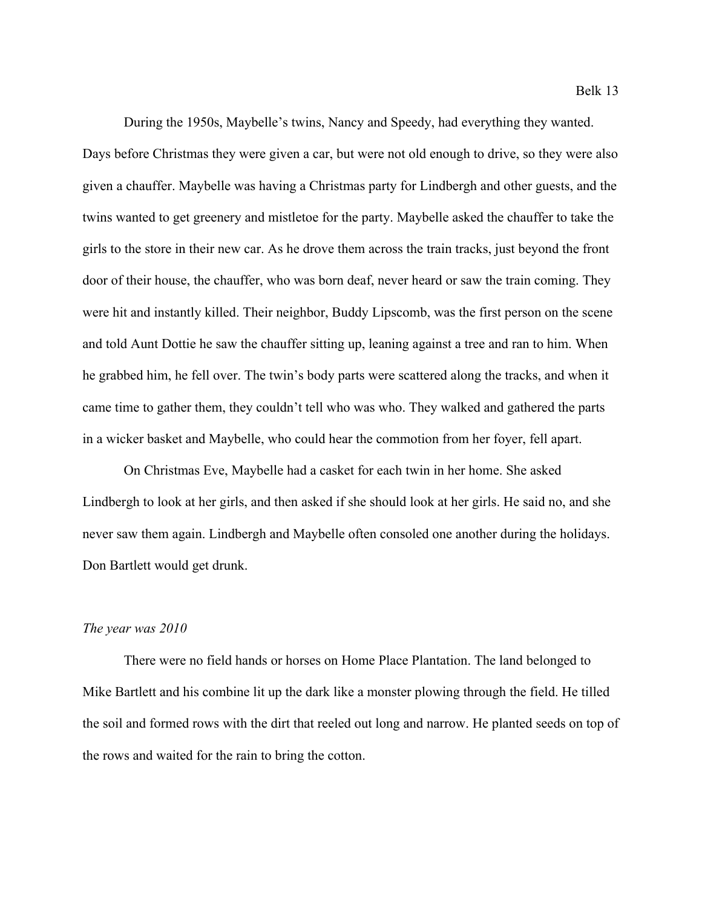During the 1950s, Maybelle's twins, Nancy and Speedy, had everything they wanted. Days before Christmas they were given a car, but were not old enough to drive, so they were also given a chauffer. Maybelle was having a Christmas party for Lindbergh and other guests, and the twins wanted to get greenery and mistletoe for the party. Maybelle asked the chauffer to take the girls to the store in their new car. As he drove them across the train tracks, just beyond the front door of their house, the chauffer, who was born deaf, never heard or saw the train coming. They were hit and instantly killed. Their neighbor, Buddy Lipscomb, was the first person on the scene and told Aunt Dottie he saw the chauffer sitting up, leaning against a tree and ran to him. When he grabbed him, he fell over. The twin's body parts were scattered along the tracks, and when it came time to gather them, they couldn't tell who was who. They walked and gathered the parts in a wicker basket and Maybelle, who could hear the commotion from her foyer, fell apart.

On Christmas Eve, Maybelle had a casket for each twin in her home. She asked Lindbergh to look at her girls, and then asked if she should look at her girls. He said no, and she never saw them again. Lindbergh and Maybelle often consoled one another during the holidays. Don Bartlett would get drunk.

*The year was 2010*

There were no field hands or horses on Home Place Plantation. The land belonged to Mike Bartlett and his combine lit up the dark like a monster plowing through the field. He tilled the soil and formed rows with the dirt that reeled out long and narrow. He planted seeds on top of the rows and waited for the rain to bring the cotton.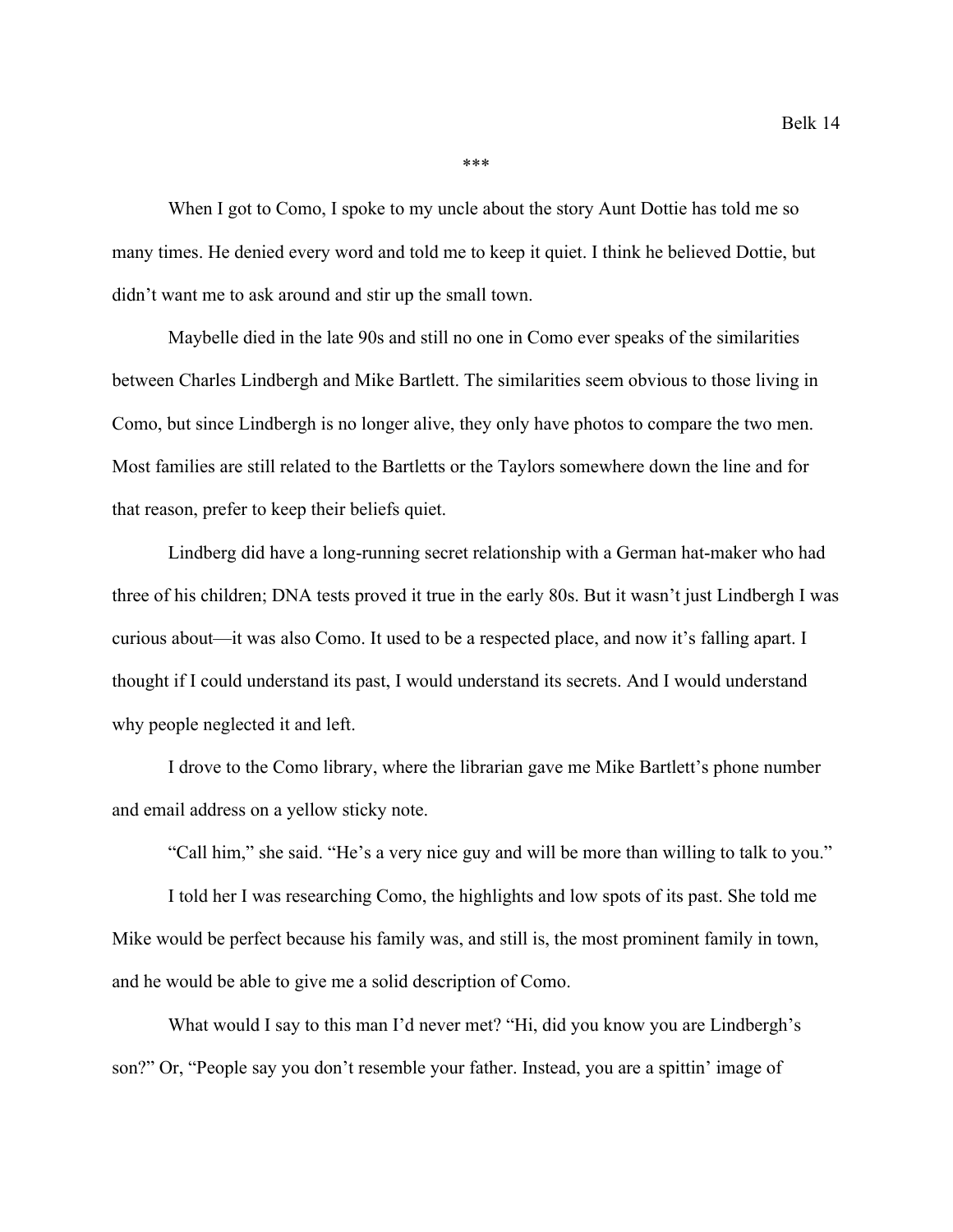***

When I got to Como, I spoke to my uncle about the story Aunt Dottie has told me so many times. He denied every word and told me to keep it quiet. I think he believed Dottie, but didn't want me to ask around and stir up the small town.

Maybelle died in the late 90s and still no one in Como ever speaks of the similarities between Charles Lindbergh and Mike Bartlett. The similarities seem obvious to those living in Como, but since Lindbergh is no longer alive, they only have photos to compare the two men. Most families are still related to the Bartletts or the Taylors somewhere down the line and for that reason, prefer to keep their beliefs quiet.

Lindberg did have a long-running secret relationship with a German hat-maker who had three of his children; DNA tests proved it true in the early 80s. But it wasn't just Lindbergh I was curious about—it was also Como. It used to be a respected place, and now it's falling apart. I thought if I could understand its past, I would understand its secrets. And I would understand why people neglected it and left.

I drove to the Como library, where the librarian gave me Mike Bartlett's phone number and email address on a yellow sticky note.

"Call him," she said. "He's a very nice guy and will be more than willing to talk to you."

I told her I was researching Como, the highlights and low spots of its past. She told me Mike would be perfect because his family was, and still is, the most prominent family in town, and he would be able to give me a solid description of Como.

What would I say to this man I'd never met? "Hi, did you know you are Lindbergh's son?" Or, "People say you don't resemble your father. Instead, you are a spittin' image of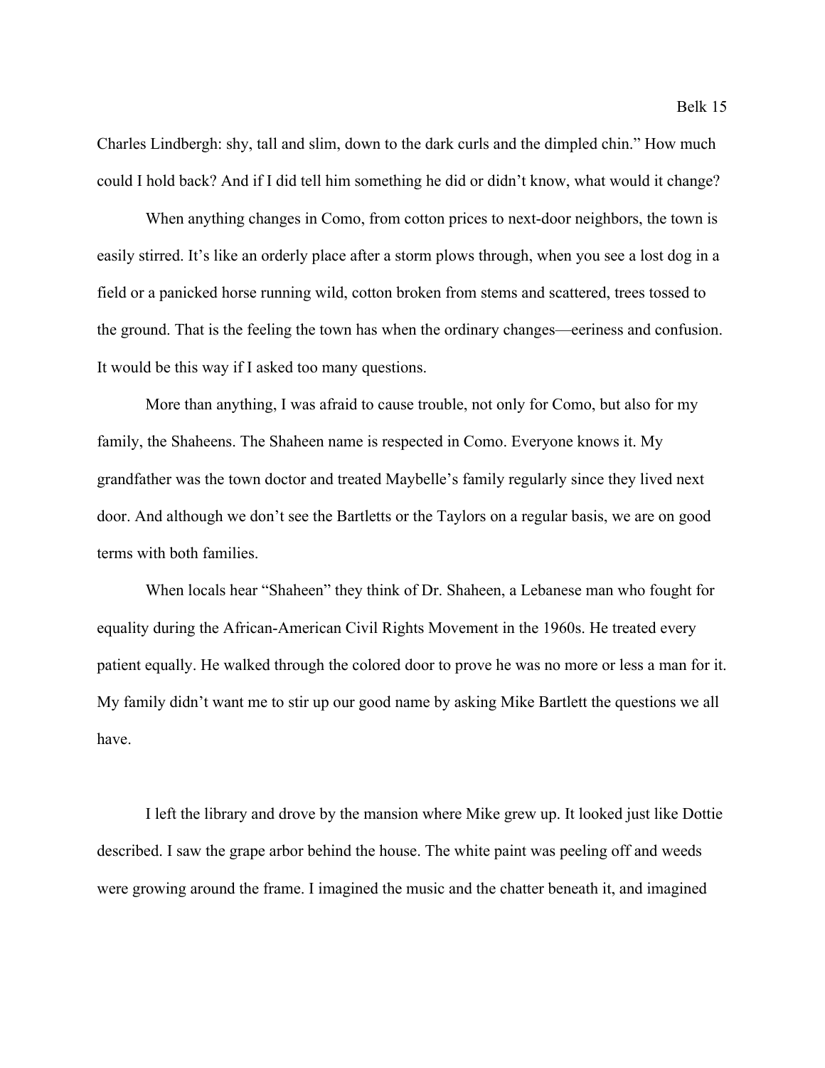Charles Lindbergh: shy, tall and slim, down to the dark curls and the dimpled chin." How much could I hold back? And if I did tell him something he did or didn't know, what would it change?

When anything changes in Como, from cotton prices to next-door neighbors, the town is easily stirred. It's like an orderly place after a storm plows through, when you see a lost dog in a field or a panicked horse running wild, cotton broken from stems and scattered, trees tossed to the ground. That is the feeling the town has when the ordinary changes—eeriness and confusion. It would be this way if I asked too many questions.

More than anything, I was afraid to cause trouble, not only for Como, but also for my family, the Shaheens. The Shaheen name is respected in Como. Everyone knows it. My grandfather was the town doctor and treated Maybelle's family regularly since they lived next door. And although we don't see the Bartletts or the Taylors on a regular basis, we are on good terms with both families.

When locals hear "Shaheen" they think of Dr. Shaheen, a Lebanese man who fought for equality during the African-American Civil Rights Movement in the 1960s. He treated every patient equally. He walked through the colored door to prove he was no more or less a man for it. My family didn't want me to stir up our good name by asking Mike Bartlett the questions we all have.

I left the library and drove by the mansion where Mike grew up. It looked just like Dottie described. I saw the grape arbor behind the house. The white paint was peeling off and weeds were growing around the frame. I imagined the music and the chatter beneath it, and imagined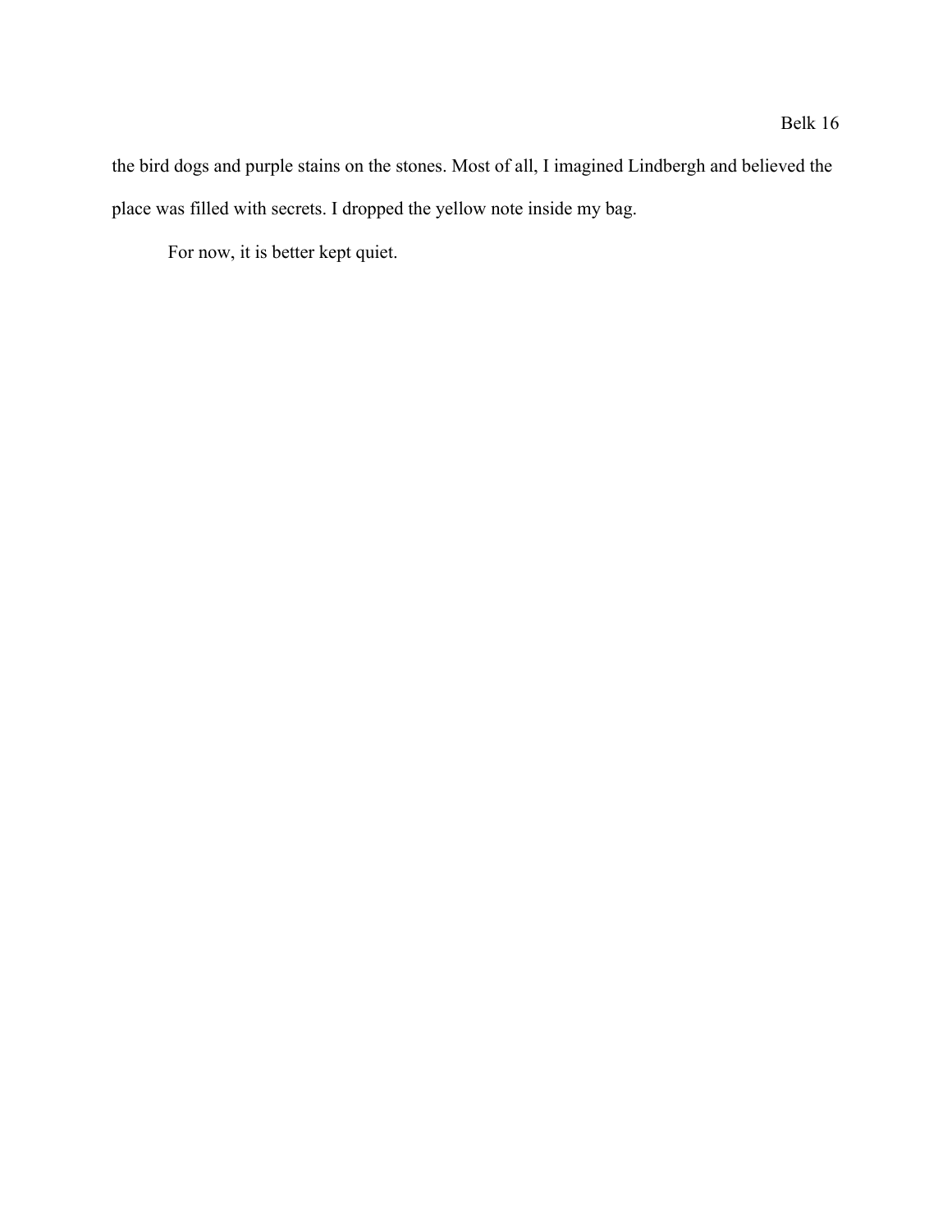the bird dogs and purple stains on the stones. Most of all, I imagined Lindbergh and believed the place was filled with secrets. I dropped the yellow note inside my bag.

For now, it is better kept quiet.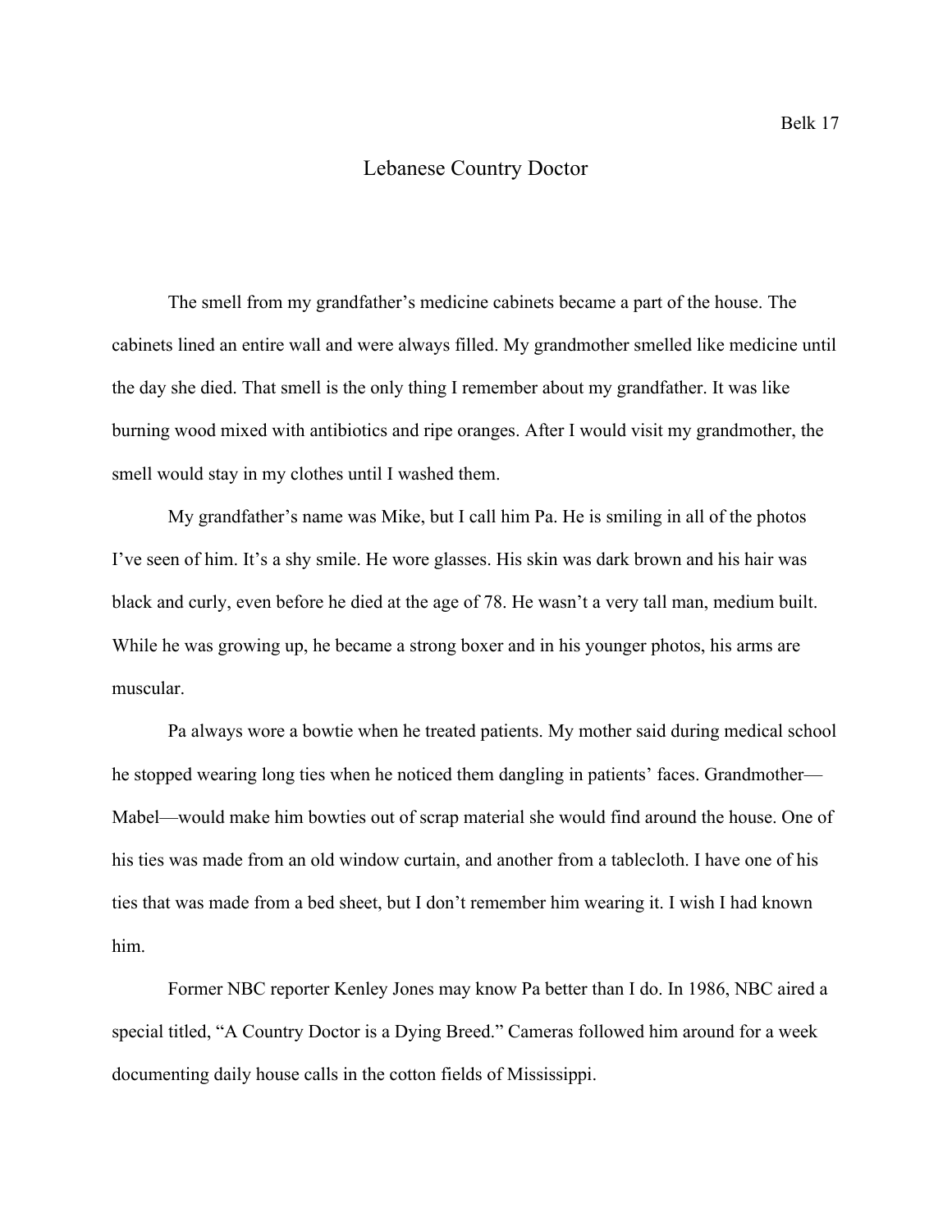# Lebanese Country Doctor

The smell from my grandfather's medicine cabinets became a part of the house. The cabinets lined an entire wall and were always filled. My grandmother smelled like medicine until the day she died. That smell is the only thing I remember about my grandfather. It was like burning wood mixed with antibiotics and ripe oranges. After I would visit my grandmother, the smell would stay in my clothes until I washed them.

My grandfather's name was Mike, but I call him Pa. He is smiling in all of the photos I've seen of him. It's a shy smile. He wore glasses. His skin was dark brown and his hair was black and curly, even before he died at the age of 78. He wasn't a very tall man, medium built. While he was growing up, he became a strong boxer and in his younger photos, his arms are muscular.

Pa always wore a bowtie when he treated patients. My mother said during medical school he stopped wearing long ties when he noticed them dangling in patients' faces. Grandmother—Mabel—would make him bowties out of scrap material she would find around the house. One of his ties was made from an old window curtain, and another from a tablecloth. I have one of his ties that was made from a bed sheet, but I don't remember him wearing it. I wish I had known him.

Former NBC reporter Kenley Jones may know Pa better than I do. In 1986, NBC aired a special titled, "A Country Doctor is a Dying Breed." Cameras followed him around for a week documenting daily house calls in the cotton fields of Mississippi.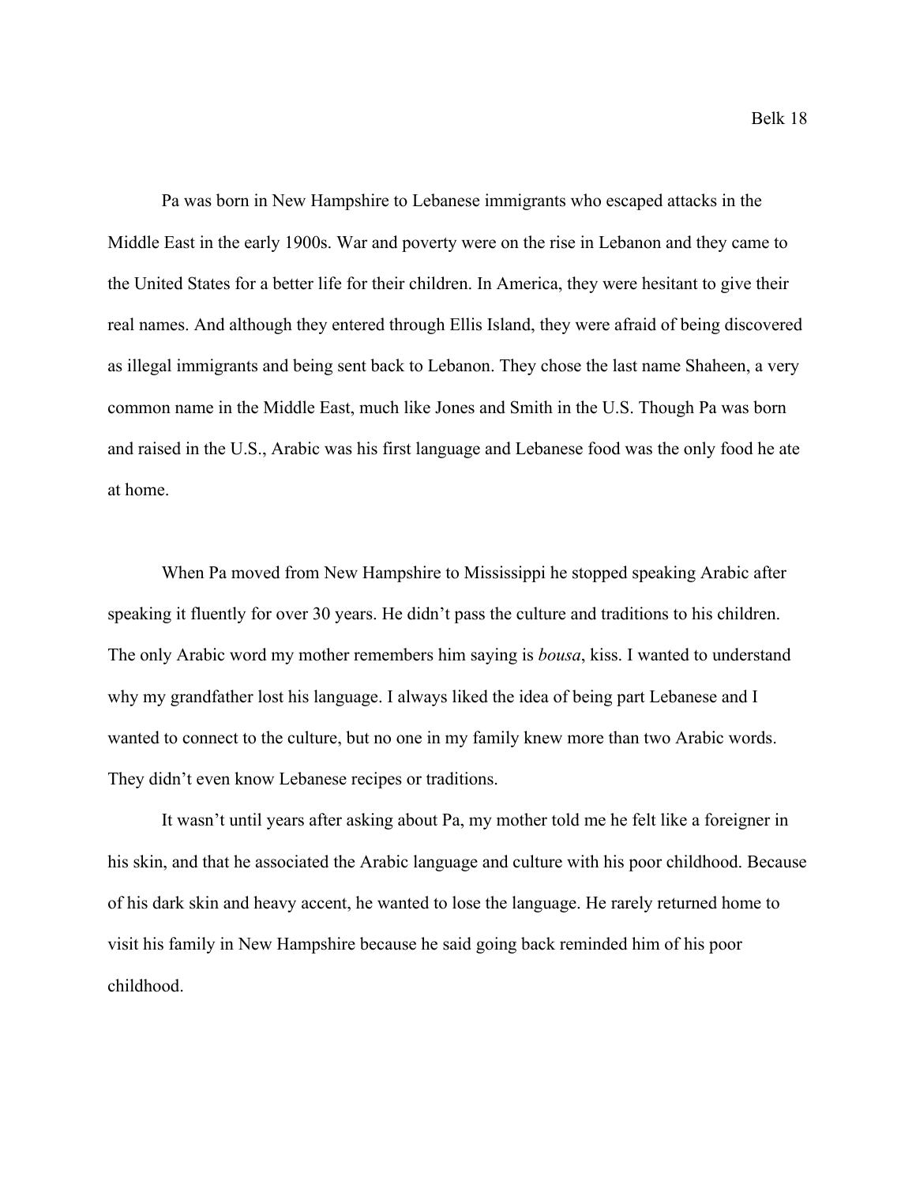Pa was born in New Hampshire to Lebanese immigrants who escaped attacks in the Middle East in the early 1900s. War and poverty were on the rise in Lebanon and they came to the United States for a better life for their children. In America, they were hesitant to give their real names. And although they entered through Ellis Island, they were afraid of being discovered as illegal immigrants and being sent back to Lebanon. They chose the last name Shaheen, a very common name in the Middle East, much like Jones and Smith in the U.S. Though Pa was born and raised in the U.S., Arabic was his first language and Lebanese food was the only food he ate at home.

When Pa moved from New Hampshire to Mississippi he stopped speaking Arabic after speaking it fluently for over 30 years. He didn't pass the culture and traditions to his children. The only Arabic word my mother remembers him saying is *bousa*, kiss. I wanted to understand why my grandfather lost his language. I always liked the idea of being part Lebanese and I wanted to connect to the culture, but no one in my family knew more than two Arabic words. They didn't even know Lebanese recipes or traditions.

It wasn't until years after asking about Pa, my mother told me he felt like a foreigner in his skin, and that he associated the Arabic language and culture with his poor childhood. Because of his dark skin and heavy accent, he wanted to lose the language. He rarely returned home to visit his family in New Hampshire because he said going back reminded him of his poor childhood.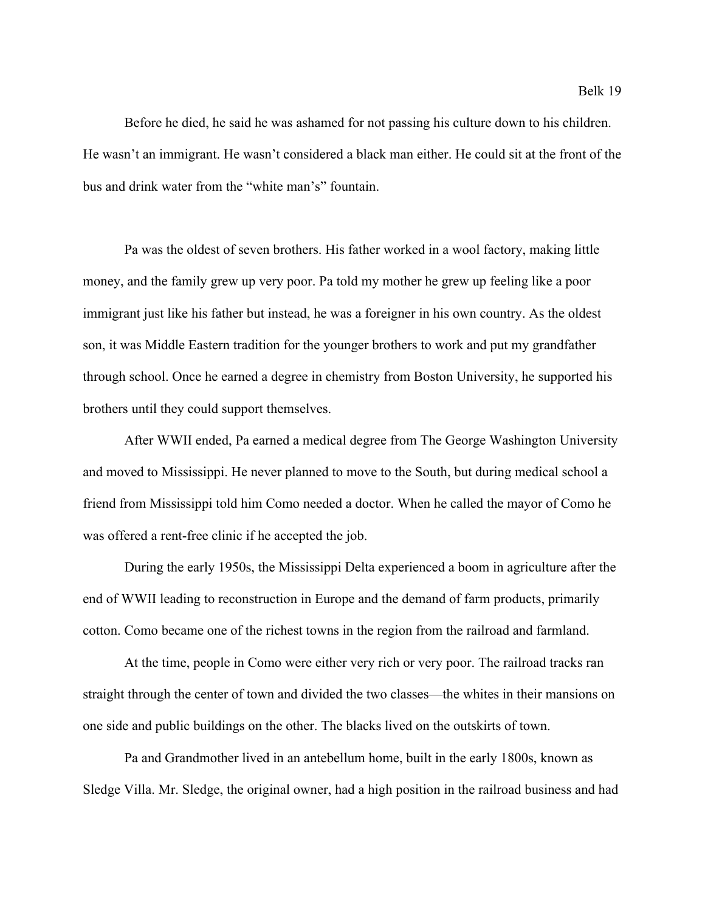Before he died, he said he was ashamed for not passing his culture down to his children. He wasn't an immigrant. He wasn't considered a black man either. He could sit at the front of the bus and drink water from the "white man's" fountain.

Pa was the oldest of seven brothers. His father worked in a wool factory, making little money, and the family grew up very poor. Pa told my mother he grew up feeling like a poor immigrant just like his father but instead, he was a foreigner in his own country. As the oldest son, it was Middle Eastern tradition for the younger brothers to work and put my grandfather through school. Once he earned a degree in chemistry from Boston University, he supported his brothers until they could support themselves.

After WWII ended, Pa earned a medical degree from The George Washington University and moved to Mississippi. He never planned to move to the South, but during medical school a friend from Mississippi told him Como needed a doctor. When he called the mayor of Como he was offered a rent-free clinic if he accepted the job.

During the early 1950s, the Mississippi Delta experienced a boom in agriculture after the end of WWII leading to reconstruction in Europe and the demand of farm products, primarily cotton. Como became one of the richest towns in the region from the railroad and farmland.

At the time, people in Como were either very rich or very poor. The railroad tracks ran straight through the center of town and divided the two classes—the whites in their mansions on one side and public buildings on the other. The blacks lived on the outskirts of town.

Pa and Grandmother lived in an antebellum home, built in the early 1800s, known as Sledge Villa. Mr. Sledge, the original owner, had a high position in the railroad business and had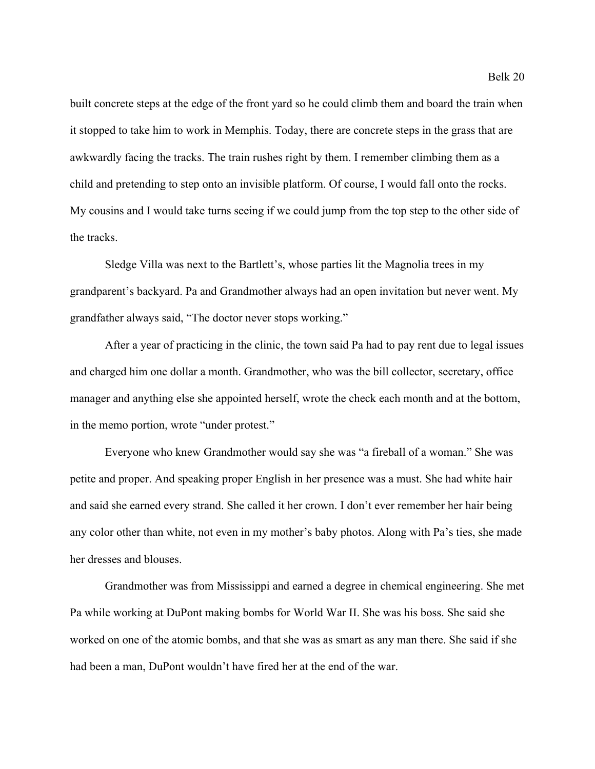built concrete steps at the edge of the front yard so he could climb them and board the train when it stopped to take him to work in Memphis. Today, there are concrete steps in the grass that are awkwardly facing the tracks. The train rushes right by them. I remember climbing them as a child and pretending to step onto an invisible platform. Of course, I would fall onto the rocks. My cousins and I would take turns seeing if we could jump from the top step to the other side of the tracks.

Sledge Villa was next to the Bartlett's, whose parties lit the Magnolia trees in my grandparent's backyard. Pa and Grandmother always had an open invitation but never went. My grandfather always said, "The doctor never stops working."

After a year of practicing in the clinic, the town said Pa had to pay rent due to legal issues and charged him one dollar a month. Grandmother, who was the bill collector, secretary, office manager and anything else she appointed herself, wrote the check each month and at the bottom, in the memo portion, wrote "under protest."

Everyone who knew Grandmother would say she was "a fireball of a woman." She was petite and proper. And speaking proper English in her presence was a must. She had white hair and said she earned every strand. She called it her crown. I don't ever remember her hair being any color other than white, not even in my mother's baby photos. Along with Pa's ties, she made her dresses and blouses.

Grandmother was from Mississippi and earned a degree in chemical engineering. She met Pa while working at DuPont making bombs for World War II. She was his boss. She said she worked on one of the atomic bombs, and that she was as smart as any man there. She said if she had been a man, DuPont wouldn't have fired her at the end of the war.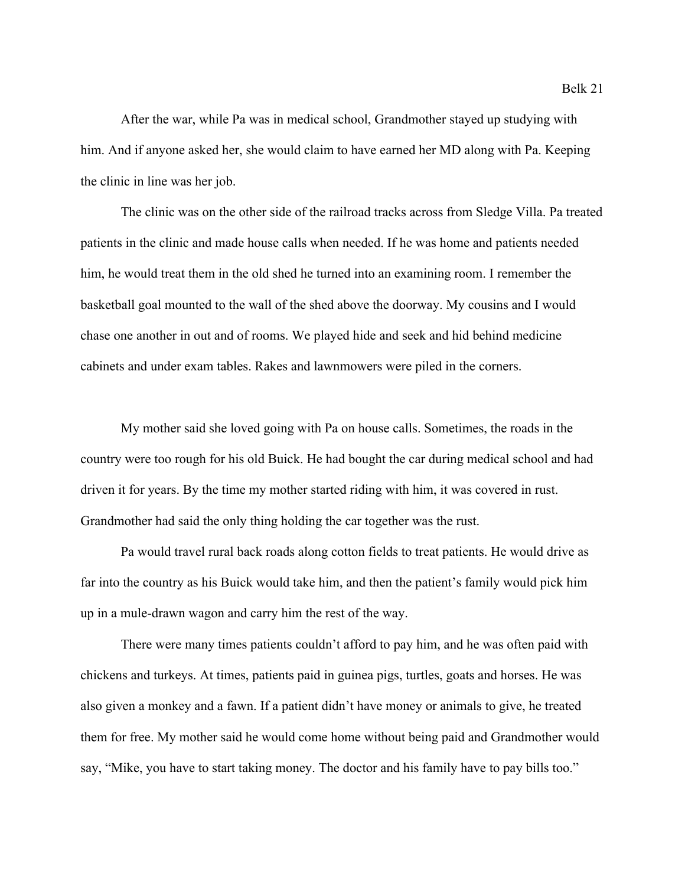After the war, while Pa was in medical school, Grandmother stayed up studying with him. And if anyone asked her, she would claim to have earned her MD along with Pa. Keeping the clinic in line was her job.

The clinic was on the other side of the railroad tracks across from Sledge Villa. Pa treated patients in the clinic and made house calls when needed. If he was home and patients needed him, he would treat them in the old shed he turned into an examining room. I remember the basketball goal mounted to the wall of the shed above the doorway. My cousins and I would chase one another in out and of rooms. We played hide and seek and hid behind medicine cabinets and under exam tables. Rakes and lawnmowers were piled in the corners.

My mother said she loved going with Pa on house calls. Sometimes, the roads in the country were too rough for his old Buick. He had bought the car during medical school and had driven it for years. By the time my mother started riding with him, it was covered in rust. Grandmother had said the only thing holding the car together was the rust.

Pa would travel rural back roads along cotton fields to treat patients. He would drive as far into the country as his Buick would take him, and then the patient's family would pick him up in a mule-drawn wagon and carry him the rest of the way.

There were many times patients couldn't afford to pay him, and he was often paid with chickens and turkeys. At times, patients paid in guinea pigs, turtles, goats and horses. He was also given a monkey and a fawn. If a patient didn't have money or animals to give, he treated them for free. My mother said he would come home without being paid and Grandmother would say, "Mike, you have to start taking money. The doctor and his family have to pay bills too."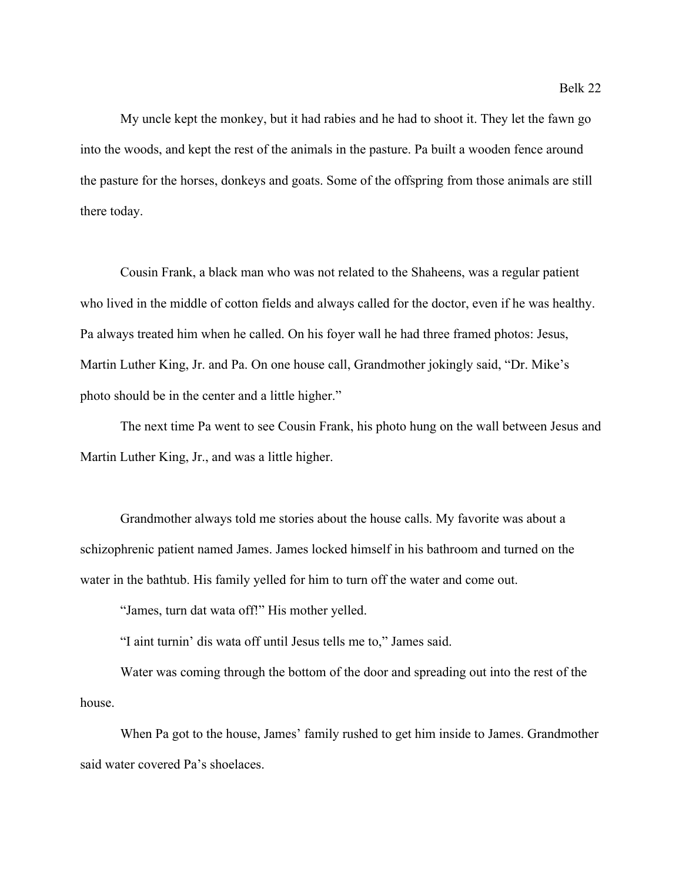My uncle kept the monkey, but it had rabies and he had to shoot it. They let the fawn go into the woods, and kept the rest of the animals in the pasture. Pa built a wooden fence around the pasture for the horses, donkeys and goats. Some of the offspring from those animals are still there today.

Cousin Frank, a black man who was not related to the Shaheens, was a regular patient who lived in the middle of cotton fields and always called for the doctor, even if he was healthy. Pa always treated him when he called. On his foyer wall he had three framed photos: Jesus, Martin Luther King, Jr. and Pa. On one house call, Grandmother jokingly said, "Dr. Mike's photo should be in the center and a little higher."

The next time Pa went to see Cousin Frank, his photo hung on the wall between Jesus and Martin Luther King, Jr., and was a little higher.

Grandmother always told me stories about the house calls. My favorite was about a schizophrenic patient named James. James locked himself in his bathroom and turned on the water in the bathtub. His family yelled for him to turn off the water and come out.

"James, turn dat wata off!" His mother yelled.

"I aint turnin' dis wata off until Jesus tells me to," James said.

Water was coming through the bottom of the door and spreading out into the rest of the house.

When Pa got to the house, James' family rushed to get him inside to James. Grandmother said water covered Pa's shoelaces.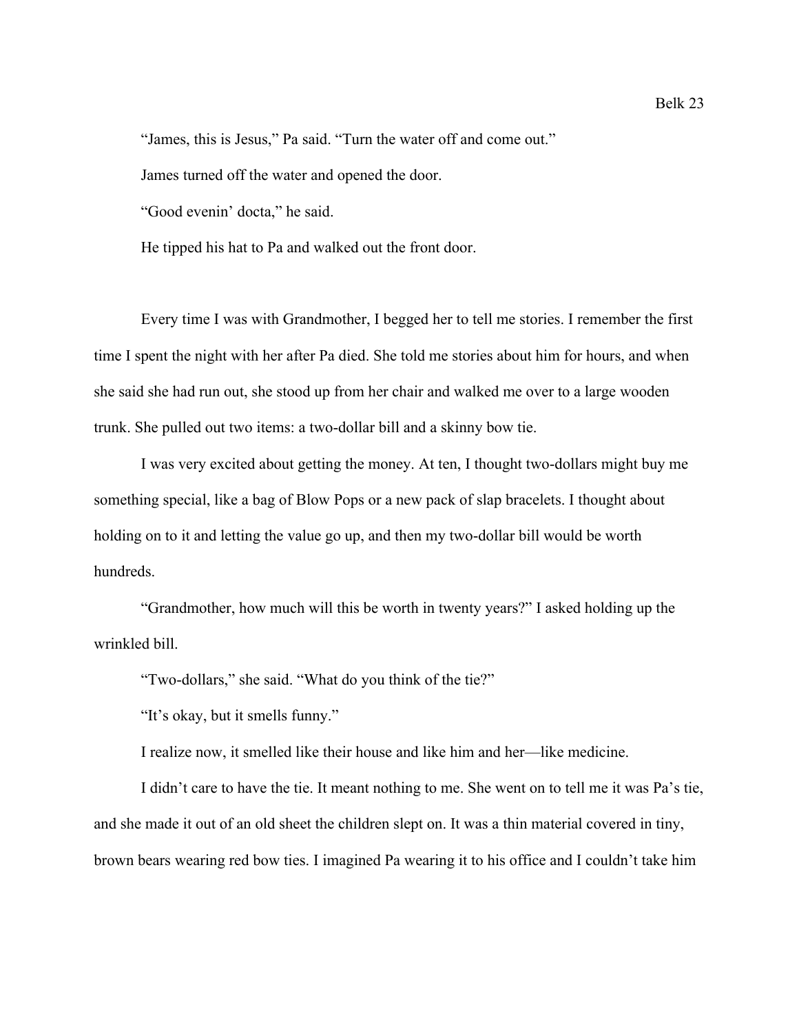"James, this is Jesus," Pa said. "Turn the water off and come out."

James turned off the water and opened the door.

"Good evenin' docta," he said.

He tipped his hat to Pa and walked out the front door.

Every time I was with Grandmother, I begged her to tell me stories. I remember the first time I spent the night with her after Pa died. She told me stories about him for hours, and when she said she had run out, she stood up from her chair and walked me over to a large wooden trunk. She pulled out two items: a two-dollar bill and a skinny bow tie.

I was very excited about getting the money. At ten, I thought two-dollars might buy me something special, like a bag of Blow Pops or a new pack of slap bracelets. I thought about holding on to it and letting the value go up, and then my two-dollar bill would be worth hundreds.

"Grandmother, how much will this be worth in twenty years?" I asked holding up the wrinkled bill.

"Two-dollars," she said. "What do you think of the tie?"

"It's okay, but it smells funny."

I realize now, it smelled like their house and like him and her—like medicine.

I didn't care to have the tie. It meant nothing to me. She went on to tell me it was Pa's tie, and she made it out of an old sheet the children slept on. It was a thin material covered in tiny, brown bears wearing red bow ties. I imagined Pa wearing it to his office and I couldn't take him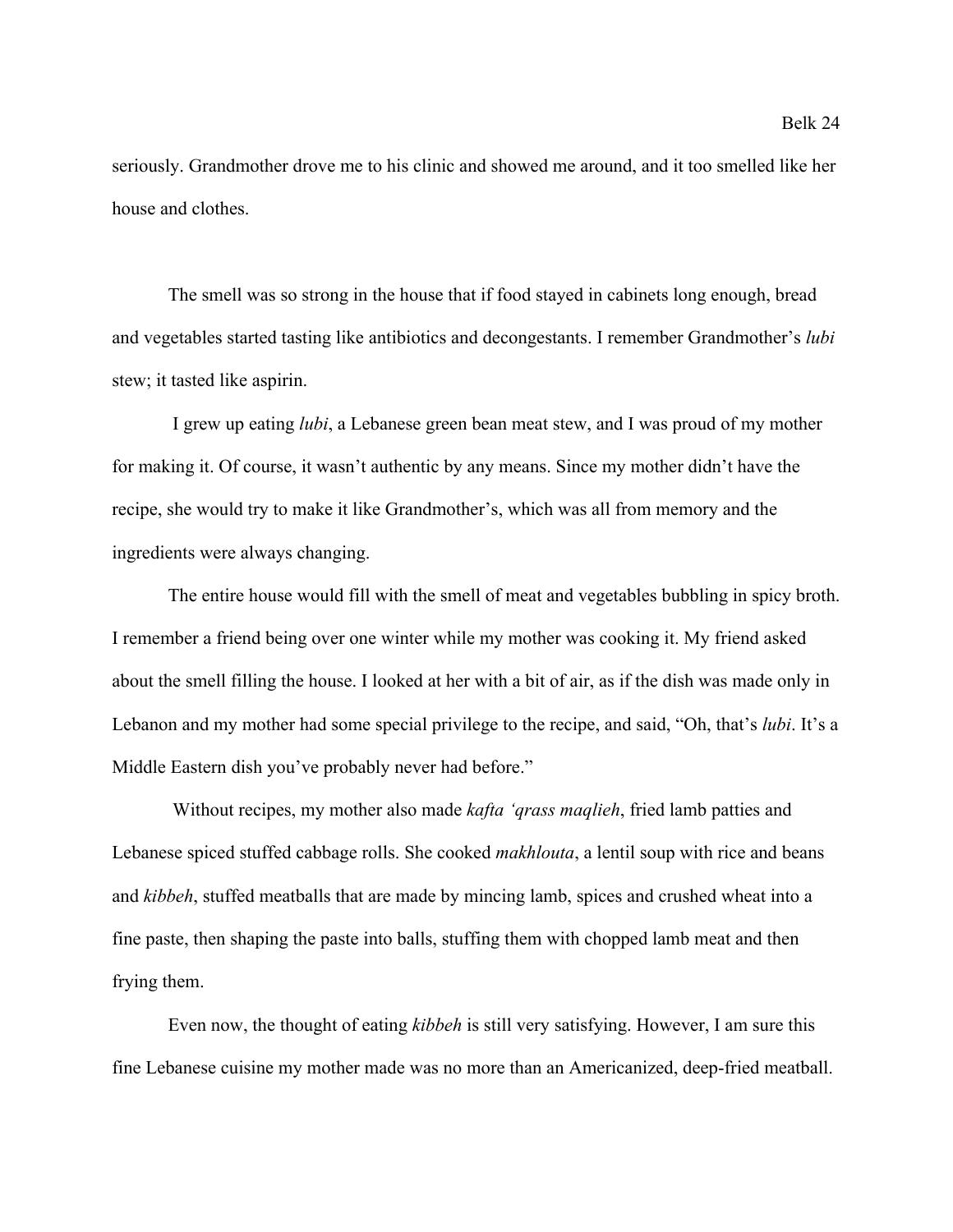seriously. Grandmother drove me to his clinic and showed me around, and it too smelled like her house and clothes.

The smell was so strong in the house that if food stayed in cabinets long enough, bread and vegetables started tasting like antibiotics and decongestants. I remember Grandmother's *lubi* stew; it tasted like aspirin.

I grew up eating *lubi*, a Lebanese green bean meat stew, and I was proud of my mother for making it. Of course, it wasn't authentic by any means. Since my mother didn't have the recipe, she would try to make it like Grandmother's, which was all from memory and the ingredients were always changing.

The entire house would fill with the smell of meat and vegetables bubbling in spicy broth. I remember a friend being over one winter while my mother was cooking it. My friend asked about the smell filling the house. I looked at her with a bit of air, as if the dish was made only in Lebanon and my mother had some special privilege to the recipe, and said, "Oh, that's *lubi*. It's a Middle Eastern dish you've probably never had before."

Without recipes, my mother also made *kafta 'qrass maqlieh*, fried lamb patties and Lebanese spiced stuffed cabbage rolls. She cooked *makhlouta*, a lentil soup with rice and beans and *kibbeh*, stuffed meatballs that are made by mincing lamb, spices and crushed wheat into a fine paste, then shaping the paste into balls, stuffing them with chopped lamb meat and then frying them.

Even now, the thought of eating *kibbeh* is still very satisfying. However, I am sure this fine Lebanese cuisine my mother made was no more than an Americanized, deep-fried meatball.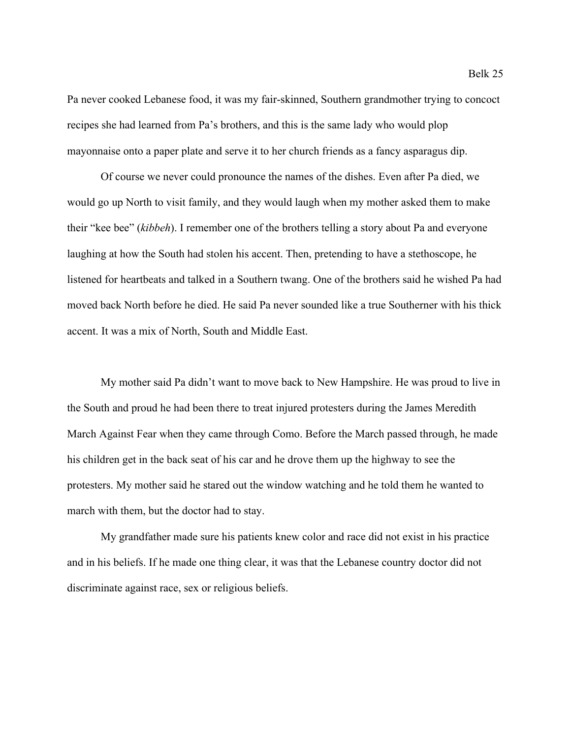Pa never cooked Lebanese food, it was my fair-skinned, Southern grandmother trying to concoct recipes she had learned from Pa's brothers, and this is the same lady who would plop mayonnaise onto a paper plate and serve it to her church friends as a fancy asparagus dip.

Of course we never could pronounce the names of the dishes. Even after Pa died, we would go up North to visit family, and they would laugh when my mother asked them to make their "kee bee" (*kibbeh*). I remember one of the brothers telling a story about Pa and everyone laughing at how the South had stolen his accent. Then, pretending to have a stethoscope, he listened for heartbeats and talked in a Southern twang. One of the brothers said he wished Pa had moved back North before he died. He said Pa never sounded like a true Southerner with his thick accent. It was a mix of North, South and Middle East.

My mother said Pa didn't want to move back to New Hampshire. He was proud to live in the South and proud he had been there to treat injured protesters during the James Meredith March Against Fear when they came through Como. Before the March passed through, he made his children get in the back seat of his car and he drove them up the highway to see the protesters. My mother said he stared out the window watching and he told them he wanted to march with them, but the doctor had to stay.

My grandfather made sure his patients knew color and race did not exist in his practice and in his beliefs. If he made one thing clear, it was that the Lebanese country doctor did not discriminate against race, sex or religious beliefs.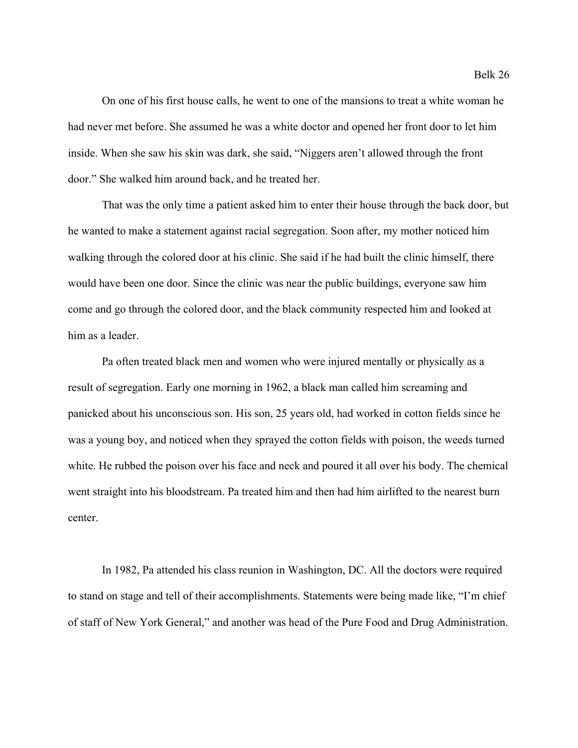On one of his first house calls, he went to one of the mansions to treat a white woman he had never met before. She assumed he was a white doctor and opened her front door to let him inside. When she saw his skin was dark, she said, "Niggers aren't allowed through the front door." She walked him around back, and he treated her.

That was the only time a patient asked him to enter their house through the back door, but he wanted to make a statement against racial segregation. Soon after, my mother noticed him walking through the colored door at his clinic. She said if he had built the clinic himself, there would have been one door. Since the clinic was near the public buildings, everyone saw him come and go through the colored door, and the black community respected him and looked at him as a leader.

Pa often treated black men and women who were injured mentally or physically as a result of segregation. Early one morning in 1962, a black man called him screaming and panicked about his unconscious son. His son, 25 years old, had worked in cotton fields since he was a young boy, and noticed when they sprayed the cotton fields with poison, the weeds turned white. He rubbed the poison over his face and neck and poured it all over his body. The chemical went straight into his bloodstream. Pa treated him and then had him airlifted to the nearest burn center.

In 1982, Pa attended his class reunion in Washington, DC. All the doctors were required to stand on stage and tell of their accomplishments. Statements were being made like, "I'm chief of staff of New York General," and another was head of the Pure Food and Drug Administration.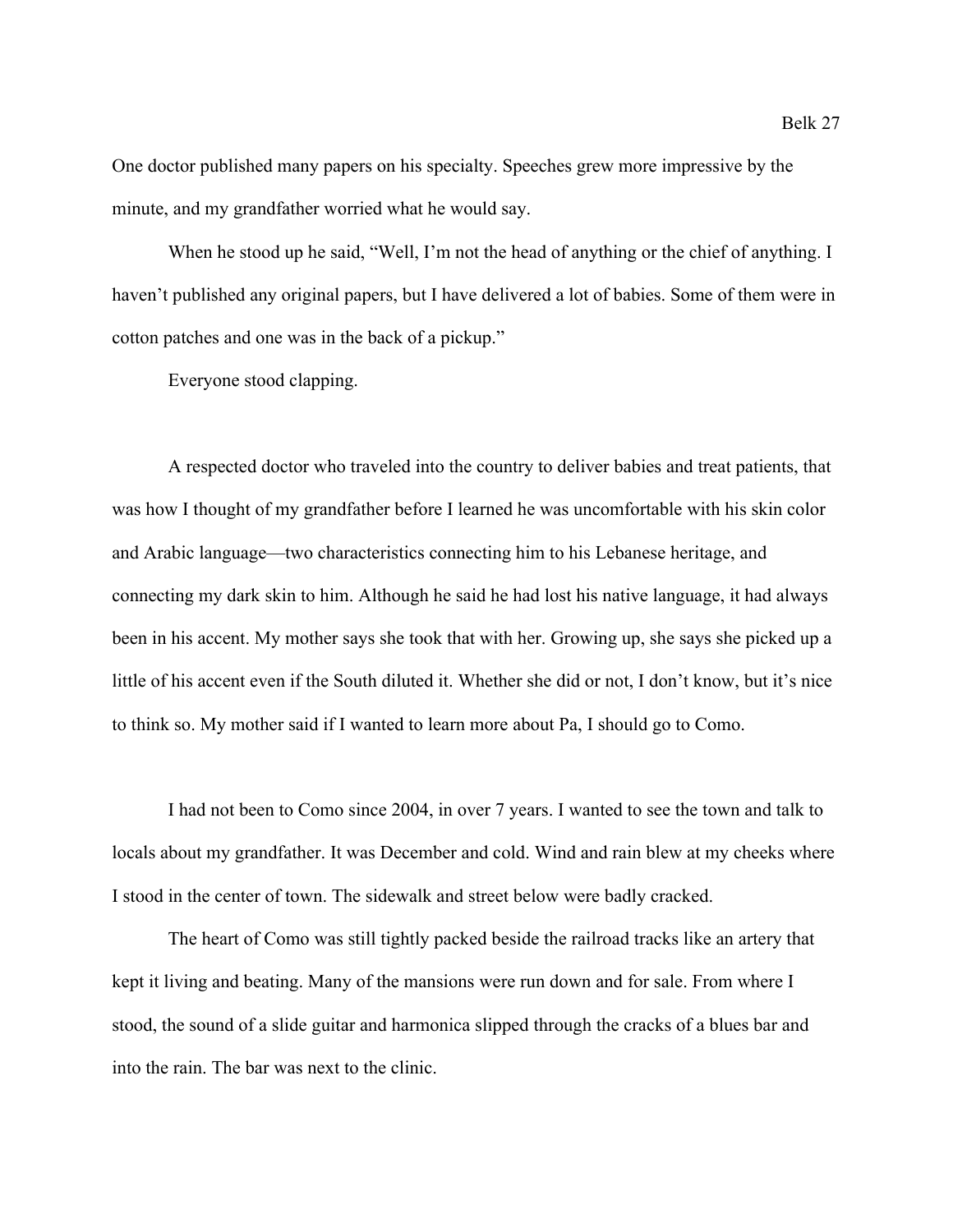One doctor published many papers on his specialty. Speeches grew more impressive by the minute, and my grandfather worried what he would say.

When he stood up he said, "Well, I'm not the head of anything or the chief of anything. I haven't published any original papers, but I have delivered a lot of babies. Some of them were in cotton patches and one was in the back of a pickup."

Everyone stood clapping.

A respected doctor who traveled into the country to deliver babies and treat patients, that was how I thought of my grandfather before I learned he was uncomfortable with his skin color and Arabic language—two characteristics connecting him to his Lebanese heritage, and connecting my dark skin to him. Although he said he had lost his native language, it had always been in his accent. My mother says she took that with her. Growing up, she says she picked up a little of his accent even if the South diluted it. Whether she did or not, I don't know, but it's nice to think so. My mother said if I wanted to learn more about Pa, I should go to Como.

I had not been to Como since 2004, in over 7 years. I wanted to see the town and talk to locals about my grandfather. It was December and cold. Wind and rain blew at my cheeks where I stood in the center of town. The sidewalk and street below were badly cracked.

The heart of Como was still tightly packed beside the railroad tracks like an artery that kept it living and beating. Many of the mansions were run down and for sale. From where I stood, the sound of a slide guitar and harmonica slipped through the cracks of a blues bar and into the rain. The bar was next to the clinic.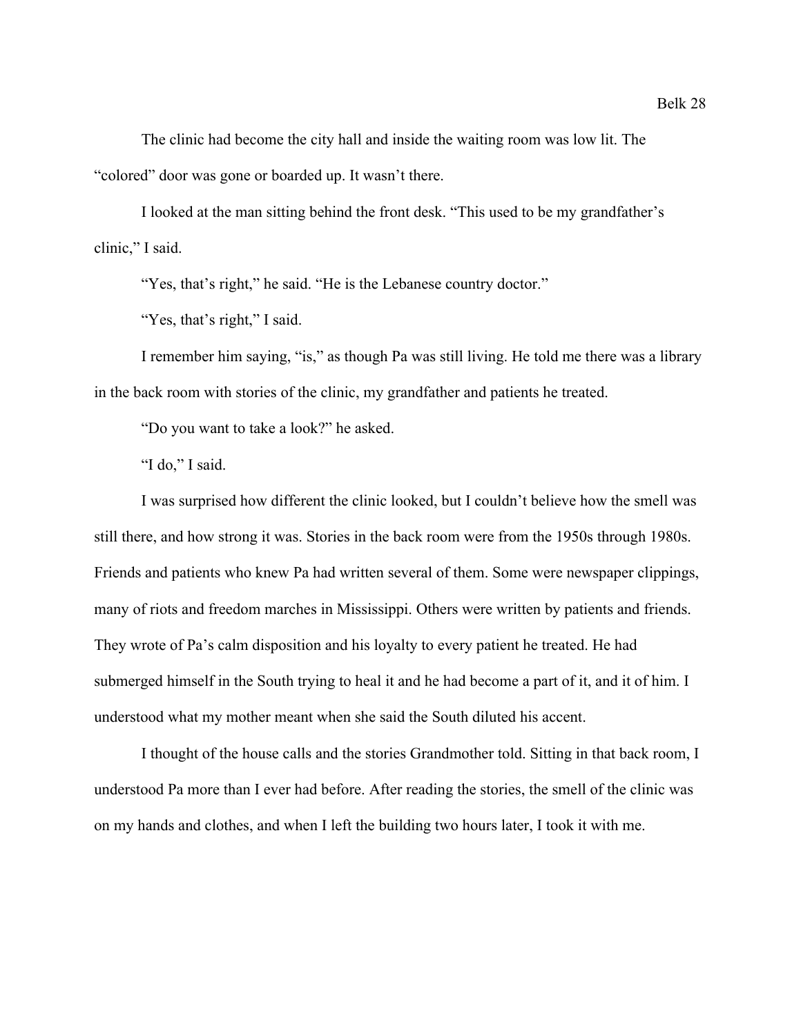The clinic had become the city hall and inside the waiting room was low lit. The "colored" door was gone or boarded up. It wasn't there.

I looked at the man sitting behind the front desk. "This used to be my grandfather's clinic," I said.

"Yes, that's right," he said. "He is the Lebanese country doctor."

"Yes, that's right," I said.

I remember him saying, "is," as though Pa was still living. He told me there was a library in the back room with stories of the clinic, my grandfather and patients he treated.

"Do you want to take a look?" he asked.

"I do," I said.

I was surprised how different the clinic looked, but I couldn't believe how the smell was still there, and how strong it was. Stories in the back room were from the 1950s through 1980s. Friends and patients who knew Pa had written several of them. Some were newspaper clippings, many of riots and freedom marches in Mississippi. Others were written by patients and friends. They wrote of Pa's calm disposition and his loyalty to every patient he treated. He had submerged himself in the South trying to heal it and he had become a part of it, and it of him. I understood what my mother meant when she said the South diluted his accent.

I thought of the house calls and the stories Grandmother told. Sitting in that back room, I understood Pa more than I ever had before. After reading the stories, the smell of the clinic was on my hands and clothes, and when I left the building two hours later, I took it with me.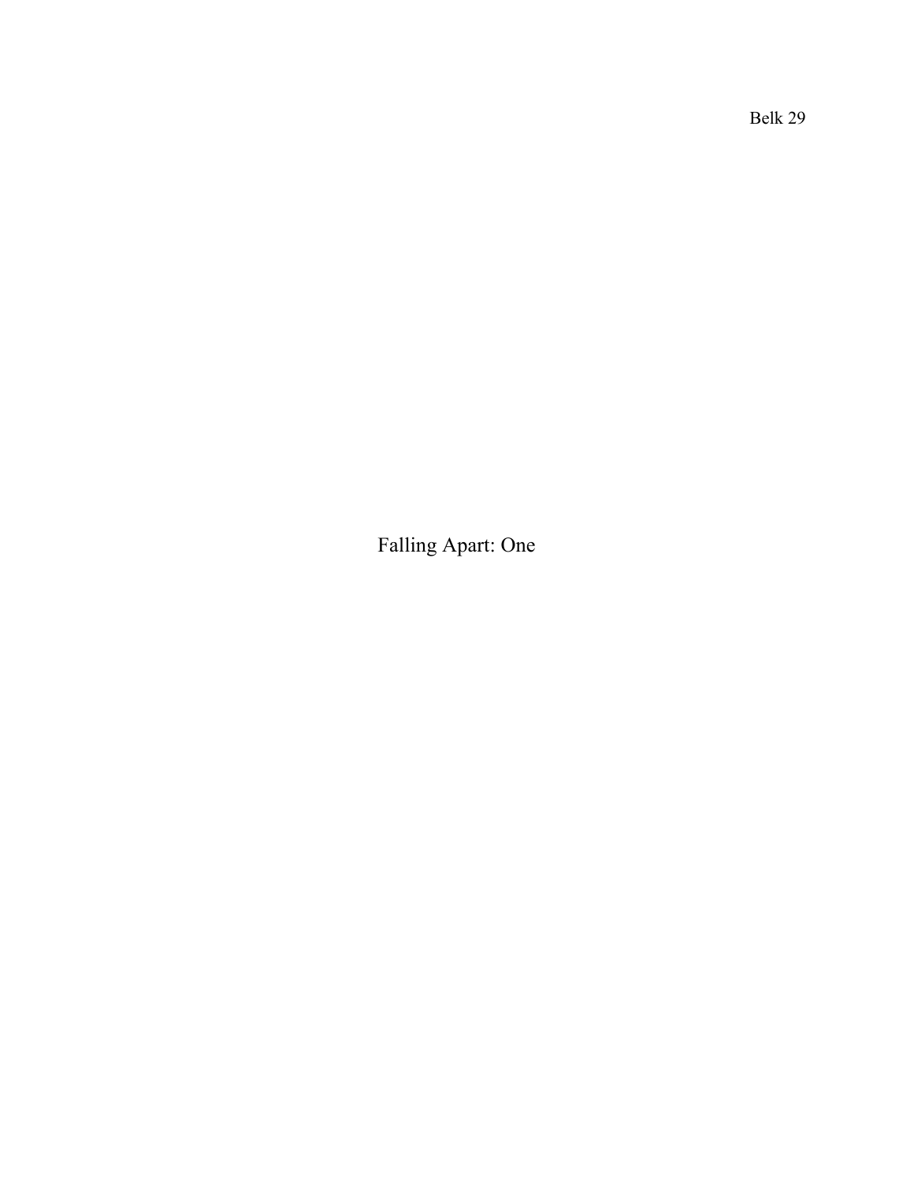# Falling Apart: One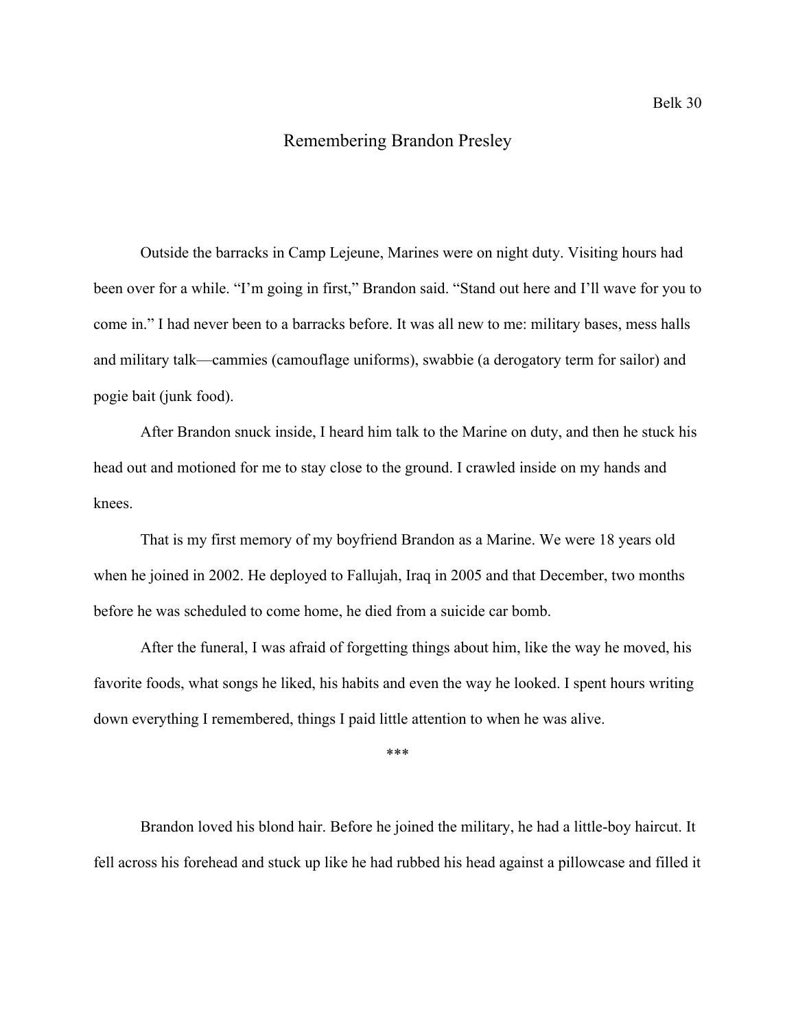# Remembering Brandon Presley

Outside the barracks in Camp Lejeune, Marines were on night duty. Visiting hours had been over for a while. "I'm going in first," Brandon said. "Stand out here and I'll wave for you to come in." I had never been to a barracks before. It was all new to me: military bases, mess halls and military talk—cammies (camouflage uniforms), swabbie (a derogatory term for sailor) and pogie bait (junk food).

After Brandon snuck inside, I heard him talk to the Marine on duty, and then he stuck his head out and motioned for me to stay close to the ground. I crawled inside on my hands and knees.

That is my first memory of my boyfriend Brandon as a Marine. We were 18 years old when he joined in 2002. He deployed to Fallujah, Iraq in 2005 and that December, two months before he was scheduled to come home, he died from a suicide car bomb.

After the funeral, I was afraid of forgetting things about him, like the way he moved, his favorite foods, what songs he liked, his habits and even the way he looked. I spent hours writing down everything I remembered, things I paid little attention to when he was alive.

***

Brandon loved his blond hair. Before he joined the military, he had a little-boy haircut. It fell across his forehead and stuck up like he had rubbed his head against a pillowcase and filled it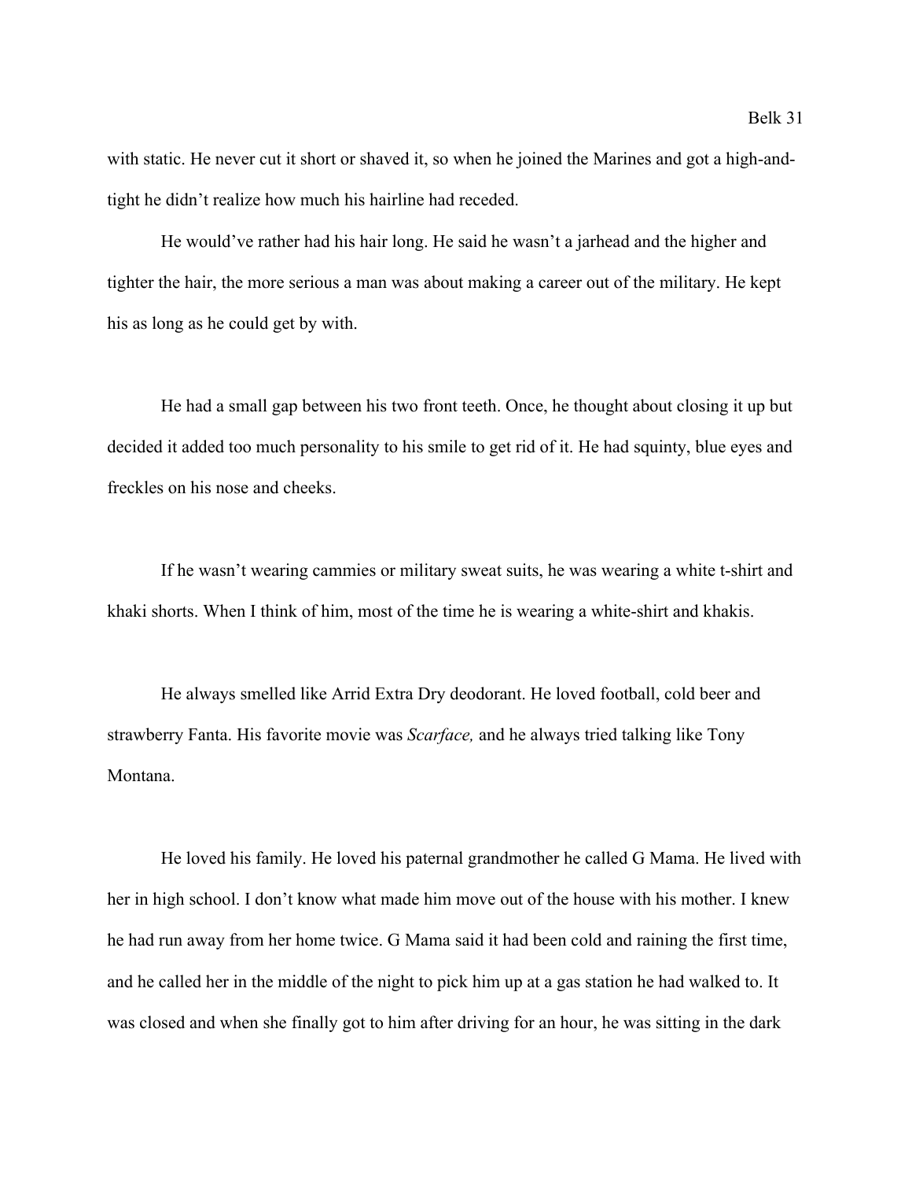with static. He never cut it short or shaved it, so when he joined the Marines and got a high-and-tight he didn't realize how much his hairline had receded.

He would've rather had his hair long. He said he wasn't a jarhead and the higher and tighter the hair, the more serious a man was about making a career out of the military. He kept his as long as he could get by with.

He had a small gap between his two front teeth. Once, he thought about closing it up but decided it added too much personality to his smile to get rid of it. He had squinty, blue eyes and freckles on his nose and cheeks.

If he wasn't wearing cammies or military sweat suits, he was wearing a white t-shirt and khaki shorts. When I think of him, most of the time he is wearing a white-shirt and khakis.

He always smelled like Arrid Extra Dry deodorant. He loved football, cold beer and strawberry Fanta. His favorite movie was *Scarface,* and he always tried talking like Tony Montana.

He loved his family. He loved his paternal grandmother he called G Mama. He lived with her in high school. I don't know what made him move out of the house with his mother. I knew he had run away from her home twice. G Mama said it had been cold and raining the first time, and he called her in the middle of the night to pick him up at a gas station he had walked to. It was closed and when she finally got to him after driving for an hour, he was sitting in the dark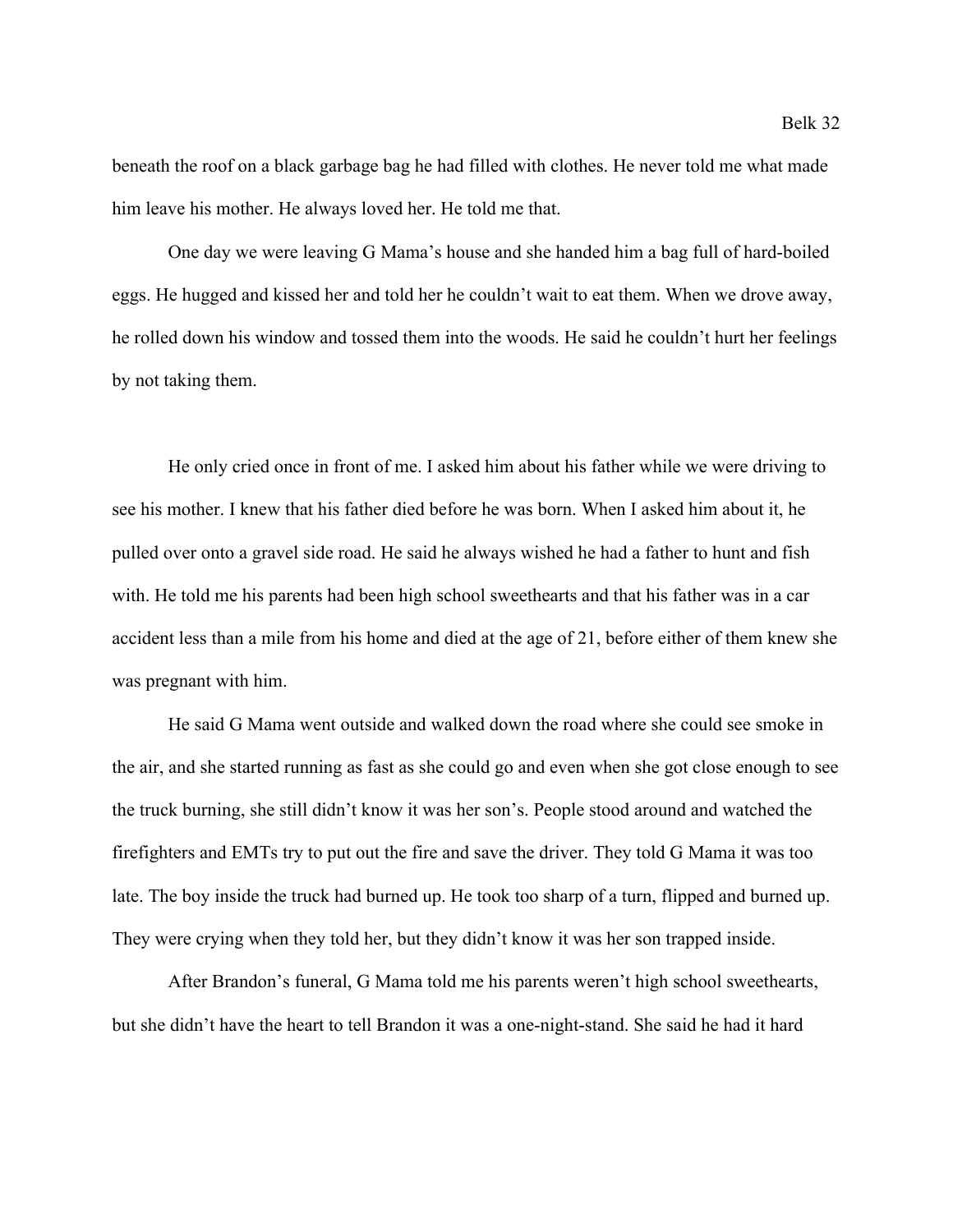beneath the roof on a black garbage bag he had filled with clothes. He never told me what made him leave his mother. He always loved her. He told me that.

One day we were leaving G Mama's house and she handed him a bag full of hard-boiled eggs. He hugged and kissed her and told her he couldn't wait to eat them. When we drove away, he rolled down his window and tossed them into the woods. He said he couldn't hurt her feelings by not taking them.

He only cried once in front of me. I asked him about his father while we were driving to see his mother. I knew that his father died before he was born. When I asked him about it, he pulled over onto a gravel side road. He said he always wished he had a father to hunt and fish with. He told me his parents had been high school sweethearts and that his father was in a car accident less than a mile from his home and died at the age of 21, before either of them knew she was pregnant with him.

He said G Mama went outside and walked down the road where she could see smoke in the air, and she started running as fast as she could go and even when she got close enough to see the truck burning, she still didn't know it was her son's. People stood around and watched the firefighters and EMTs try to put out the fire and save the driver. They told G Mama it was too late. The boy inside the truck had burned up. He took too sharp of a turn, flipped and burned up. They were crying when they told her, but they didn't know it was her son trapped inside.

After Brandon's funeral, G Mama told me his parents weren't high school sweethearts, but she didn't have the heart to tell Brandon it was a one-night-stand. She said he had it hard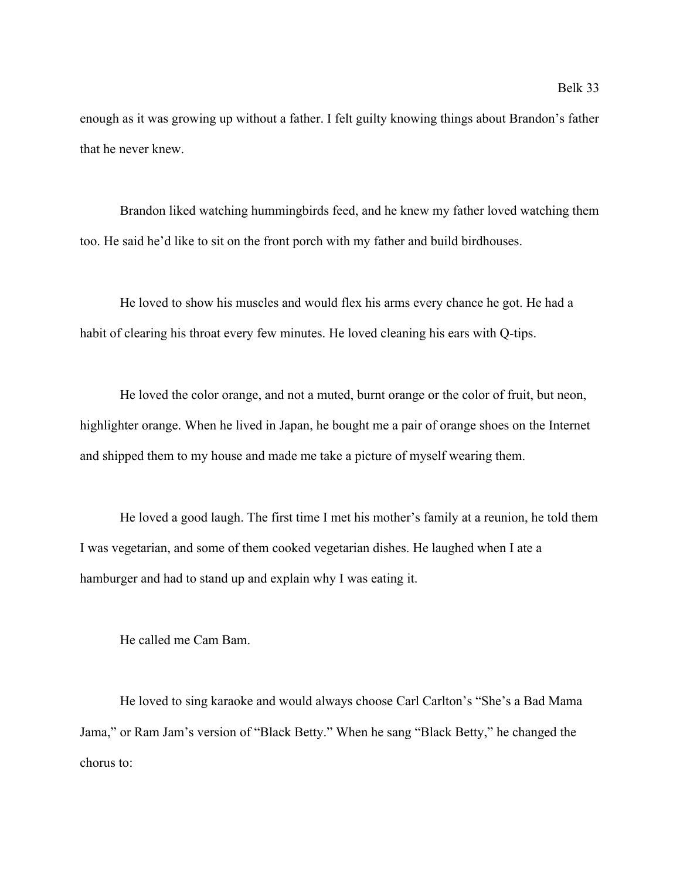enough as it was growing up without a father. I felt guilty knowing things about Brandon's father that he never knew.

Brandon liked watching hummingbirds feed, and he knew my father loved watching them too. He said he'd like to sit on the front porch with my father and build birdhouses.

He loved to show his muscles and would flex his arms every chance he got. He had a habit of clearing his throat every few minutes. He loved cleaning his ears with Q-tips.

He loved the color orange, and not a muted, burnt orange or the color of fruit, but neon, highlighter orange. When he lived in Japan, he bought me a pair of orange shoes on the Internet and shipped them to my house and made me take a picture of myself wearing them.

He loved a good laugh. The first time I met his mother's family at a reunion, he told them I was vegetarian, and some of them cooked vegetarian dishes. He laughed when I ate a hamburger and had to stand up and explain why I was eating it.

He called me Cam Bam.

He loved to sing karaoke and would always choose Carl Carlton's "She's a Bad Mama Jama," or Ram Jam's version of "Black Betty." When he sang "Black Betty," he changed the chorus to: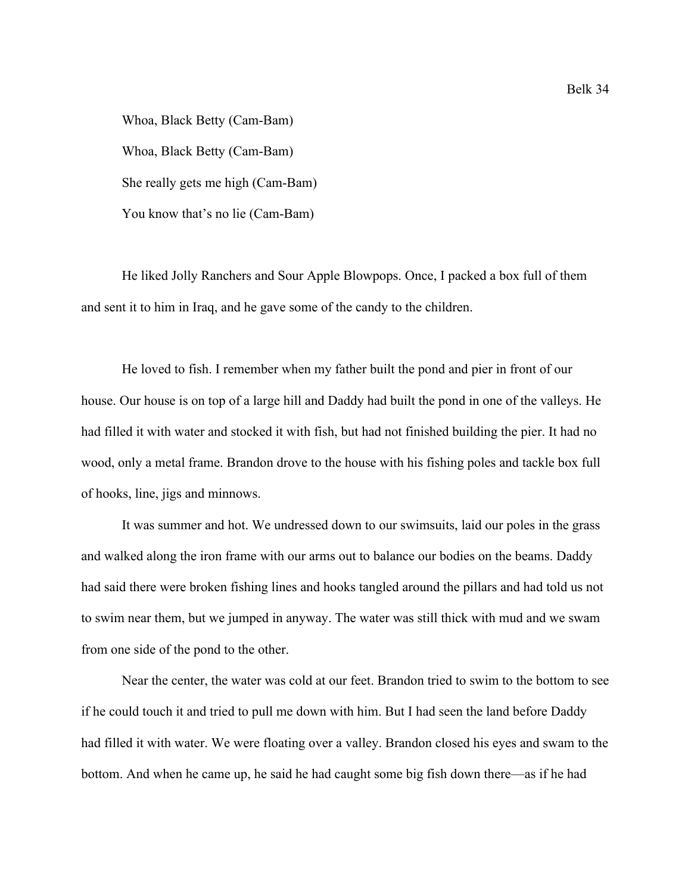Whoa, Black Betty (Cam-Bam)

Whoa, Black Betty (Cam-Bam)

She really gets me high (Cam-Bam)

You know that's no lie (Cam-Bam)

He liked Jolly Ranchers and Sour Apple Blowpops. Once, I packed a box full of them and sent it to him in Iraq, and he gave some of the candy to the children.

He loved to fish. I remember when my father built the pond and pier in front of our house. Our house is on top of a large hill and Daddy had built the pond in one of the valleys. He had filled it with water and stocked it with fish, but had not finished building the pier. It had no wood, only a metal frame. Brandon drove to the house with his fishing poles and tackle box full of hooks, line, jigs and minnows.

It was summer and hot. We undressed down to our swimsuits, laid our poles in the grass and walked along the iron frame with our arms out to balance our bodies on the beams. Daddy had said there were broken fishing lines and hooks tangled around the pillars and had told us not to swim near them, but we jumped in anyway. The water was still thick with mud and we swam from one side of the pond to the other.

Near the center, the water was cold at our feet. Brandon tried to swim to the bottom to see if he could touch it and tried to pull me down with him. But I had seen the land before Daddy had filled it with water. We were floating over a valley. Brandon closed his eyes and swam to the bottom. And when he came up, he said he had caught some big fish down there—as if he had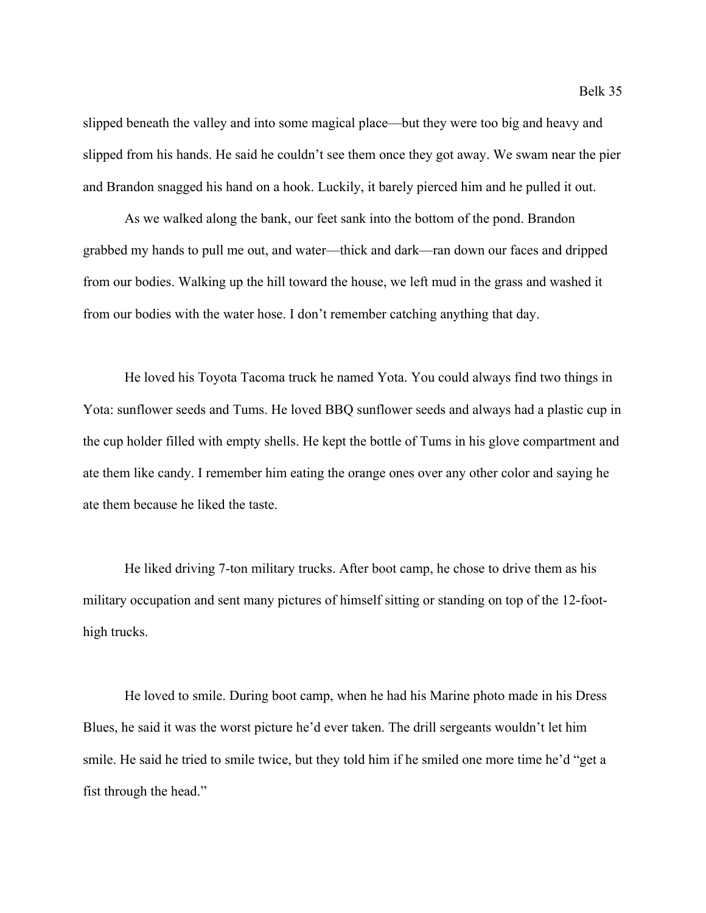slipped beneath the valley and into some magical place—but they were too big and heavy and slipped from his hands. He said he couldn't see them once they got away. We swam near the pier and Brandon snagged his hand on a hook. Luckily, it barely pierced him and he pulled it out.

As we walked along the bank, our feet sank into the bottom of the pond. Brandon grabbed my hands to pull me out, and water—thick and dark—ran down our faces and dripped from our bodies. Walking up the hill toward the house, we left mud in the grass and washed it from our bodies with the water hose. I don't remember catching anything that day.

He loved his Toyota Tacoma truck he named Yota. You could always find two things in Yota: sunflower seeds and Tums. He loved BBQ sunflower seeds and always had a plastic cup in the cup holder filled with empty shells. He kept the bottle of Tums in his glove compartment and ate them like candy. I remember him eating the orange ones over any other color and saying he ate them because he liked the taste.

He liked driving 7-ton military trucks. After boot camp, he chose to drive them as his military occupation and sent many pictures of himself sitting or standing on top of the 12-foot-high trucks.

He loved to smile. During boot camp, when he had his Marine photo made in his Dress Blues, he said it was the worst picture he'd ever taken. The drill sergeants wouldn't let him smile. He said he tried to smile twice, but they told him if he smiled one more time he'd "get a fist through the head."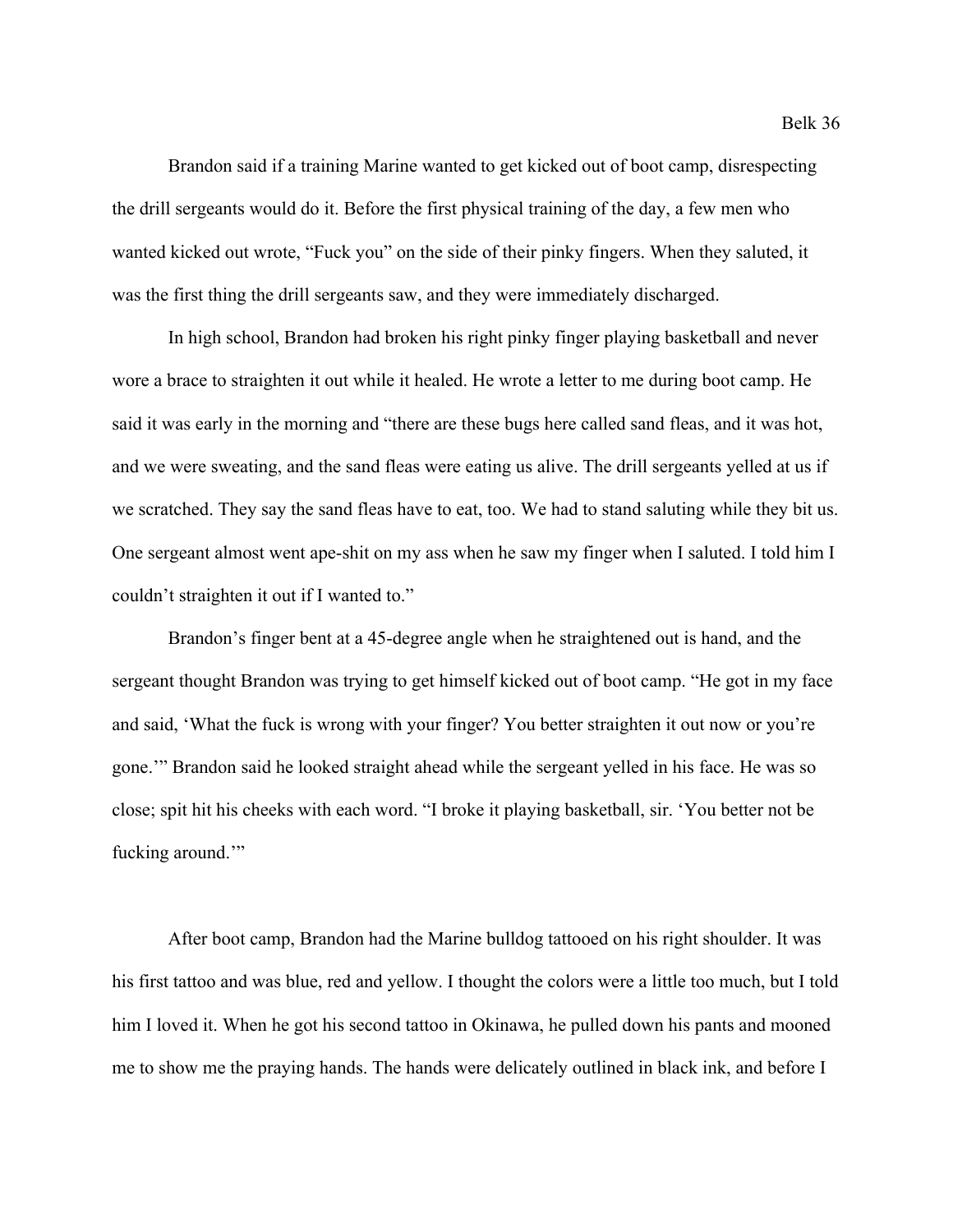Brandon said if a training Marine wanted to get kicked out of boot camp, disrespecting the drill sergeants would do it. Before the first physical training of the day, a few men who wanted kicked out wrote, "Fuck you" on the side of their pinky fingers. When they saluted, it was the first thing the drill sergeants saw, and they were immediately discharged.

In high school, Brandon had broken his right pinky finger playing basketball and never wore a brace to straighten it out while it healed. He wrote a letter to me during boot camp. He said it was early in the morning and "there are these bugs here called sand fleas, and it was hot, and we were sweating, and the sand fleas were eating us alive. The drill sergeants yelled at us if we scratched. They say the sand fleas have to eat, too. We had to stand saluting while they bit us. One sergeant almost went ape-shit on my ass when he saw my finger when I saluted. I told him I couldn't straighten it out if I wanted to."

Brandon's finger bent at a 45-degree angle when he straightened out is hand, and the sergeant thought Brandon was trying to get himself kicked out of boot camp. "He got in my face and said, 'What the fuck is wrong with your finger? You better straighten it out now or you're gone.'" Brandon said he looked straight ahead while the sergeant yelled in his face. He was so close; spit hit his cheeks with each word. "I broke it playing basketball, sir. 'You better not be fucking around.'"

After boot camp, Brandon had the Marine bulldog tattooed on his right shoulder. It was his first tattoo and was blue, red and yellow. I thought the colors were a little too much, but I told him I loved it. When he got his second tattoo in Okinawa, he pulled down his pants and mooned me to show me the praying hands. The hands were delicately outlined in black ink, and before I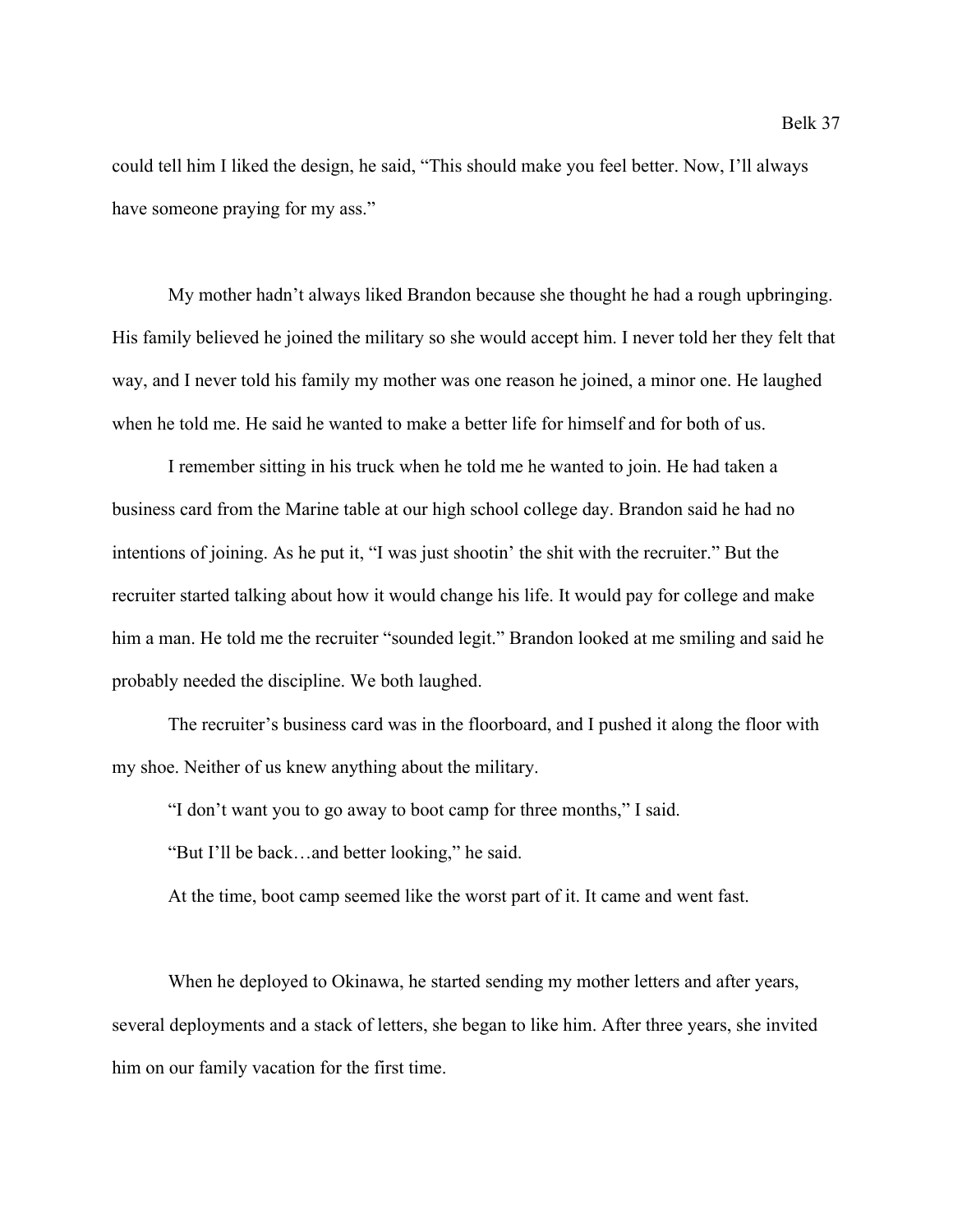could tell him I liked the design, he said, "This should make you feel better. Now, I'll always have someone praying for my ass."

My mother hadn't always liked Brandon because she thought he had a rough upbringing. His family believed he joined the military so she would accept him. I never told her they felt that way, and I never told his family my mother was one reason he joined, a minor one. He laughed when he told me. He said he wanted to make a better life for himself and for both of us.

I remember sitting in his truck when he told me he wanted to join. He had taken a business card from the Marine table at our high school college day. Brandon said he had no intentions of joining. As he put it, "I was just shootin' the shit with the recruiter." But the recruiter started talking about how it would change his life. It would pay for college and make him a man. He told me the recruiter "sounded legit." Brandon looked at me smiling and said he probably needed the discipline. We both laughed.

The recruiter's business card was in the floorboard, and I pushed it along the floor with my shoe. Neither of us knew anything about the military.

"I don't want you to go away to boot camp for three months," I said.

"But I'll be back…and better looking," he said.

At the time, boot camp seemed like the worst part of it. It came and went fast.

When he deployed to Okinawa, he started sending my mother letters and after years, several deployments and a stack of letters, she began to like him. After three years, she invited him on our family vacation for the first time.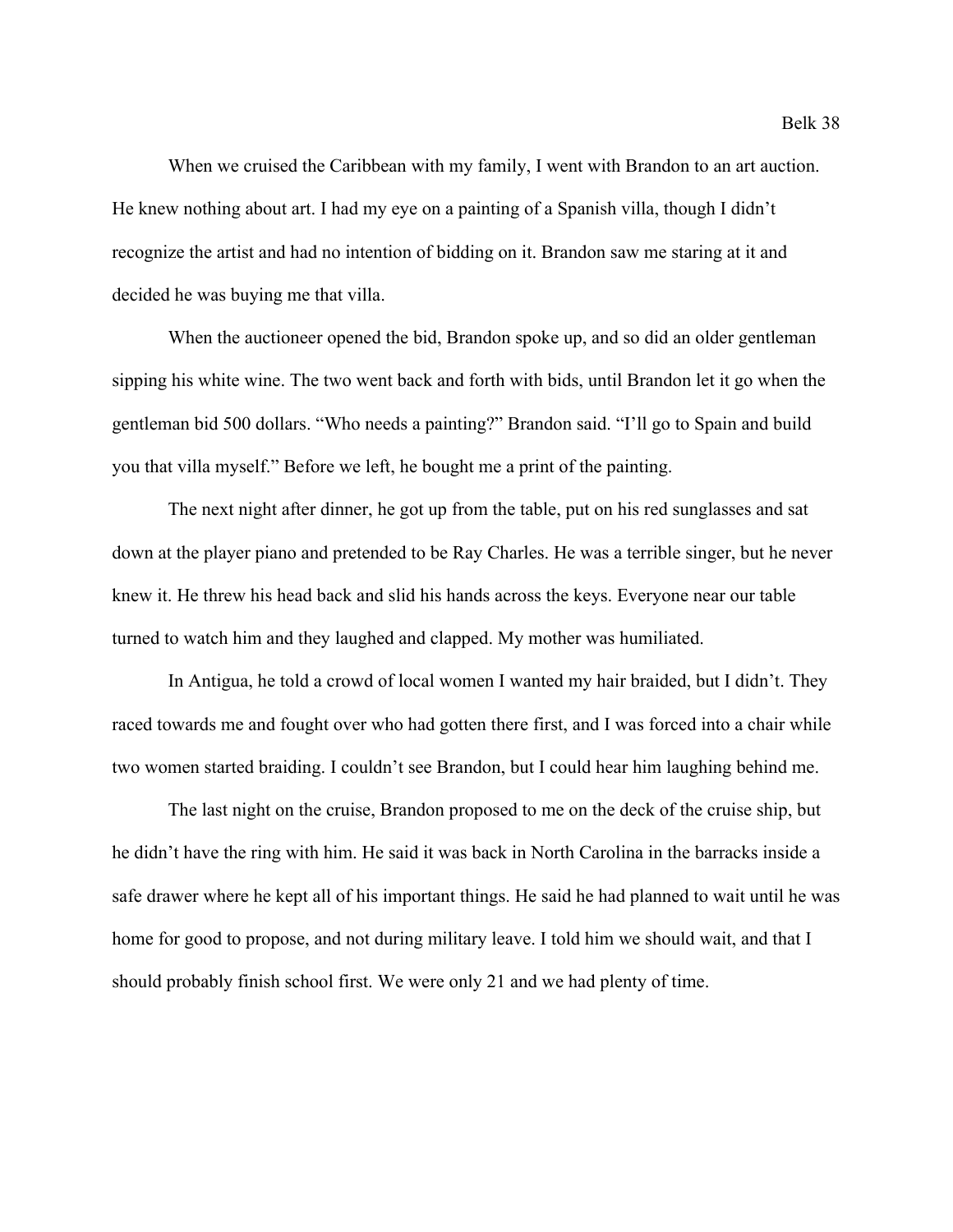When we cruised the Caribbean with my family, I went with Brandon to an art auction. He knew nothing about art. I had my eye on a painting of a Spanish villa, though I didn't recognize the artist and had no intention of bidding on it. Brandon saw me staring at it and decided he was buying me that villa.

When the auctioneer opened the bid, Brandon spoke up, and so did an older gentleman sipping his white wine. The two went back and forth with bids, until Brandon let it go when the gentleman bid 500 dollars. "Who needs a painting?" Brandon said. "I'll go to Spain and build you that villa myself." Before we left, he bought me a print of the painting.

The next night after dinner, he got up from the table, put on his red sunglasses and sat down at the player piano and pretended to be Ray Charles. He was a terrible singer, but he never knew it. He threw his head back and slid his hands across the keys. Everyone near our table turned to watch him and they laughed and clapped. My mother was humiliated.

In Antigua, he told a crowd of local women I wanted my hair braided, but I didn't. They raced towards me and fought over who had gotten there first, and I was forced into a chair while two women started braiding. I couldn't see Brandon, but I could hear him laughing behind me.

The last night on the cruise, Brandon proposed to me on the deck of the cruise ship, but he didn't have the ring with him. He said it was back in North Carolina in the barracks inside a safe drawer where he kept all of his important things. He said he had planned to wait until he was home for good to propose, and not during military leave. I told him we should wait, and that I should probably finish school first. We were only 21 and we had plenty of time.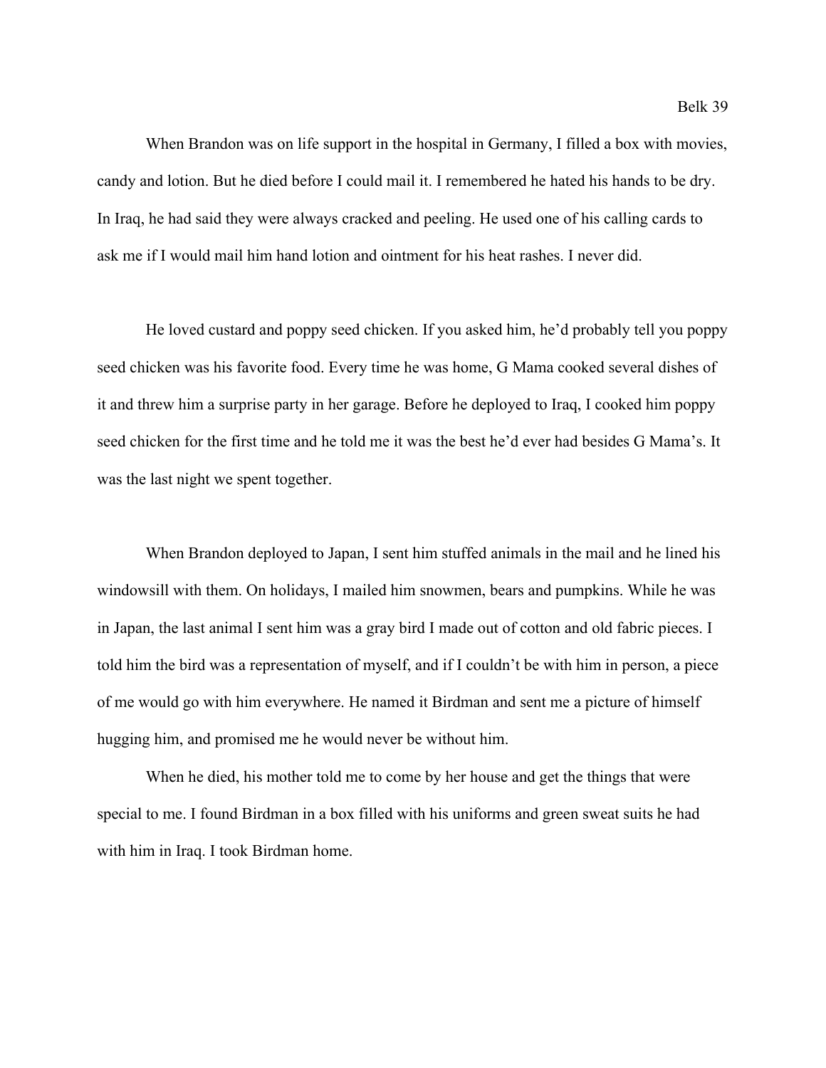When Brandon was on life support in the hospital in Germany, I filled a box with movies, candy and lotion. But he died before I could mail it. I remembered he hated his hands to be dry. In Iraq, he had said they were always cracked and peeling. He used one of his calling cards to ask me if I would mail him hand lotion and ointment for his heat rashes. I never did.

He loved custard and poppy seed chicken. If you asked him, he'd probably tell you poppy seed chicken was his favorite food. Every time he was home, G Mama cooked several dishes of it and threw him a surprise party in her garage. Before he deployed to Iraq, I cooked him poppy seed chicken for the first time and he told me it was the best he'd ever had besides G Mama's. It was the last night we spent together.

When Brandon deployed to Japan, I sent him stuffed animals in the mail and he lined his windowsill with them. On holidays, I mailed him snowmen, bears and pumpkins. While he was in Japan, the last animal I sent him was a gray bird I made out of cotton and old fabric pieces. I told him the bird was a representation of myself, and if I couldn't be with him in person, a piece of me would go with him everywhere. He named it Birdman and sent me a picture of himself hugging him, and promised me he would never be without him.

When he died, his mother told me to come by her house and get the things that were special to me. I found Birdman in a box filled with his uniforms and green sweat suits he had with him in Iraq. I took Birdman home.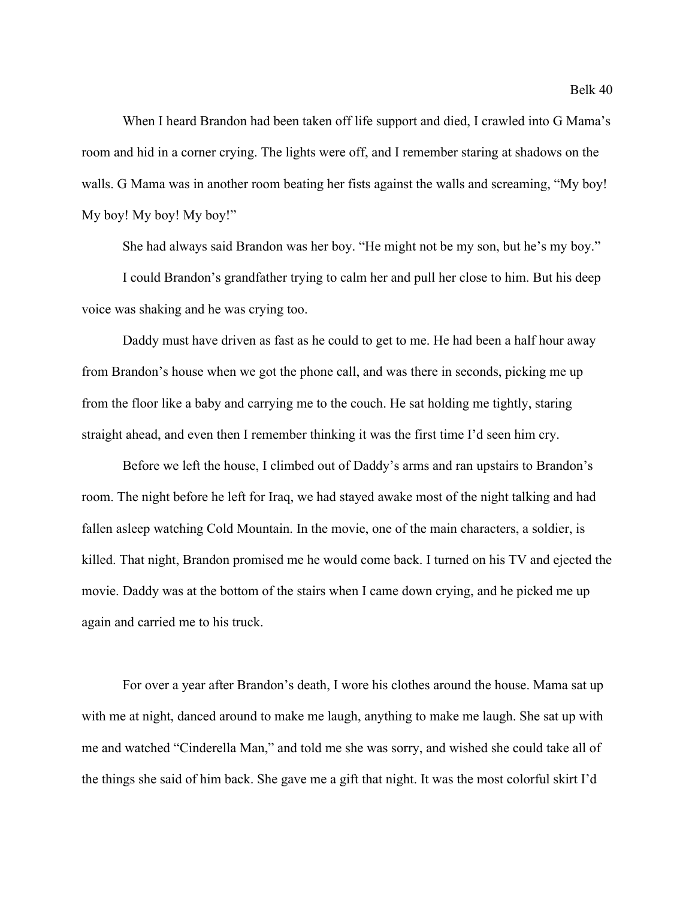When I heard Brandon had been taken off life support and died, I crawled into G Mama's room and hid in a corner crying. The lights were off, and I remember staring at shadows on the walls. G Mama was in another room beating her fists against the walls and screaming, "My boy! My boy! My boy! My boy!"

She had always said Brandon was her boy. "He might not be my son, but he's my boy."

I could Brandon's grandfather trying to calm her and pull her close to him. But his deep voice was shaking and he was crying too.

Daddy must have driven as fast as he could to get to me. He had been a half hour away from Brandon's house when we got the phone call, and was there in seconds, picking me up from the floor like a baby and carrying me to the couch. He sat holding me tightly, staring straight ahead, and even then I remember thinking it was the first time I'd seen him cry.

Before we left the house, I climbed out of Daddy's arms and ran upstairs to Brandon's room. The night before he left for Iraq, we had stayed awake most of the night talking and had fallen asleep watching Cold Mountain. In the movie, one of the main characters, a soldier, is killed. That night, Brandon promised me he would come back. I turned on his TV and ejected the movie. Daddy was at the bottom of the stairs when I came down crying, and he picked me up again and carried me to his truck.

For over a year after Brandon's death, I wore his clothes around the house. Mama sat up with me at night, danced around to make me laugh, anything to make me laugh. She sat up with me and watched "Cinderella Man," and told me she was sorry, and wished she could take all of the things she said of him back. She gave me a gift that night. It was the most colorful skirt I'd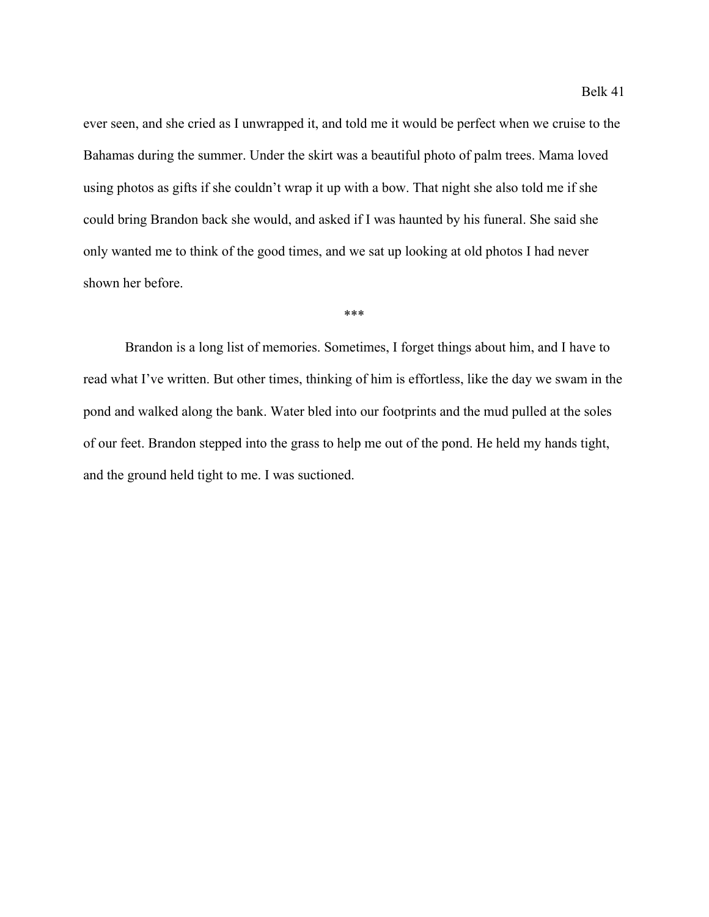ever seen, and she cried as I unwrapped it, and told me it would be perfect when we cruise to the Bahamas during the summer. Under the skirt was a beautiful photo of palm trees. Mama loved using photos as gifts if she couldn't wrap it up with a bow. That night she also told me if she could bring Brandon back she would, and asked if I was haunted by his funeral. She said she only wanted me to think of the good times, and we sat up looking at old photos I had never shown her before.

***

Brandon is a long list of memories. Sometimes, I forget things about him, and I have to read what I've written. But other times, thinking of him is effortless, like the day we swam in the pond and walked along the bank. Water bled into our footprints and the mud pulled at the soles of our feet. Brandon stepped into the grass to help me out of the pond. He held my hands tight, and the ground held tight to me. I was suctioned.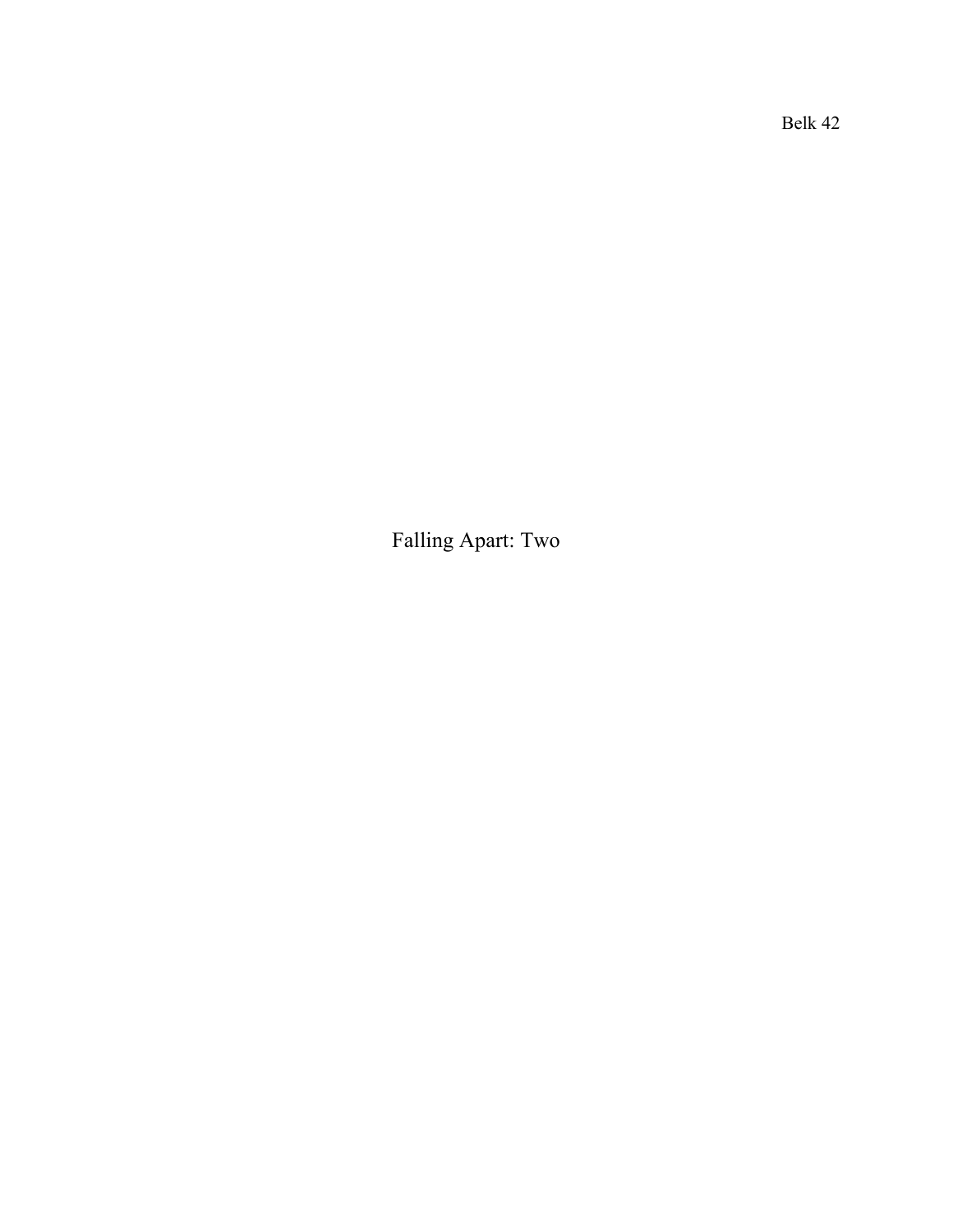# Falling Apart: Two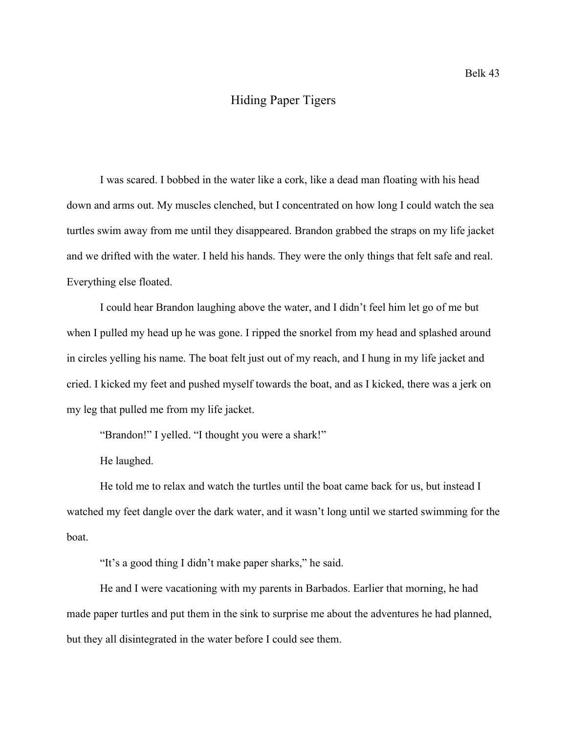# Hiding Paper Tigers

I was scared. I bobbed in the water like a cork, like a dead man floating with his head down and arms out. My muscles clenched, but I concentrated on how long I could watch the sea turtles swim away from me until they disappeared. Brandon grabbed the straps on my life jacket and we drifted with the water. I held his hands. They were the only things that felt safe and real. Everything else floated.

I could hear Brandon laughing above the water, and I didn't feel him let go of me but when I pulled my head up he was gone. I ripped the snorkel from my head and splashed around in circles yelling his name. The boat felt just out of my reach, and I hung in my life jacket and cried. I kicked my feet and pushed myself towards the boat, and as I kicked, there was a jerk on my leg that pulled me from my life jacket.

"Brandon!" I yelled. "I thought you were a shark!"

He laughed.

He told me to relax and watch the turtles until the boat came back for us, but instead I watched my feet dangle over the dark water, and it wasn't long until we started swimming for the boat.

"It's a good thing I didn't make paper sharks," he said.

He and I were vacationing with my parents in Barbados. Earlier that morning, he had made paper turtles and put them in the sink to surprise me about the adventures he had planned, but they all disintegrated in the water before I could see them.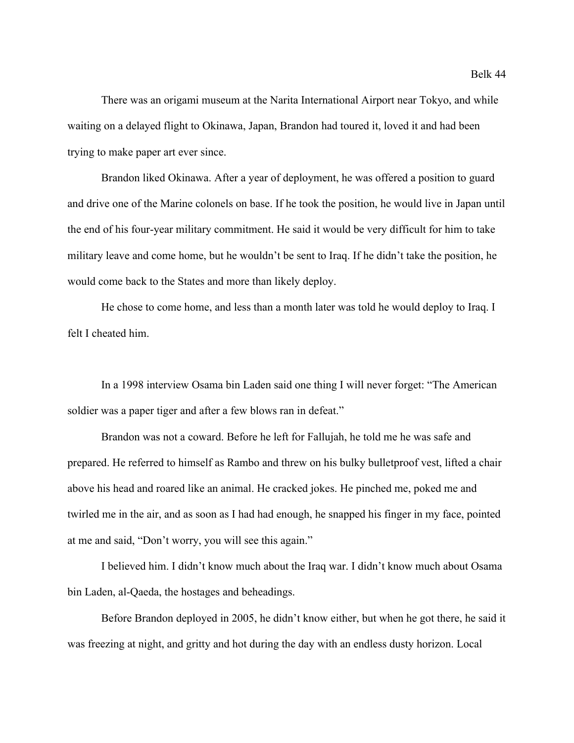There was an origami museum at the Narita International Airport near Tokyo, and while waiting on a delayed flight to Okinawa, Japan, Brandon had toured it, loved it and had been trying to make paper art ever since.

Brandon liked Okinawa. After a year of deployment, he was offered a position to guard and drive one of the Marine colonels on base. If he took the position, he would live in Japan until the end of his four-year military commitment. He said it would be very difficult for him to take military leave and come home, but he wouldn't be sent to Iraq. If he didn't take the position, he would come back to the States and more than likely deploy.

He chose to come home, and less than a month later was told he would deploy to Iraq. I felt I cheated him.

In a 1998 interview Osama bin Laden said one thing I will never forget: "The American soldier was a paper tiger and after a few blows ran in defeat."

Brandon was not a coward. Before he left for Fallujah, he told me he was safe and prepared. He referred to himself as Rambo and threw on his bulky bulletproof vest, lifted a chair above his head and roared like an animal. He cracked jokes. He pinched me, poked me and twirled me in the air, and as soon as I had had enough, he snapped his finger in my face, pointed at me and said, "Don't worry, you will see this again."

I believed him. I didn't know much about the Iraq war. I didn't know much about Osama bin Laden, al-Qaeda, the hostages and beheadings.

Before Brandon deployed in 2005, he didn't know either, but when he got there, he said it was freezing at night, and gritty and hot during the day with an endless dusty horizon. Local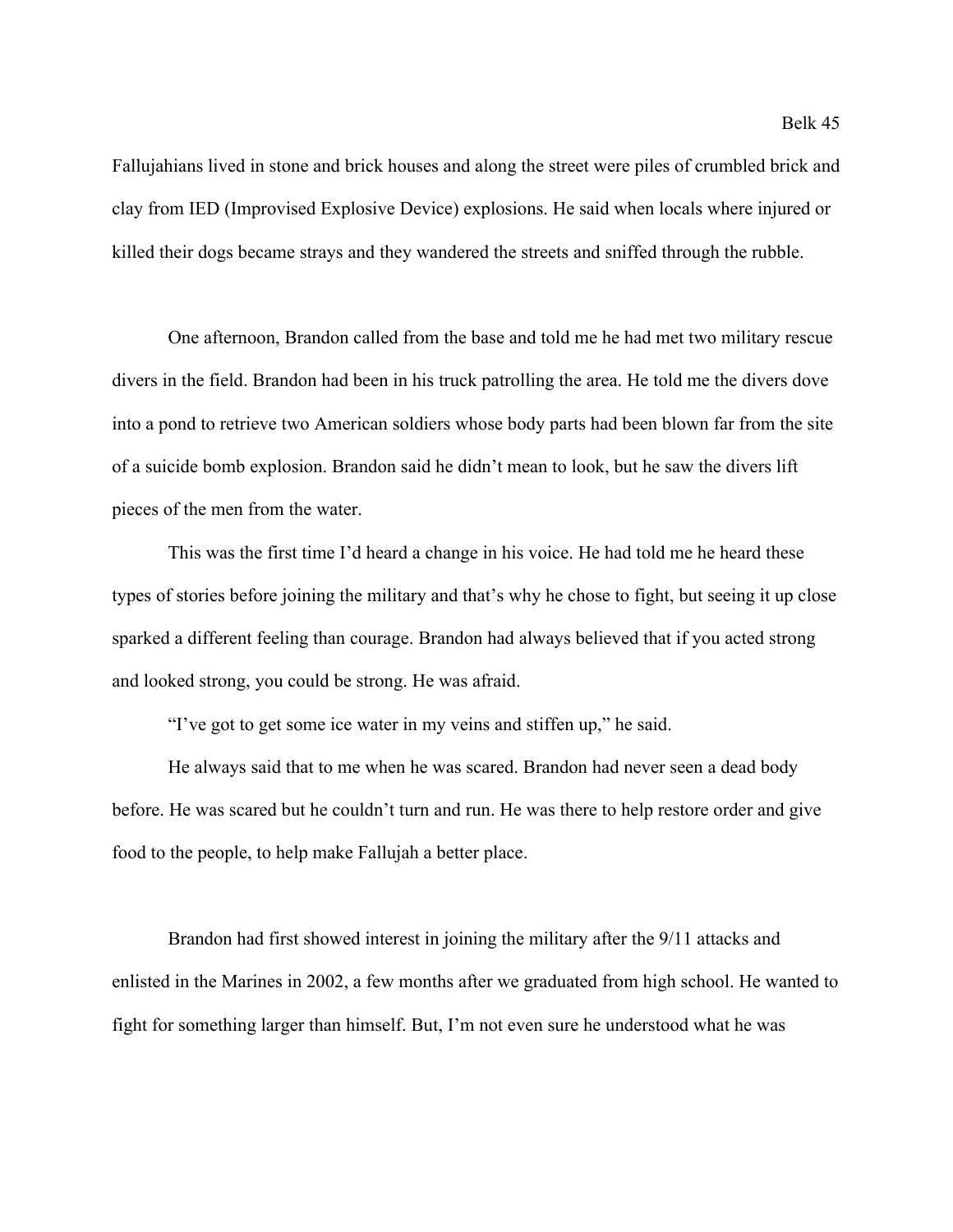Fallujahians lived in stone and brick houses and along the street were piles of crumbled brick and clay from IED (Improvised Explosive Device) explosions. He said when locals where injured or killed their dogs became strays and they wandered the streets and sniffed through the rubble.

One afternoon, Brandon called from the base and told me he had met two military rescue divers in the field. Brandon had been in his truck patrolling the area. He told me the divers dove into a pond to retrieve two American soldiers whose body parts had been blown far from the site of a suicide bomb explosion. Brandon said he didn't mean to look, but he saw the divers lift pieces of the men from the water.

This was the first time I'd heard a change in his voice. He had told me he heard these types of stories before joining the military and that's why he chose to fight, but seeing it up close sparked a different feeling than courage. Brandon had always believed that if you acted strong and looked strong, you could be strong. He was afraid.

"I've got to get some ice water in my veins and stiffen up," he said.

He always said that to me when he was scared. Brandon had never seen a dead body before. He was scared but he couldn't turn and run. He was there to help restore order and give food to the people, to help make Fallujah a better place.

Brandon had first showed interest in joining the military after the 9/11 attacks and enlisted in the Marines in 2002, a few months after we graduated from high school. He wanted to fight for something larger than himself. But, I'm not even sure he understood what he was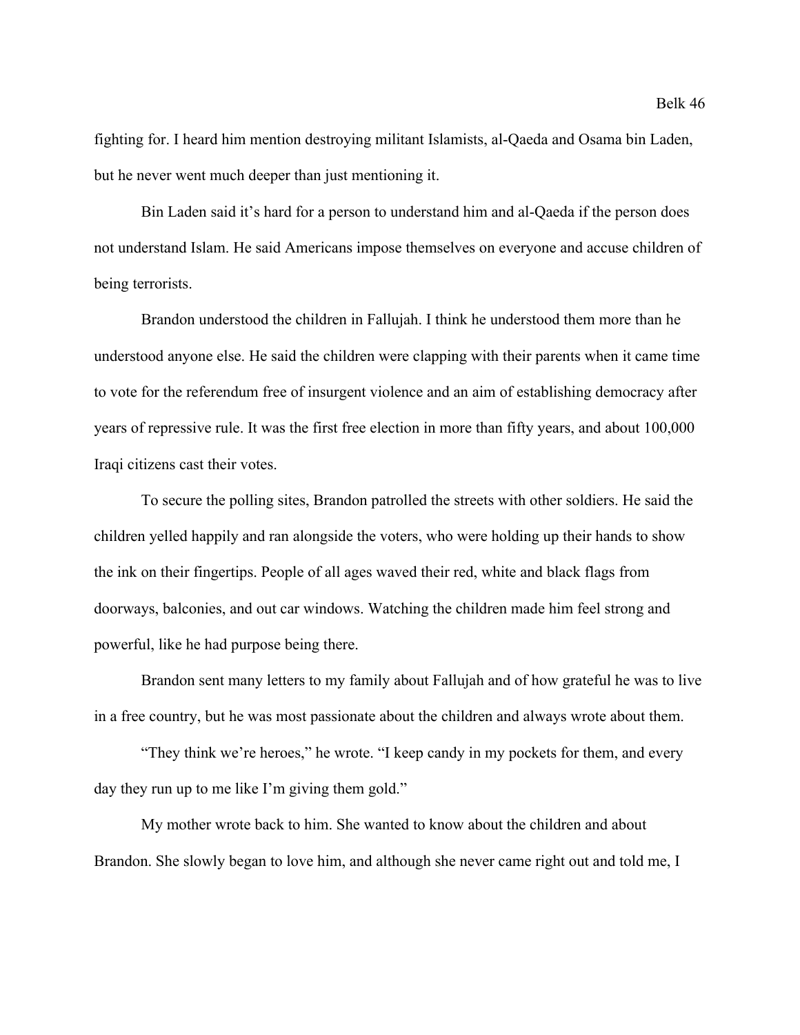fighting for. I heard him mention destroying militant Islamists, al-Qaeda and Osama bin Laden, but he never went much deeper than just mentioning it.

Bin Laden said it's hard for a person to understand him and al-Qaeda if the person does not understand Islam. He said Americans impose themselves on everyone and accuse children of being terrorists.

Brandon understood the children in Fallujah. I think he understood them more than he understood anyone else. He said the children were clapping with their parents when it came time to vote for the referendum free of insurgent violence and an aim of establishing democracy after years of repressive rule. It was the first free election in more than fifty years, and about 100,000 Iraqi citizens cast their votes.

To secure the polling sites, Brandon patrolled the streets with other soldiers. He said the children yelled happily and ran alongside the voters, who were holding up their hands to show the ink on their fingertips. People of all ages waved their red, white and black flags from doorways, balconies, and out car windows. Watching the children made him feel strong and powerful, like he had purpose being there.

Brandon sent many letters to my family about Fallujah and of how grateful he was to live in a free country, but he was most passionate about the children and always wrote about them.

"They think we're heroes," he wrote. "I keep candy in my pockets for them, and every day they run up to me like I'm giving them gold."

My mother wrote back to him. She wanted to know about the children and about Brandon. She slowly began to love him, and although she never came right out and told me, I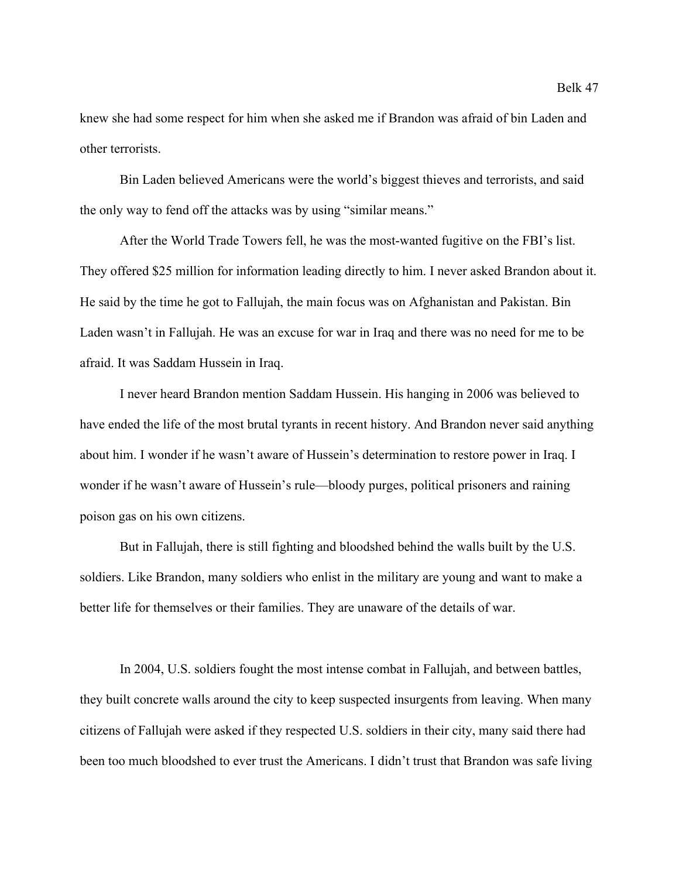knew she had some respect for him when she asked me if Brandon was afraid of bin Laden and other terrorists.

Bin Laden believed Americans were the world's biggest thieves and terrorists, and said the only way to fend off the attacks was by using "similar means."

After the World Trade Towers fell, he was the most-wanted fugitive on the FBI's list. They offered $25 million for information leading directly to him. I never asked Brandon about it. He said by the time he got to Fallujah, the main focus was on Afghanistan and Pakistan. Bin Laden wasn't in Fallujah. He was an excuse for war in Iraq and there was no need for me to be afraid. It was Saddam Hussein in Iraq.

I never heard Brandon mention Saddam Hussein. His hanging in 2006 was believed to have ended the life of the most brutal tyrants in recent history. And Brandon never said anything about him. I wonder if he wasn't aware of Hussein's determination to restore power in Iraq. I wonder if he wasn't aware of Hussein's rule—bloody purges, political prisoners and raining poison gas on his own citizens.

But in Fallujah, there is still fighting and bloodshed behind the walls built by the U.S. soldiers. Like Brandon, many soldiers who enlist in the military are young and want to make a better life for themselves or their families. They are unaware of the details of war.

In 2004, U.S. soldiers fought the most intense combat in Fallujah, and between battles, they built concrete walls around the city to keep suspected insurgents from leaving. When many citizens of Fallujah were asked if they respected U.S. soldiers in their city, many said there had been too much bloodshed to ever trust the Americans. I didn't trust that Brandon was safe living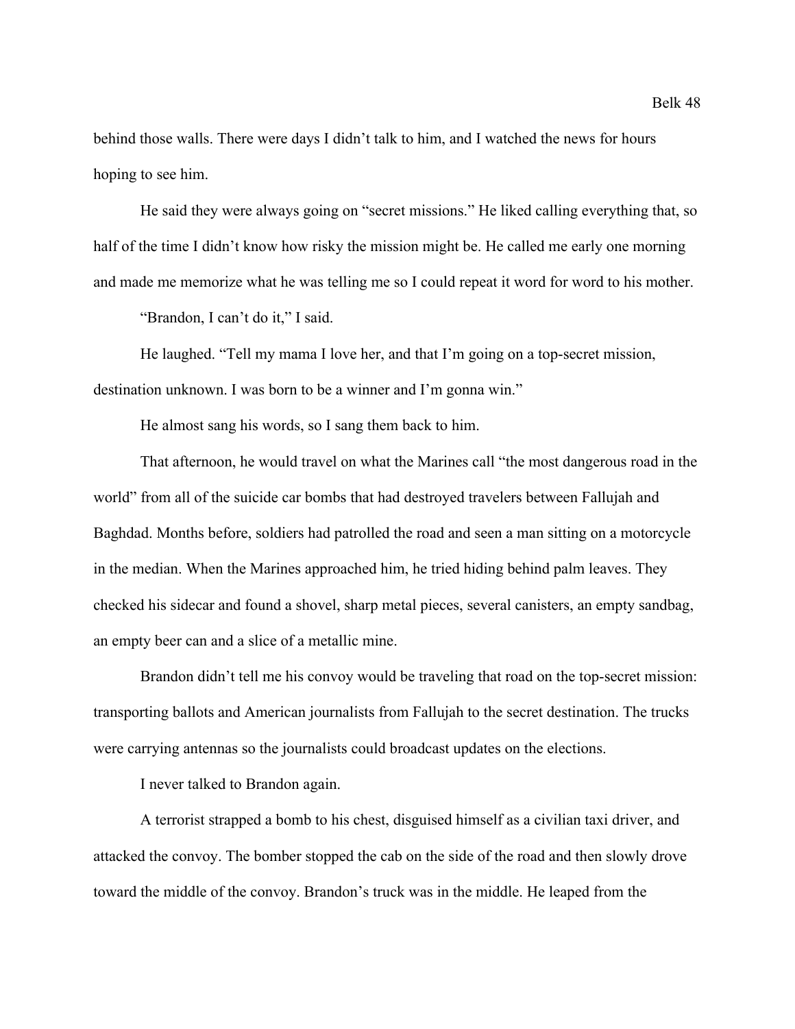behind those walls. There were days I didn't talk to him, and I watched the news for hours hoping to see him.

He said they were always going on "secret missions." He liked calling everything that, so half of the time I didn't know how risky the mission might be. He called me early one morning and made me memorize what he was telling me so I could repeat it word for word to his mother.

"Brandon, I can't do it," I said.

He laughed. "Tell my mama I love her, and that I'm going on a top-secret mission, destination unknown. I was born to be a winner and I'm gonna win."

He almost sang his words, so I sang them back to him.

That afternoon, he would travel on what the Marines call "the most dangerous road in the world" from all of the suicide car bombs that had destroyed travelers between Fallujah and Baghdad. Months before, soldiers had patrolled the road and seen a man sitting on a motorcycle in the median. When the Marines approached him, he tried hiding behind palm leaves. They checked his sidecar and found a shovel, sharp metal pieces, several canisters, an empty sandbag, an empty beer can and a slice of a metallic mine.

Brandon didn't tell me his convoy would be traveling that road on the top-secret mission: transporting ballots and American journalists from Fallujah to the secret destination. The trucks were carrying antennas so the journalists could broadcast updates on the elections.

I never talked to Brandon again.

A terrorist strapped a bomb to his chest, disguised himself as a civilian taxi driver, and attacked the convoy. The bomber stopped the cab on the side of the road and then slowly drove toward the middle of the convoy. Brandon's truck was in the middle. He leaped from the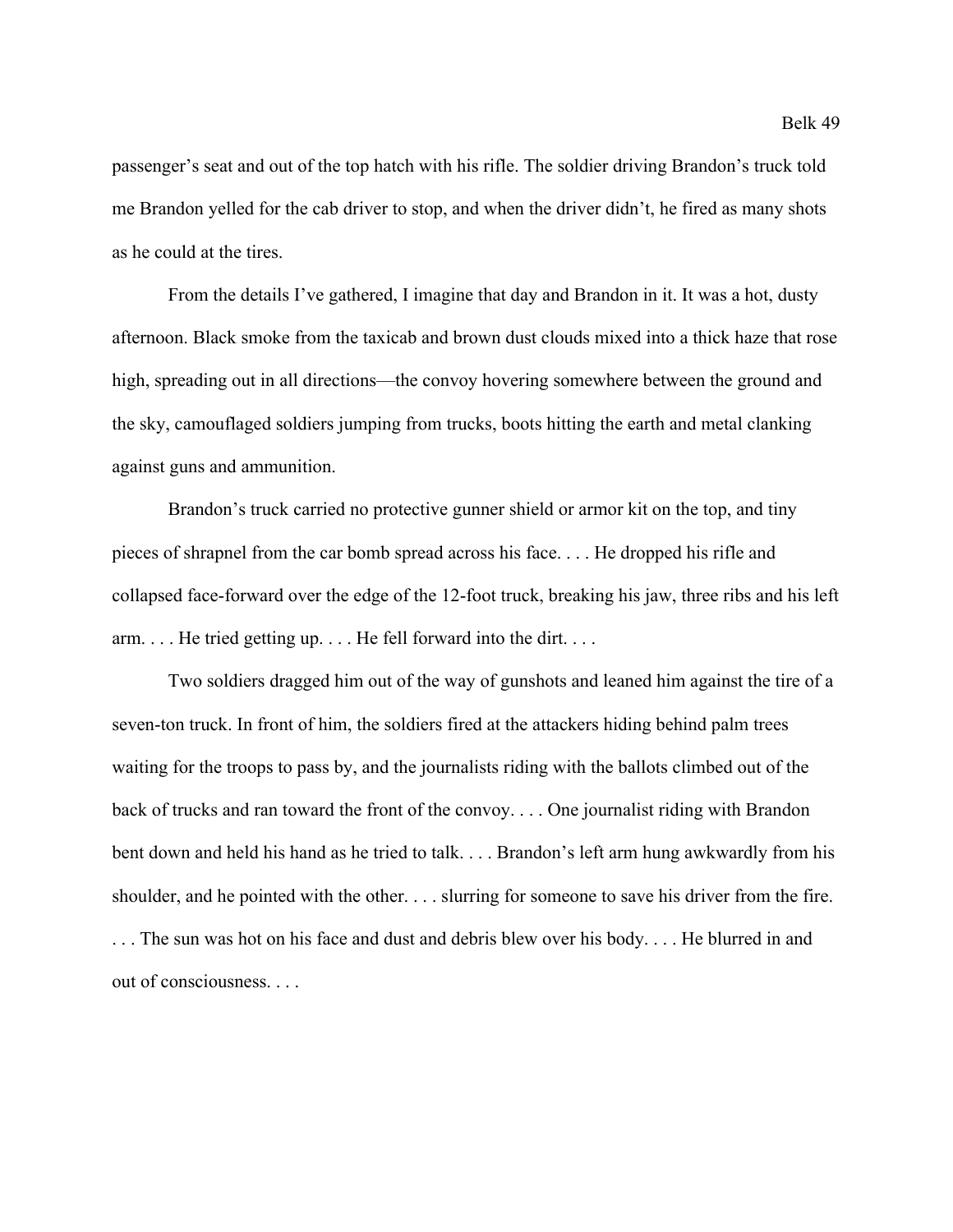passenger's seat and out of the top hatch with his rifle. The soldier driving Brandon's truck told me Brandon yelled for the cab driver to stop, and when the driver didn't, he fired as many shots as he could at the tires.

From the details I've gathered, I imagine that day and Brandon in it. It was a hot, dusty afternoon. Black smoke from the taxicab and brown dust clouds mixed into a thick haze that rose high, spreading out in all directions—the convoy hovering somewhere between the ground and the sky, camouflaged soldiers jumping from trucks, boots hitting the earth and metal clanking against guns and ammunition.

Brandon's truck carried no protective gunner shield or armor kit on the top, and tiny pieces of shrapnel from the car bomb spread across his face. . . . He dropped his rifle and collapsed face-forward over the edge of the 12-foot truck, breaking his jaw, three ribs and his left arm. . . . He tried getting up. . . . He fell forward into the dirt. . . .

Two soldiers dragged him out of the way of gunshots and leaned him against the tire of a seven-ton truck. In front of him, the soldiers fired at the attackers hiding behind palm trees waiting for the troops to pass by, and the journalists riding with the ballots climbed out of the back of trucks and ran toward the front of the convoy. . . . One journalist riding with Brandon bent down and held his hand as he tried to talk. . . . Brandon's left arm hung awkwardly from his shoulder, and he pointed with the other. . . . slurring for someone to save his driver from the fire. . . . The sun was hot on his face and dust and debris blew over his body. . . . He blurred in and out of consciousness. . . .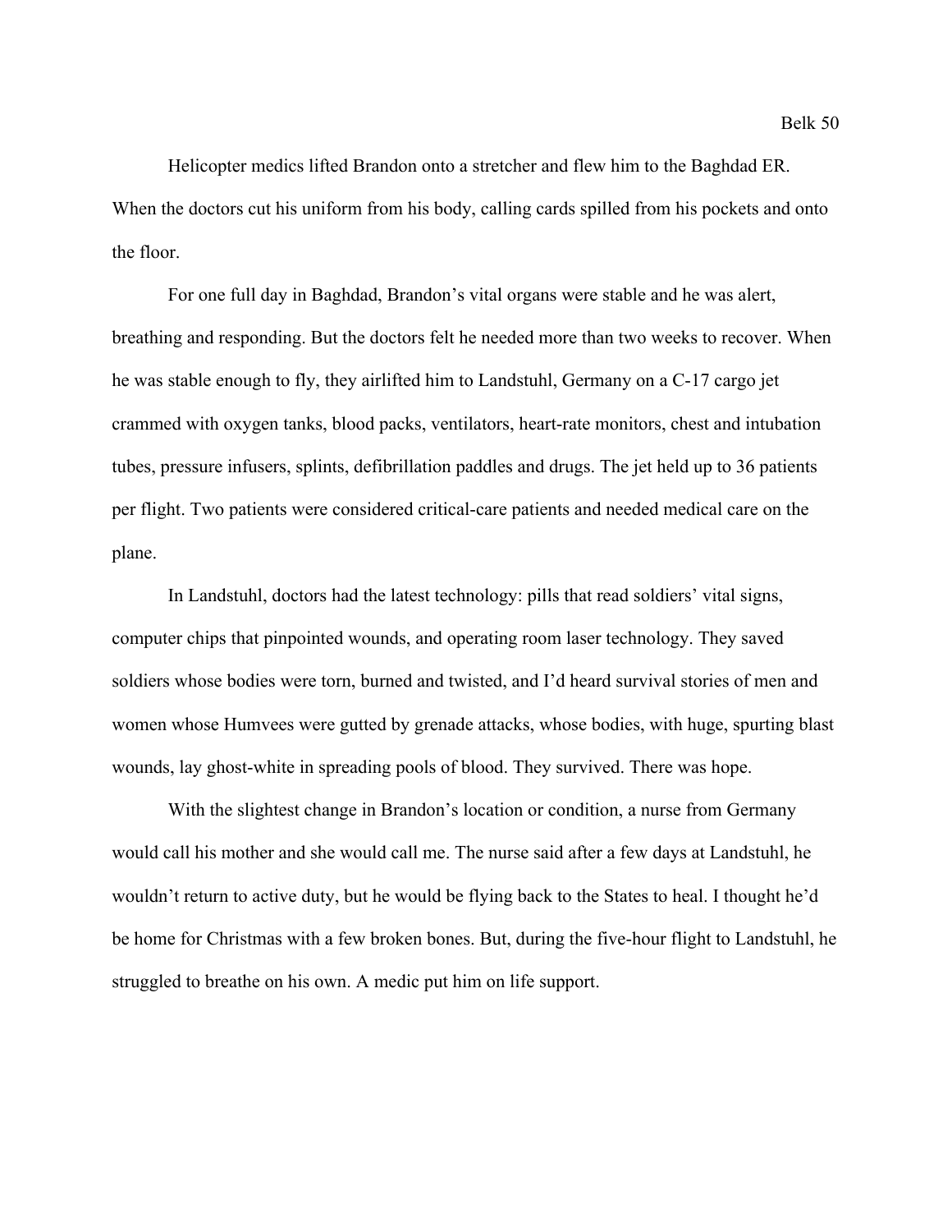Helicopter medics lifted Brandon onto a stretcher and flew him to the Baghdad ER. When the doctors cut his uniform from his body, calling cards spilled from his pockets and onto the floor.

For one full day in Baghdad, Brandon's vital organs were stable and he was alert, breathing and responding. But the doctors felt he needed more than two weeks to recover. When he was stable enough to fly, they airlifted him to Landstuhl, Germany on a C-17 cargo jet crammed with oxygen tanks, blood packs, ventilators, heart-rate monitors, chest and intubation tubes, pressure infusers, splints, defibrillation paddles and drugs. The jet held up to 36 patients per flight. Two patients were considered critical-care patients and needed medical care on the plane.

In Landstuhl, doctors had the latest technology: pills that read soldiers' vital signs, computer chips that pinpointed wounds, and operating room laser technology. They saved soldiers whose bodies were torn, burned and twisted, and I'd heard survival stories of men and women whose Humvees were gutted by grenade attacks, whose bodies, with huge, spurting blast wounds, lay ghost-white in spreading pools of blood. They survived. There was hope.

With the slightest change in Brandon's location or condition, a nurse from Germany would call his mother and she would call me. The nurse said after a few days at Landstuhl, he wouldn't return to active duty, but he would be flying back to the States to heal. I thought he'd be home for Christmas with a few broken bones. But, during the five-hour flight to Landstuhl, he struggled to breathe on his own. A medic put him on life support.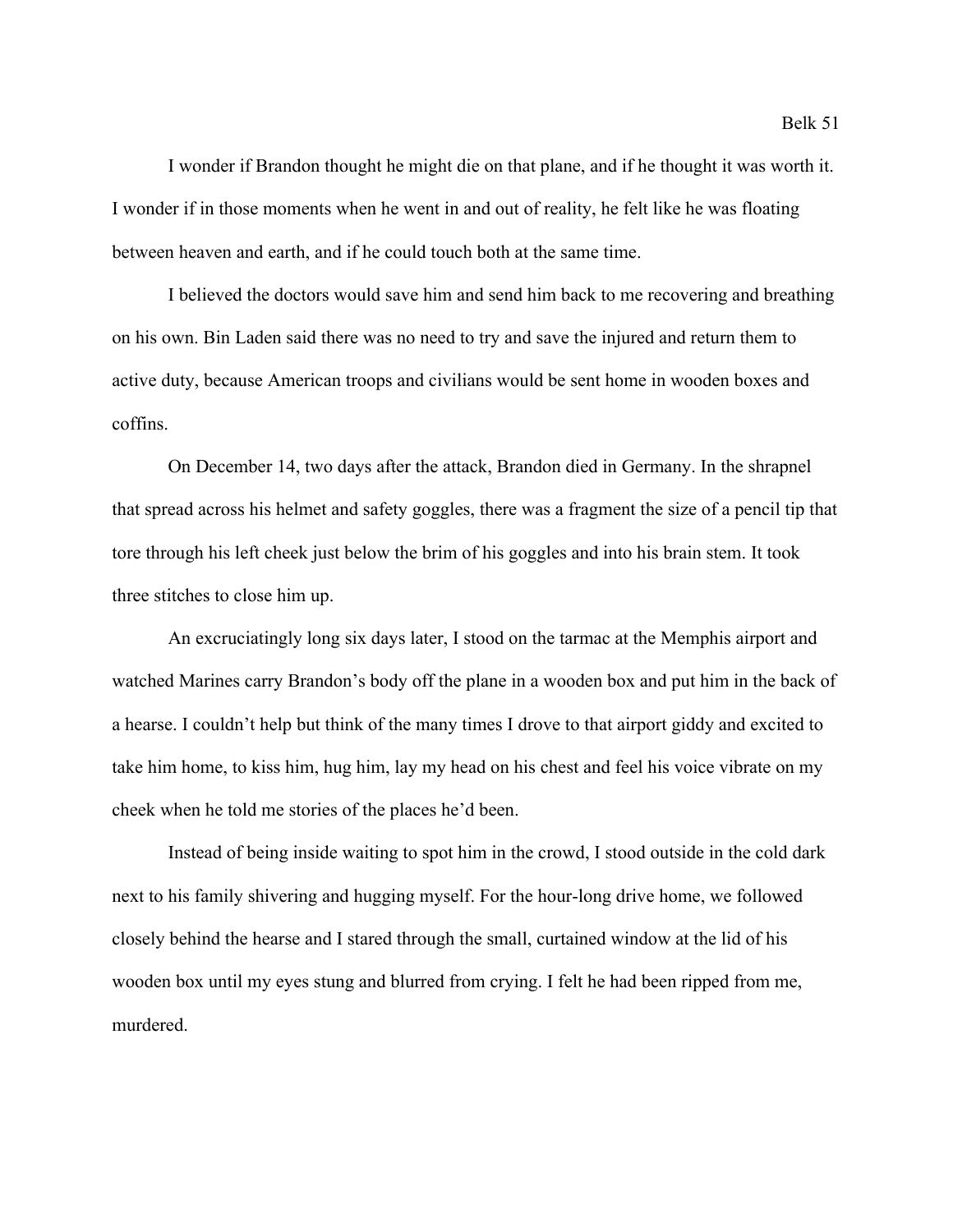I wonder if Brandon thought he might die on that plane, and if he thought it was worth it. I wonder if in those moments when he went in and out of reality, he felt like he was floating between heaven and earth, and if he could touch both at the same time.

I believed the doctors would save him and send him back to me recovering and breathing on his own. Bin Laden said there was no need to try and save the injured and return them to active duty, because American troops and civilians would be sent home in wooden boxes and coffins.

On December 14, two days after the attack, Brandon died in Germany. In the shrapnel that spread across his helmet and safety goggles, there was a fragment the size of a pencil tip that tore through his left cheek just below the brim of his goggles and into his brain stem. It took three stitches to close him up.

An excruciatingly long six days later, I stood on the tarmac at the Memphis airport and watched Marines carry Brandon's body off the plane in a wooden box and put him in the back of a hearse. I couldn't help but think of the many times I drove to that airport giddy and excited to take him home, to kiss him, hug him, lay my head on his chest and feel his voice vibrate on my cheek when he told me stories of the places he'd been.

Instead of being inside waiting to spot him in the crowd, I stood outside in the cold dark next to his family shivering and hugging myself. For the hour-long drive home, we followed closely behind the hearse and I stared through the small, curtained window at the lid of his wooden box until my eyes stung and blurred from crying. I felt he had been ripped from me, murdered.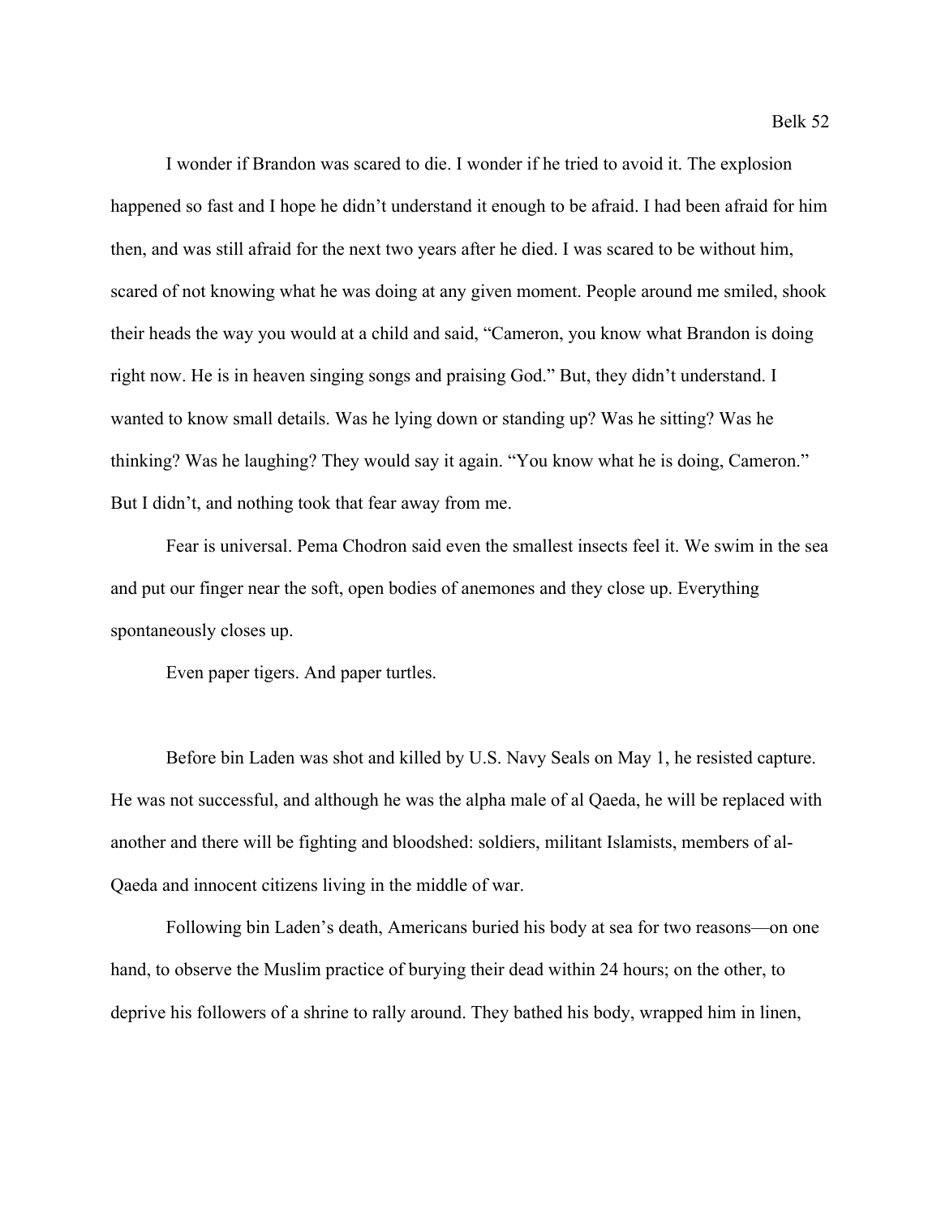I wonder if Brandon was scared to die. I wonder if he tried to avoid it. The explosion happened so fast and I hope he didn't understand it enough to be afraid. I had been afraid for him then, and was still afraid for the next two years after he died. I was scared to be without him, scared of not knowing what he was doing at any given moment. People around me smiled, shook their heads the way you would at a child and said, "Cameron, you know what Brandon is doing right now. He is in heaven singing songs and praising God." But, they didn't understand. I wanted to know small details. Was he lying down or standing up? Was he sitting? Was he thinking? Was he laughing? They would say it again. "You know what he is doing, Cameron." But I didn't, and nothing took that fear away from me.

Fear is universal. Pema Chodron said even the smallest insects feel it. We swim in the sea and put our finger near the soft, open bodies of anemones and they close up. Everything spontaneously closes up.

Even paper tigers. And paper turtles.

Before bin Laden was shot and killed by U.S. Navy Seals on May 1, he resisted capture. He was not successful, and although he was the alpha male of al Qaeda, he will be replaced with another and there will be fighting and bloodshed: soldiers, militant Islamists, members of al-Qaeda and innocent citizens living in the middle of war.

Following bin Laden's death, Americans buried his body at sea for two reasons—on one hand, to observe the Muslim practice of burying their dead within 24 hours; on the other, to deprive his followers of a shrine to rally around. They bathed his body, wrapped him in linen,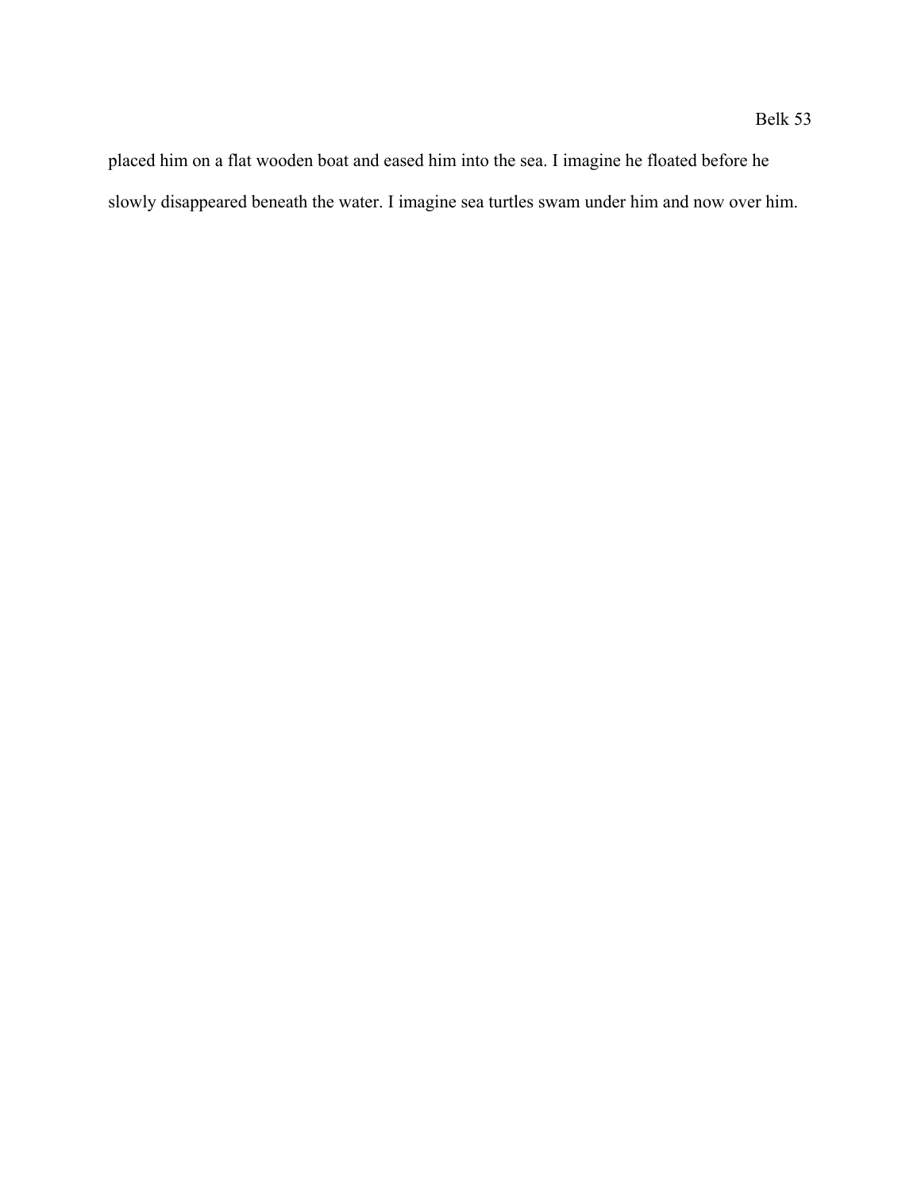placed him on a flat wooden boat and eased him into the sea. I imagine he floated before he slowly disappeared beneath the water. I imagine sea turtles swam under him and now over him.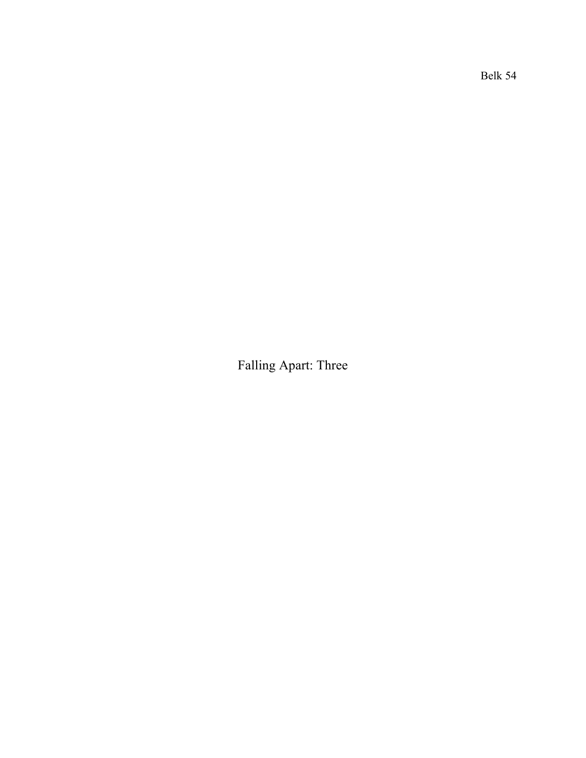# Falling Apart: Three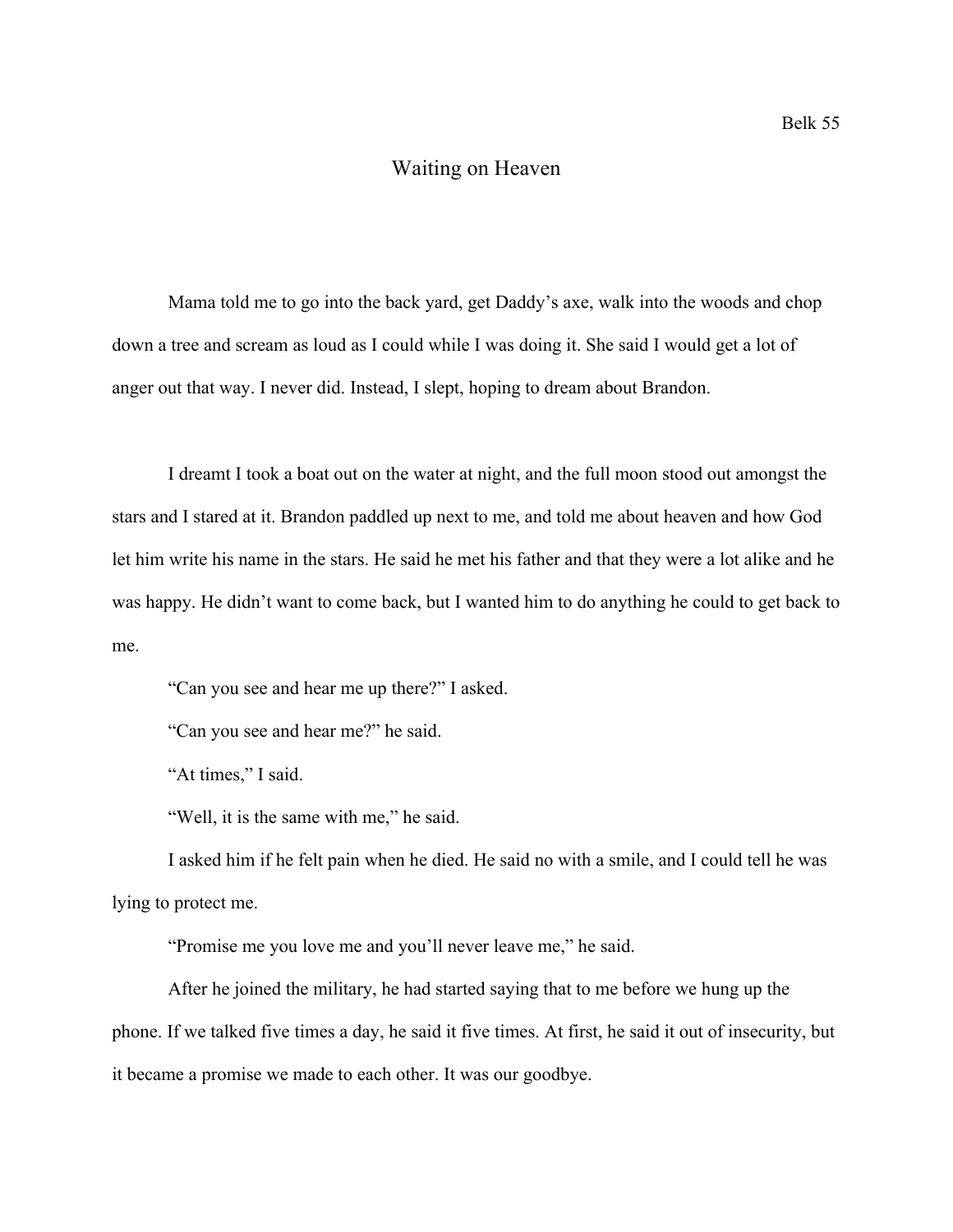# Waiting on Heaven

Mama told me to go into the back yard, get Daddy's axe, walk into the woods and chop down a tree and scream as loud as I could while I was doing it. She said I would get a lot of anger out that way. I never did. Instead, I slept, hoping to dream about Brandon.

I dreamt I took a boat out on the water at night, and the full moon stood out amongst the stars and I stared at it. Brandon paddled up next to me, and told me about heaven and how God let him write his name in the stars. He said he met his father and that they were a lot alike and he was happy. He didn't want to come back, but I wanted him to do anything he could to get back to me.

"Can you see and hear me up there?" I asked.

"Can you see and hear me?" he said.

"At times," I said.

"Well, it is the same with me," he said.

I asked him if he felt pain when he died. He said no with a smile, and I could tell he was lying to protect me.

"Promise me you love me and you'll never leave me," he said.

After he joined the military, he had started saying that to me before we hung up the phone. If we talked five times a day, he said it five times. At first, he said it out of insecurity, but it became a promise we made to each other. It was our goodbye.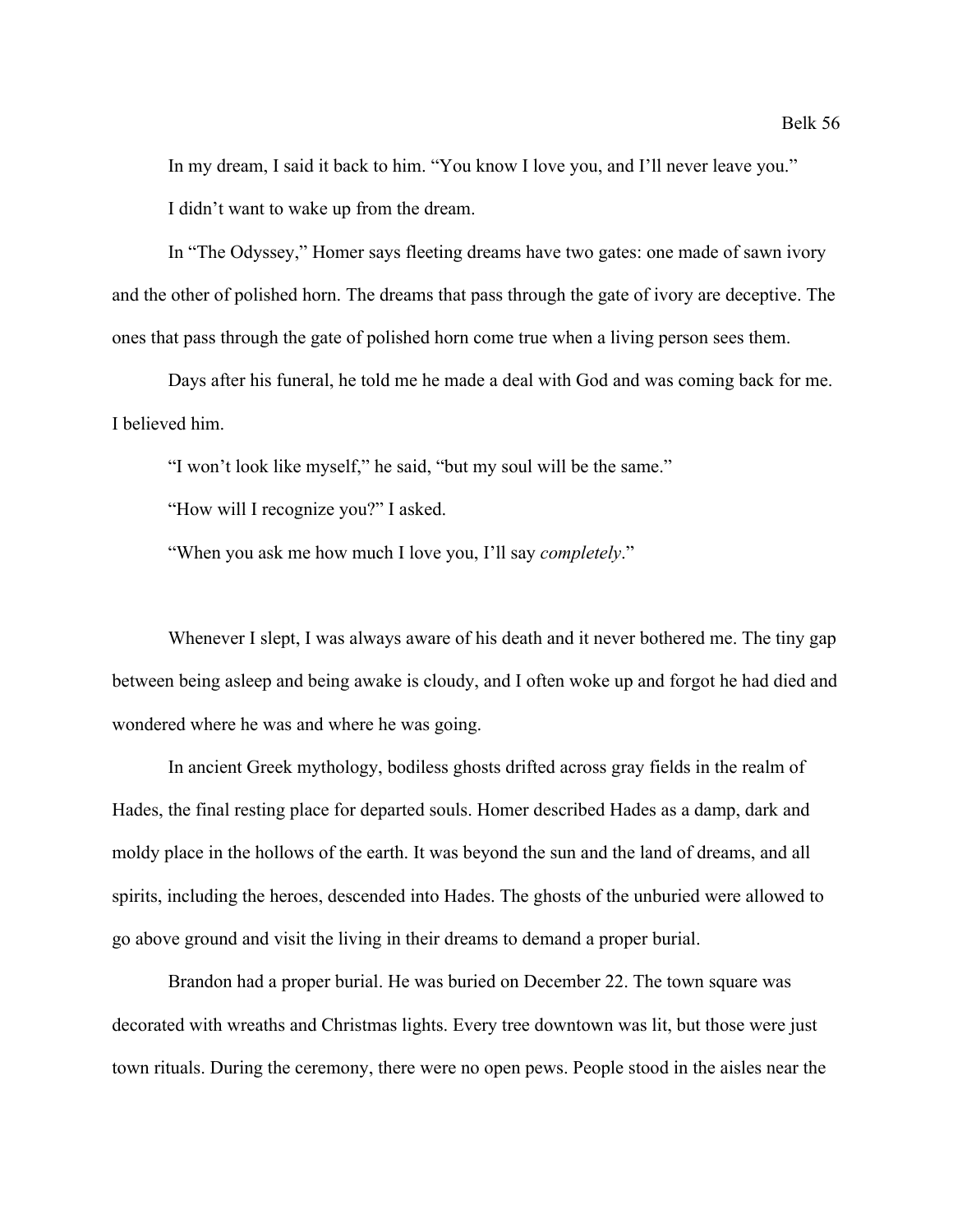In my dream, I said it back to him. "You know I love you, and I'll never leave you."

I didn't want to wake up from the dream.

In "The Odyssey," Homer says fleeting dreams have two gates: one made of sawn ivory and the other of polished horn. The dreams that pass through the gate of ivory are deceptive. The ones that pass through the gate of polished horn come true when a living person sees them.

Days after his funeral, he told me he made a deal with God and was coming back for me. I believed him.

"I won't look like myself," he said, "but my soul will be the same."

"How will I recognize you?" I asked.

"When you ask me how much I love you, I'll say *completely*."

Whenever I slept, I was always aware of his death and it never bothered me. The tiny gap between being asleep and being awake is cloudy, and I often woke up and forgot he had died and wondered where he was and where he was going.

In ancient Greek mythology, bodiless ghosts drifted across gray fields in the realm of Hades, the final resting place for departed souls. Homer described Hades as a damp, dark and moldy place in the hollows of the earth. It was beyond the sun and the land of dreams, and all spirits, including the heroes, descended into Hades. The ghosts of the unburied were allowed to go above ground and visit the living in their dreams to demand a proper burial.

Brandon had a proper burial. He was buried on December 22. The town square was decorated with wreaths and Christmas lights. Every tree downtown was lit, but those were just town rituals. During the ceremony, there were no open pews. People stood in the aisles near the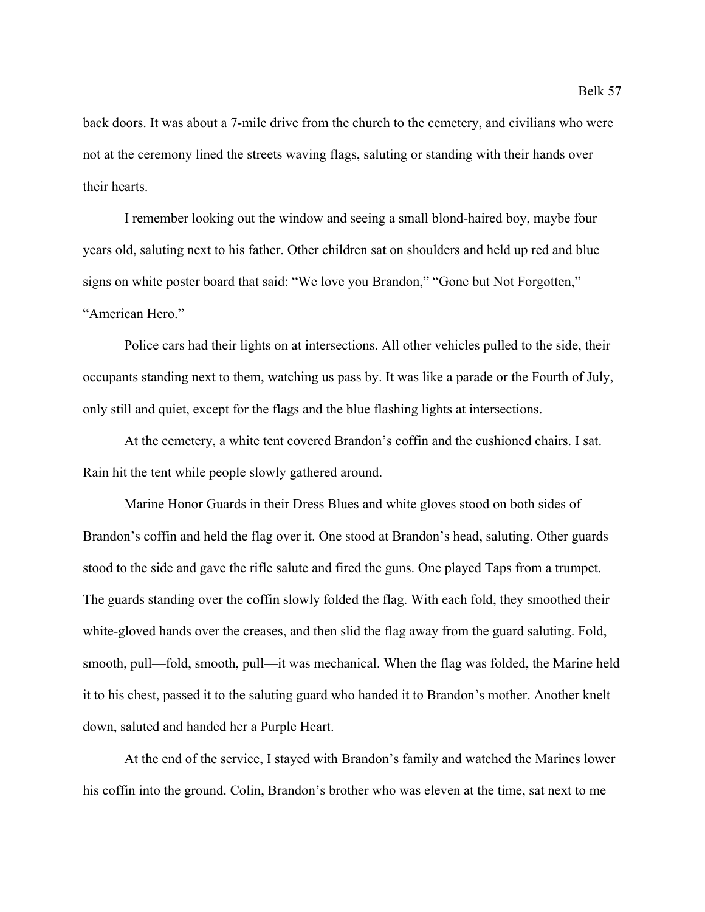back doors. It was about a 7-mile drive from the church to the cemetery, and civilians who were not at the ceremony lined the streets waving flags, saluting or standing with their hands over their hearts.

I remember looking out the window and seeing a small blond-haired boy, maybe four years old, saluting next to his father. Other children sat on shoulders and held up red and blue signs on white poster board that said: "We love you Brandon," "Gone but Not Forgotten," "American Hero."

Police cars had their lights on at intersections. All other vehicles pulled to the side, their occupants standing next to them, watching us pass by. It was like a parade or the Fourth of July, only still and quiet, except for the flags and the blue flashing lights at intersections.

At the cemetery, a white tent covered Brandon's coffin and the cushioned chairs. I sat. Rain hit the tent while people slowly gathered around.

Marine Honor Guards in their Dress Blues and white gloves stood on both sides of Brandon's coffin and held the flag over it. One stood at Brandon's head, saluting. Other guards stood to the side and gave the rifle salute and fired the guns. One played Taps from a trumpet. The guards standing over the coffin slowly folded the flag. With each fold, they smoothed their white-gloved hands over the creases, and then slid the flag away from the guard saluting. Fold, smooth, pull—fold, smooth, pull—it was mechanical. When the flag was folded, the Marine held it to his chest, passed it to the saluting guard who handed it to Brandon's mother. Another knelt down, saluted and handed her a Purple Heart.

At the end of the service, I stayed with Brandon's family and watched the Marines lower his coffin into the ground. Colin, Brandon's brother who was eleven at the time, sat next to me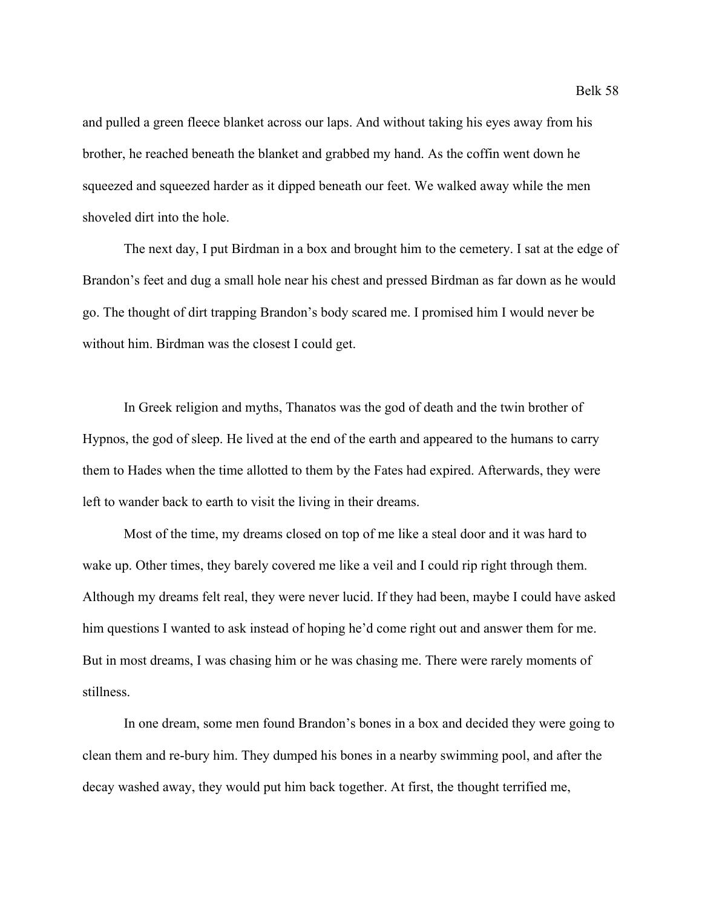and pulled a green fleece blanket across our laps. And without taking his eyes away from his brother, he reached beneath the blanket and grabbed my hand. As the coffin went down he squeezed and squeezed harder as it dipped beneath our feet. We walked away while the men shoveled dirt into the hole.

The next day, I put Birdman in a box and brought him to the cemetery. I sat at the edge of Brandon's feet and dug a small hole near his chest and pressed Birdman as far down as he would go. The thought of dirt trapping Brandon's body scared me. I promised him I would never be without him. Birdman was the closest I could get.

In Greek religion and myths, Thanatos was the god of death and the twin brother of Hypnos, the god of sleep. He lived at the end of the earth and appeared to the humans to carry them to Hades when the time allotted to them by the Fates had expired. Afterwards, they were left to wander back to earth to visit the living in their dreams.

Most of the time, my dreams closed on top of me like a steal door and it was hard to wake up. Other times, they barely covered me like a veil and I could rip right through them. Although my dreams felt real, they were never lucid. If they had been, maybe I could have asked him questions I wanted to ask instead of hoping he'd come right out and answer them for me. But in most dreams, I was chasing him or he was chasing me. There were rarely moments of stillness.

In one dream, some men found Brandon's bones in a box and decided they were going to clean them and re-bury him. They dumped his bones in a nearby swimming pool, and after the decay washed away, they would put him back together. At first, the thought terrified me,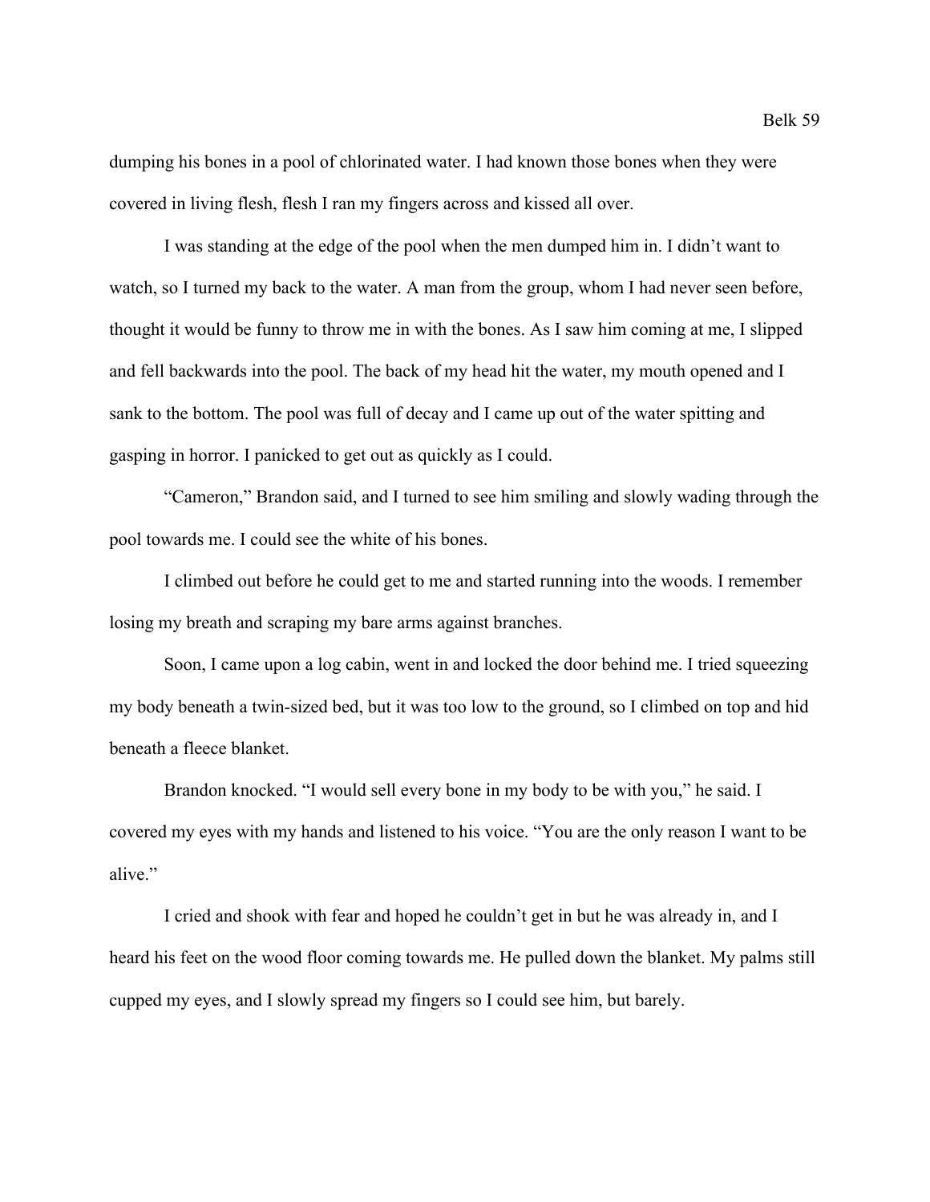dumping his bones in a pool of chlorinated water. I had known those bones when they were covered in living flesh, flesh I ran my fingers across and kissed all over.

I was standing at the edge of the pool when the men dumped him in. I didn't want to watch, so I turned my back to the water. A man from the group, whom I had never seen before, thought it would be funny to throw me in with the bones. As I saw him coming at me, I slipped and fell backwards into the pool. The back of my head hit the water, my mouth opened and I sank to the bottom. The pool was full of decay and I came up out of the water spitting and gasping in horror. I panicked to get out as quickly as I could.

"Cameron," Brandon said, and I turned to see him smiling and slowly wading through the pool towards me. I could see the white of his bones.

I climbed out before he could get to me and started running into the woods. I remember losing my breath and scraping my bare arms against branches.

Soon, I came upon a log cabin, went in and locked the door behind me. I tried squeezing my body beneath a twin-sized bed, but it was too low to the ground, so I climbed on top and hid beneath a fleece blanket.

Brandon knocked. "I would sell every bone in my body to be with you," he said. I covered my eyes with my hands and listened to his voice. "You are the only reason I want to be alive."

I cried and shook with fear and hoped he couldn't get in but he was already in, and I heard his feet on the wood floor coming towards me. He pulled down the blanket. My palms still cupped my eyes, and I slowly spread my fingers so I could see him, but barely.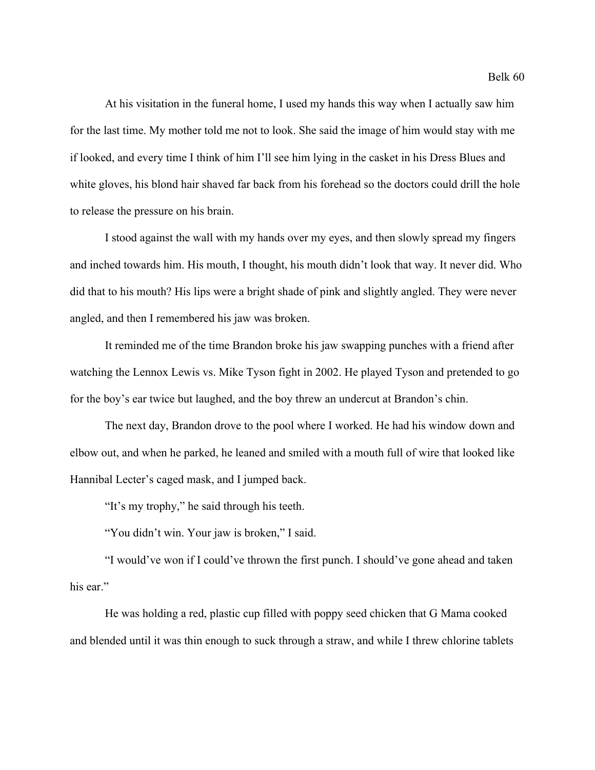At his visitation in the funeral home, I used my hands this way when I actually saw him for the last time. My mother told me not to look. She said the image of him would stay with me if looked, and every time I think of him I'll see him lying in the casket in his Dress Blues and white gloves, his blond hair shaved far back from his forehead so the doctors could drill the hole to release the pressure on his brain.

I stood against the wall with my hands over my eyes, and then slowly spread my fingers and inched towards him. His mouth, I thought, his mouth didn't look that way. It never did. Who did that to his mouth? His lips were a bright shade of pink and slightly angled. They were never angled, and then I remembered his jaw was broken.

It reminded me of the time Brandon broke his jaw swapping punches with a friend after watching the Lennox Lewis vs. Mike Tyson fight in 2002. He played Tyson and pretended to go for the boy's ear twice but laughed, and the boy threw an undercut at Brandon's chin.

The next day, Brandon drove to the pool where I worked. He had his window down and elbow out, and when he parked, he leaned and smiled with a mouth full of wire that looked like Hannibal Lecter's caged mask, and I jumped back.

"It's my trophy," he said through his teeth.

"You didn't win. Your jaw is broken," I said.

"I would've won if I could've thrown the first punch. I should've gone ahead and taken his ear."

He was holding a red, plastic cup filled with poppy seed chicken that G Mama cooked and blended until it was thin enough to suck through a straw, and while I threw chlorine tablets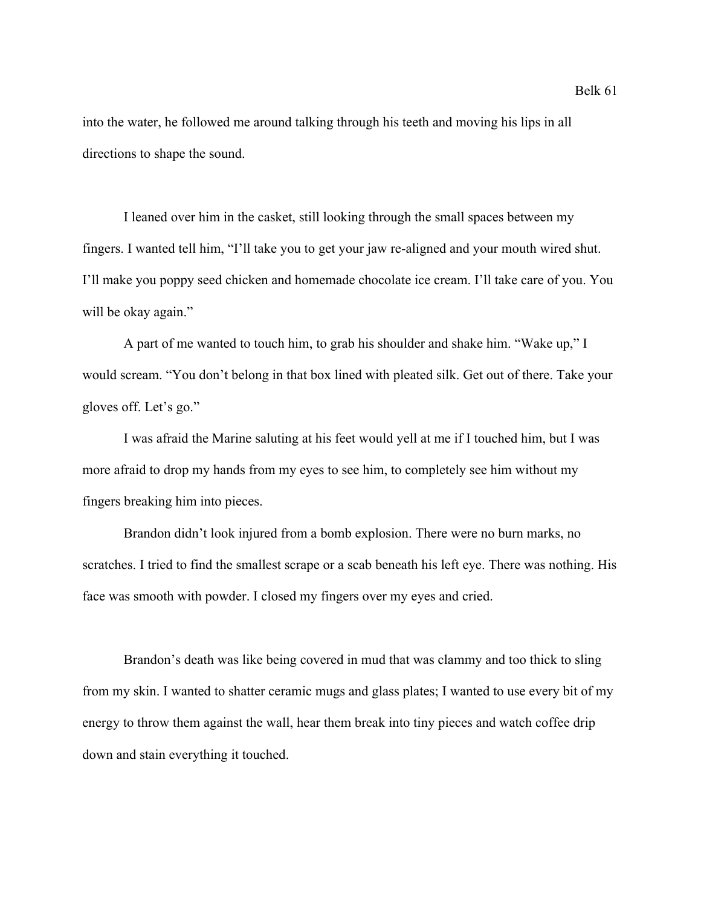into the water, he followed me around talking through his teeth and moving his lips in all directions to shape the sound.

I leaned over him in the casket, still looking through the small spaces between my fingers. I wanted tell him, "I'll take you to get your jaw re-aligned and your mouth wired shut. I'll make you poppy seed chicken and homemade chocolate ice cream. I'll take care of you. You will be okay again."

A part of me wanted to touch him, to grab his shoulder and shake him. "Wake up," I would scream. "You don't belong in that box lined with pleated silk. Get out of there. Take your gloves off. Let's go."

I was afraid the Marine saluting at his feet would yell at me if I touched him, but I was more afraid to drop my hands from my eyes to see him, to completely see him without my fingers breaking him into pieces.

Brandon didn't look injured from a bomb explosion. There were no burn marks, no scratches. I tried to find the smallest scrape or a scab beneath his left eye. There was nothing. His face was smooth with powder. I closed my fingers over my eyes and cried.

Brandon's death was like being covered in mud that was clammy and too thick to sling from my skin. I wanted to shatter ceramic mugs and glass plates; I wanted to use every bit of my energy to throw them against the wall, hear them break into tiny pieces and watch coffee drip down and stain everything it touched.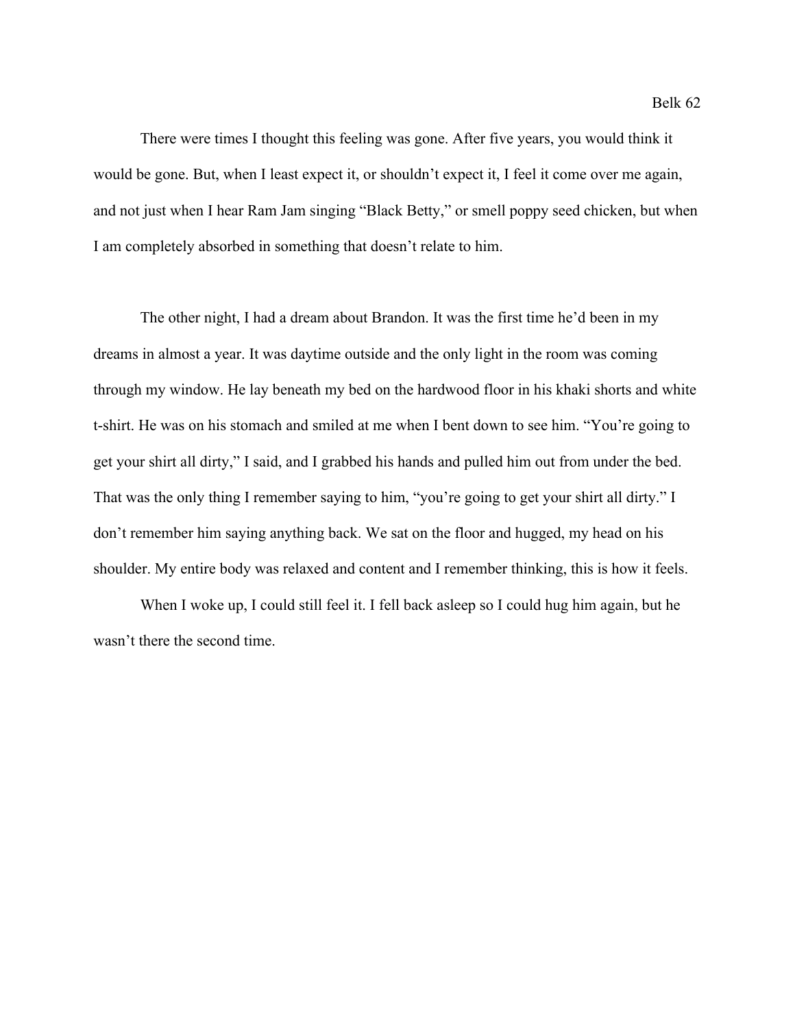There were times I thought this feeling was gone. After five years, you would think it would be gone. But, when I least expect it, or shouldn't expect it, I feel it come over me again, and not just when I hear Ram Jam singing "Black Betty," or smell poppy seed chicken, but when I am completely absorbed in something that doesn't relate to him.

The other night, I had a dream about Brandon. It was the first time he'd been in my dreams in almost a year. It was daytime outside and the only light in the room was coming through my window. He lay beneath my bed on the hardwood floor in his khaki shorts and white t-shirt. He was on his stomach and smiled at me when I bent down to see him. "You're going to get your shirt all dirty," I said, and I grabbed his hands and pulled him out from under the bed. That was the only thing I remember saying to him, "you're going to get your shirt all dirty." I don't remember him saying anything back. We sat on the floor and hugged, my head on his shoulder. My entire body was relaxed and content and I remember thinking, this is how it feels.

When I woke up, I could still feel it. I fell back asleep so I could hug him again, but he wasn't there the second time.